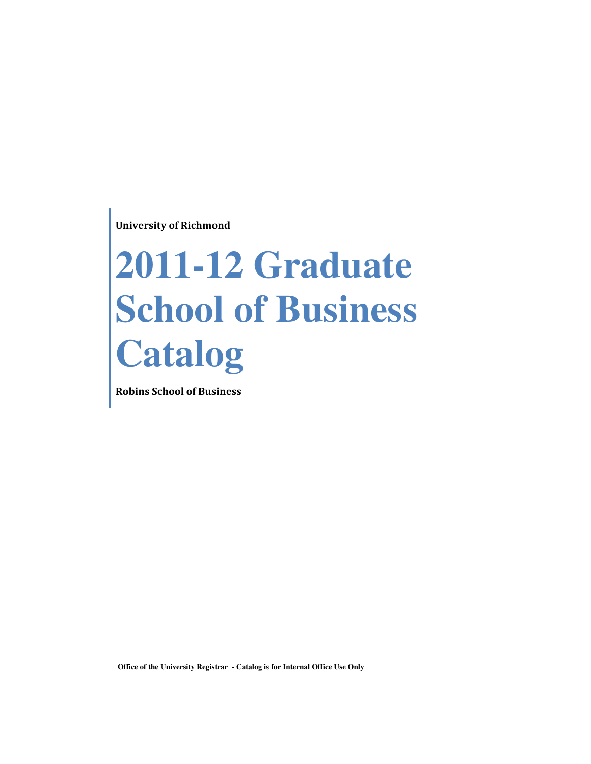**University of Richmond**

# 2011-12 Graduate School of Business Catalog

**Robins School of Business**

**Office of the University Registrar - Catalog is for Internal Office Use Only**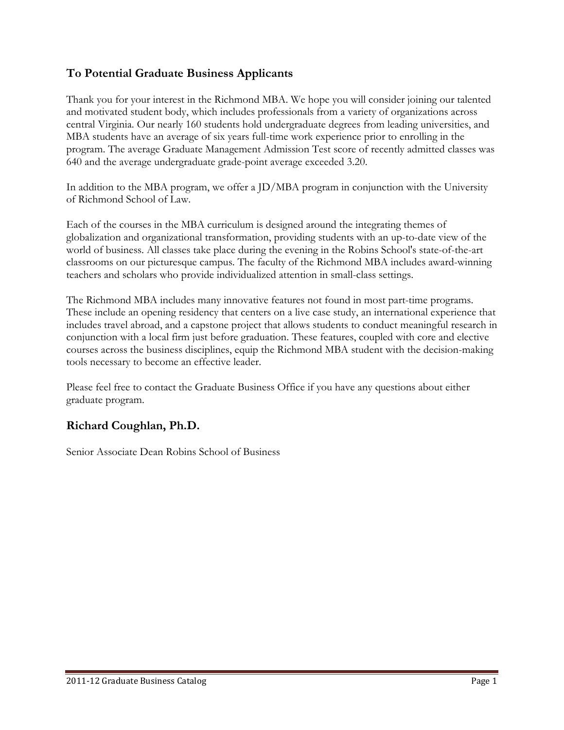## To Potential Graduate Business Applicants

Thank you for your interest in the Richmond MBA. We hope you will consider joining our talented and motivated student body, which includes professionals from a variety of organizations across central Virginia. Our nearly 160 students hold undergraduate degrees from leading universities, and MBA students have an average of six years full-time work experience prior to enrolling in the program. The average Graduate Management Admission Test score of recently admitted classes was 640 and the average undergraduate grade-point average exceeded 3.20.

In addition to the MBA program, we offer a JD/MBA program in conjunction with the University of Richmond School of Law.

Each of the courses in the MBA curriculum is designed around the integrating themes of globalization and organizational transformation, providing students with an up-to-date view of the world of business. All classes take place during the evening in the Robins School's state-of-the-art classrooms on our picturesque campus. The faculty of the Richmond MBA includes award-winning teachers and scholars who provide individualized attention in small-class settings.

The Richmond MBA includes many innovative features not found in most part-time programs. These include an opening residency that centers on a live case study, an international experience that includes travel abroad, and a capstone project that allows students to conduct meaningful research in conjunction with a local firm just before graduation. These features, coupled with core and elective courses across the business disciplines, equip the Richmond MBA student with the decision-making tools necessary to become an effective leader.

Please feel free to contact the Graduate Business Office if you have any questions about either graduate program.

## Richard Coughlan, Ph.D.

Senior Associate Dean Robins School of Business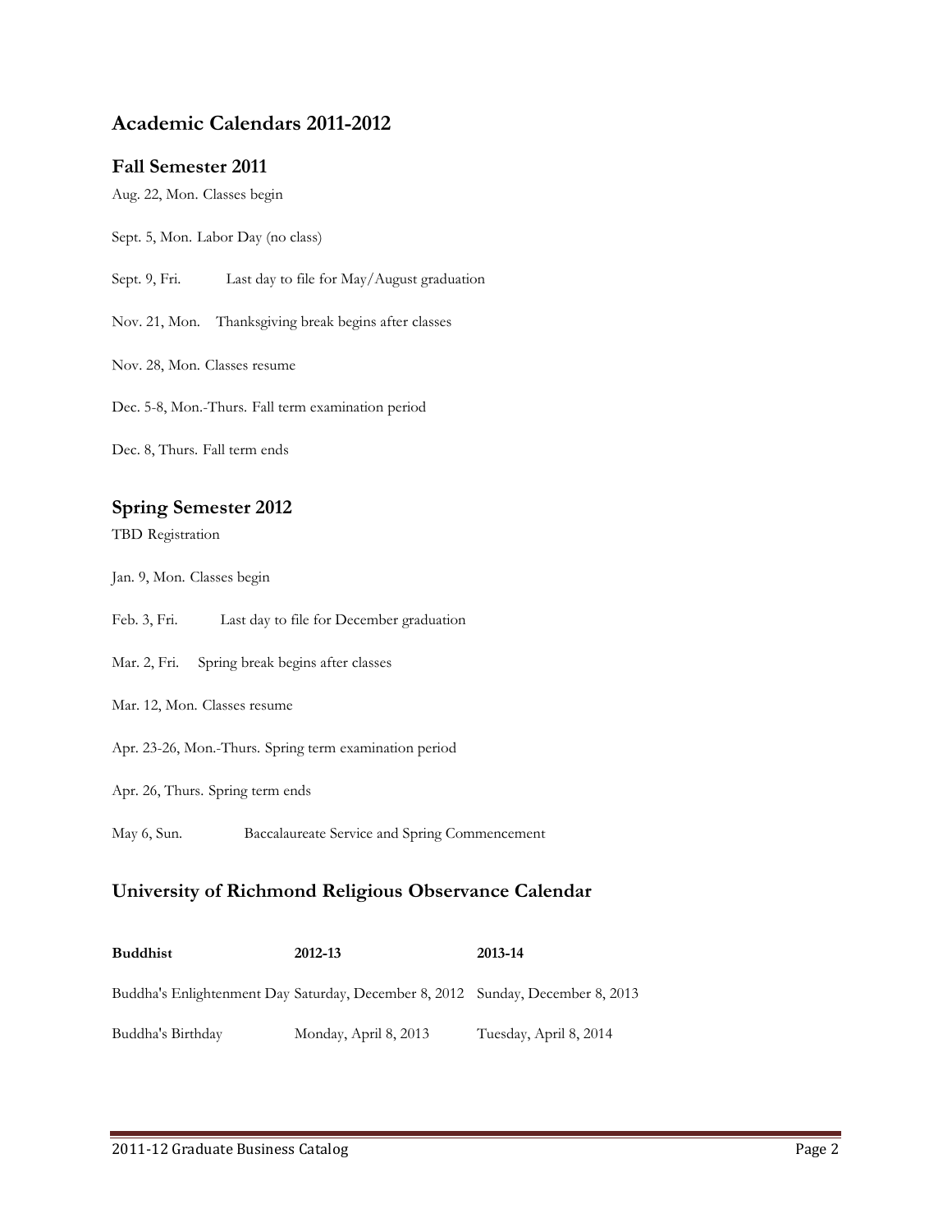## Academic Calendars 2011-2012

### Fall Semester 2011

Aug. 22, Mon. Classes begin

Sept. 5, Mon. Labor Day (no class)

Sept. 9, Fri. Last day to file for May/August graduation

Nov. 21, Mon. Thanksgiving break begins after classes

Nov. 28, Mon. Classes resume

Dec. 5-8, Mon.-Thurs. Fall term examination period

Dec. 8, Thurs. Fall term ends

### Spring Semester 2012

TBD Registration

Jan. 9, Mon. Classes begin

Feb. 3, Fri. Last day to file for December graduation

Mar. 2, Fri. Spring break begins after classes

Mar. 12, Mon. Classes resume

Apr. 23-26, Mon.-Thurs. Spring term examination period

Apr. 26, Thurs. Spring term ends

May 6, Sun. Baccalaureate Service and Spring Commencement

## University of Richmond Religious Observance Calendar

| Buddhist | 2012-13 | 2013-14 |
|---|---|---|
| Buddha's Enlightenment Day | Saturday, December 8, 2012 | Sunday, December 8, 2013 |
| Buddha's Birthday | Monday, April 8, 2013 | Tuesday, April 8, 2014 |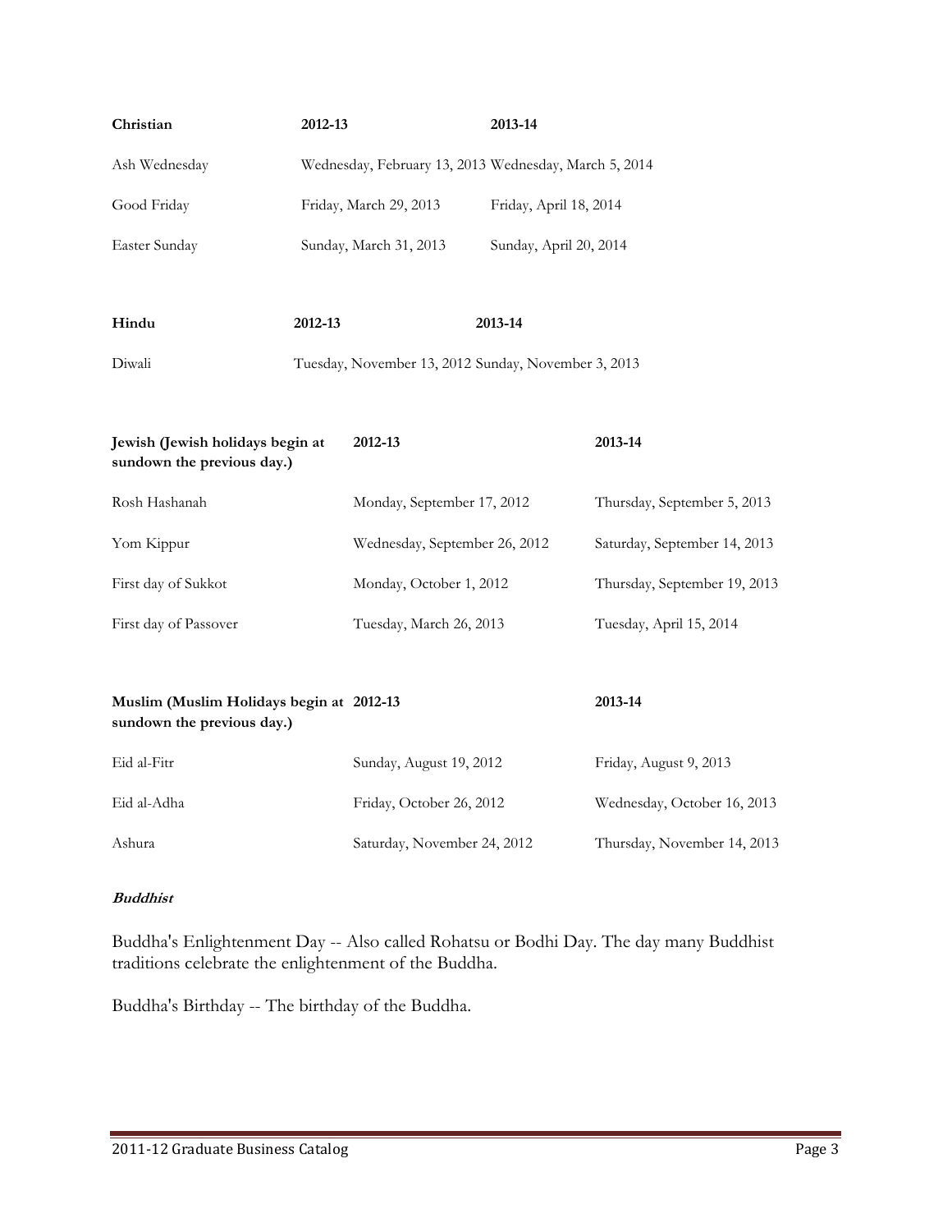| Christian | 2012-13 | 2013-14 |
| --- | --- | --- |
| Ash Wednesday | Wednesday, February 13, 2013 | Wednesday, March 5, 2014 |
| Good Friday | Friday, March 29, 2013 | Friday, April 18, 2014 |
| Easter Sunday | Sunday, March 31, 2013 | Sunday, April 20, 2014 |

| Hindu | 2012-13 | 2013-14 |
| --- | --- | --- |
| Diwali | Tuesday, November 13, 2012 | Sunday, November 3, 2013 |

| Jewish (Jewish holidays begin at sundown the previous day.) | 2012-13 | 2013-14 |
| --- | --- | --- |
| Rosh Hashanah | Monday, September 17, 2012 | Thursday, September 5, 2013 |
| Yom Kippur | Wednesday, September 26, 2012 | Saturday, September 14, 2013 |
| First day of Sukkot | Monday, October 1, 2012 | Thursday, September 19, 2013 |
| First day of Passover | Tuesday, March 26, 2013 | Tuesday, April 15, 2014 |

| Muslim (Muslim Holidays begin at sundown the previous day.) | 2012-13 | 2013-14 |
| --- | --- | --- |
| Eid al-Fitr | Sunday, August 19, 2012 | Friday, August 9, 2013 |
| Eid al-Adha | Friday, October 26, 2012 | Wednesday, October 16, 2013 |
| Ashura | Saturday, November 24, 2012 | Thursday, November 14, 2013 |

***Buddhist***

Buddha's Enlightenment Day -- Also called Rohatsu or Bodhi Day. The day many Buddhist traditions celebrate the enlightenment of the Buddha.

Buddha's Birthday -- The birthday of the Buddha.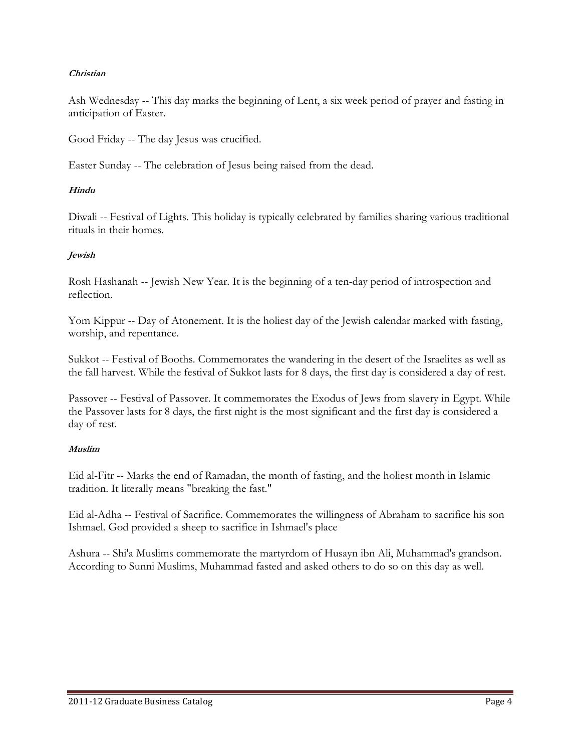***Christian***

Ash Wednesday -- This day marks the beginning of Lent, a six week period of prayer and fasting in anticipation of Easter.

Good Friday -- The day Jesus was crucified.

Easter Sunday -- The celebration of Jesus being raised from the dead.

***Hindu***

Diwali -- Festival of Lights. This holiday is typically celebrated by families sharing various traditional rituals in their homes.

***Jewish***

Rosh Hashanah -- Jewish New Year. It is the beginning of a ten-day period of introspection and reflection.

Yom Kippur -- Day of Atonement. It is the holiest day of the Jewish calendar marked with fasting, worship, and repentance.

Sukkot -- Festival of Booths. Commemorates the wandering in the desert of the Israelites as well as the fall harvest. While the festival of Sukkot lasts for 8 days, the first day is considered a day of rest.

Passover -- Festival of Passover. It commemorates the Exodus of Jews from slavery in Egypt. While the Passover lasts for 8 days, the first night is the most significant and the first day is considered a day of rest.

***Muslim***

Eid al-Fitr -- Marks the end of Ramadan, the month of fasting, and the holiest month in Islamic tradition. It literally means "breaking the fast."

Eid al-Adha -- Festival of Sacrifice. Commemorates the willingness of Abraham to sacrifice his son Ishmael. God provided a sheep to sacrifice in Ishmael's place

Ashura -- Shi'a Muslims commemorate the martyrdom of Husayn ibn Ali, Muhammad's grandson. According to Sunni Muslims, Muhammad fasted and asked others to do so on this day as well.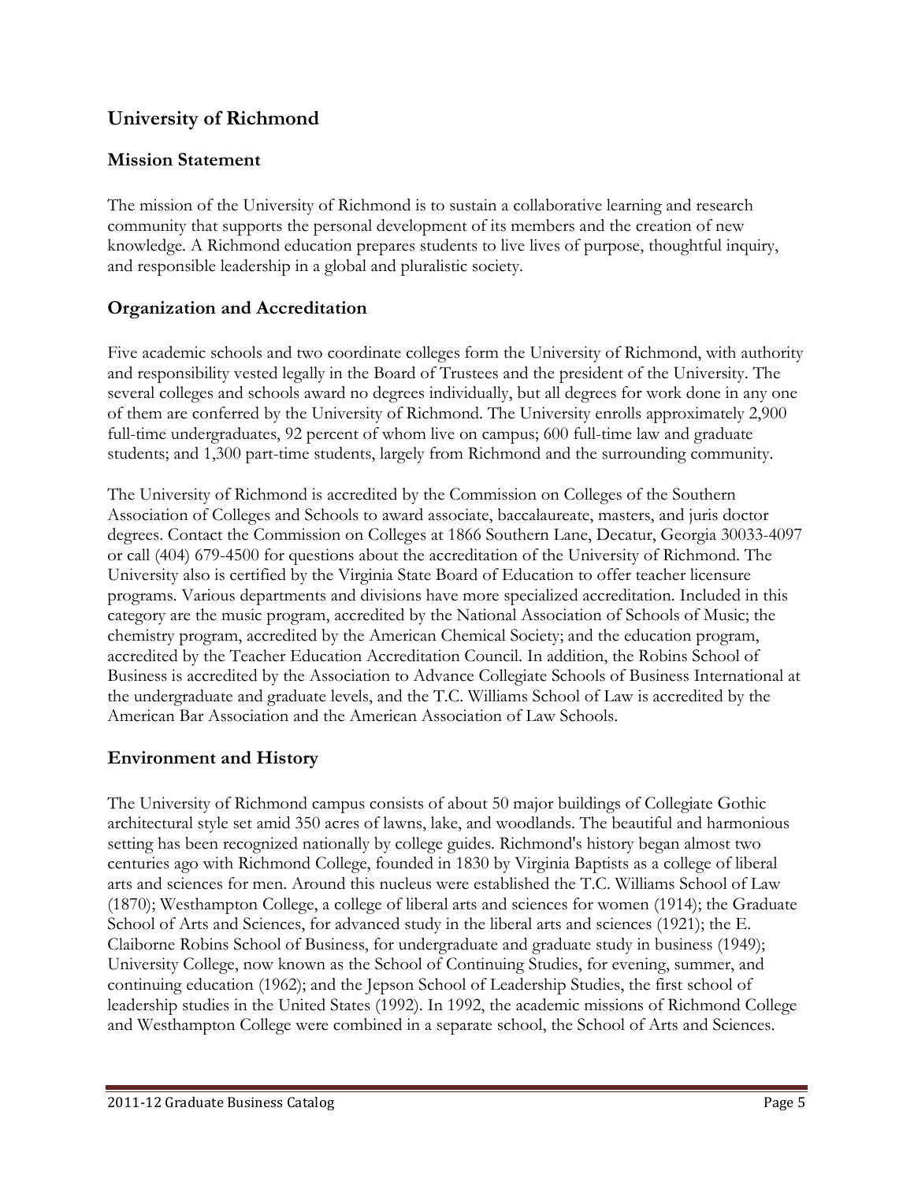## University of Richmond

### Mission Statement

The mission of the University of Richmond is to sustain a collaborative learning and research community that supports the personal development of its members and the creation of new knowledge. A Richmond education prepares students to live lives of purpose, thoughtful inquiry, and responsible leadership in a global and pluralistic society.

### Organization and Accreditation

Five academic schools and two coordinate colleges form the University of Richmond, with authority and responsibility vested legally in the Board of Trustees and the president of the University. The several colleges and schools award no degrees individually, but all degrees for work done in any one of them are conferred by the University of Richmond. The University enrolls approximately 2,900 full-time undergraduates, 92 percent of whom live on campus; 600 full-time law and graduate students; and 1,300 part-time students, largely from Richmond and the surrounding community.

The University of Richmond is accredited by the Commission on Colleges of the Southern Association of Colleges and Schools to award associate, baccalaureate, masters, and juris doctor degrees. Contact the Commission on Colleges at 1866 Southern Lane, Decatur, Georgia 30033-4097 or call (404) 679-4500 for questions about the accreditation of the University of Richmond. The University also is certified by the Virginia State Board of Education to offer teacher licensure programs. Various departments and divisions have more specialized accreditation. Included in this category are the music program, accredited by the National Association of Schools of Music; the chemistry program, accredited by the American Chemical Society; and the education program, accredited by the Teacher Education Accreditation Council. In addition, the Robins School of Business is accredited by the Association to Advance Collegiate Schools of Business International at the undergraduate and graduate levels, and the T.C. Williams School of Law is accredited by the American Bar Association and the American Association of Law Schools.

### Environment and History

The University of Richmond campus consists of about 50 major buildings of Collegiate Gothic architectural style set amid 350 acres of lawns, lake, and woodlands. The beautiful and harmonious setting has been recognized nationally by college guides. Richmond's history began almost two centuries ago with Richmond College, founded in 1830 by Virginia Baptists as a college of liberal arts and sciences for men. Around this nucleus were established the T.C. Williams School of Law (1870); Westhampton College, a college of liberal arts and sciences for women (1914); the Graduate School of Arts and Sciences, for advanced study in the liberal arts and sciences (1921); the E. Claiborne Robins School of Business, for undergraduate and graduate study in business (1949); University College, now known as the School of Continuing Studies, for evening, summer, and continuing education (1962); and the Jepson School of Leadership Studies, the first school of leadership studies in the United States (1992). In 1992, the academic missions of Richmond College and Westhampton College were combined in a separate school, the School of Arts and Sciences.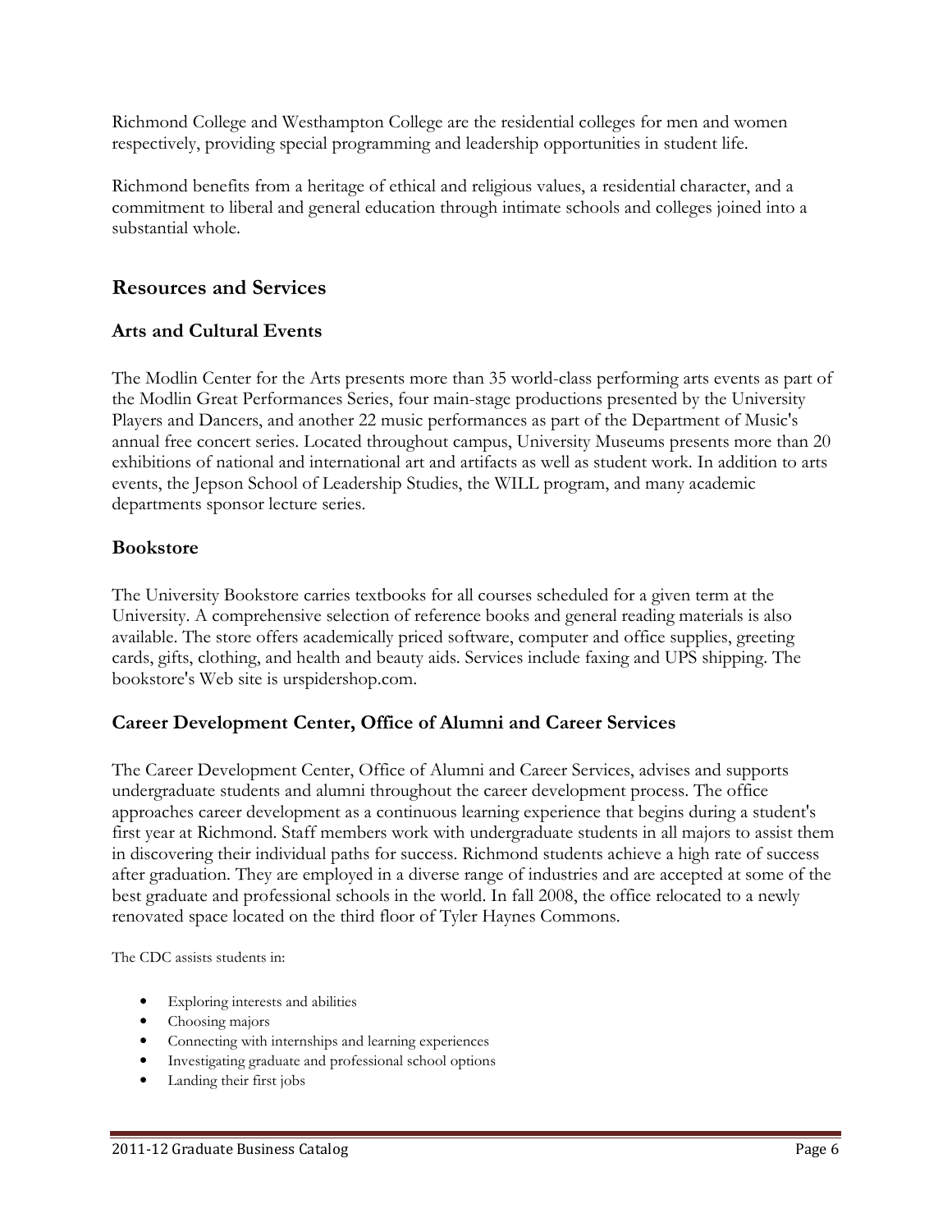Richmond College and Westhampton College are the residential colleges for men and women respectively, providing special programming and leadership opportunities in student life.

Richmond benefits from a heritage of ethical and religious values, a residential character, and a commitment to liberal and general education through intimate schools and colleges joined into a substantial whole.

## Resources and Services

### Arts and Cultural Events

The Modlin Center for the Arts presents more than 35 world-class performing arts events as part of the Modlin Great Performances Series, four main-stage productions presented by the University Players and Dancers, and another 22 music performances as part of the Department of Music's annual free concert series. Located throughout campus, University Museums presents more than 20 exhibitions of national and international art and artifacts as well as student work. In addition to arts events, the Jepson School of Leadership Studies, the WILL program, and many academic departments sponsor lecture series.

### Bookstore

The University Bookstore carries textbooks for all courses scheduled for a given term at the University. A comprehensive selection of reference books and general reading materials is also available. The store offers academically priced software, computer and office supplies, greeting cards, gifts, clothing, and health and beauty aids. Services include faxing and UPS shipping. The bookstore's Web site is urspidershop.com.

### Career Development Center, Office of Alumni and Career Services

The Career Development Center, Office of Alumni and Career Services, advises and supports undergraduate students and alumni throughout the career development process. The office approaches career development as a continuous learning experience that begins during a student's first year at Richmond. Staff members work with undergraduate students in all majors to assist them in discovering their individual paths for success. Richmond students achieve a high rate of success after graduation. They are employed in a diverse range of industries and are accepted at some of the best graduate and professional schools in the world. In fall 2008, the office relocated to a newly renovated space located on the third floor of Tyler Haynes Commons.

The CDC assists students in:

- Exploring interests and abilities
- Choosing majors
- Connecting with internships and learning experiences
- Investigating graduate and professional school options
- Landing their first jobs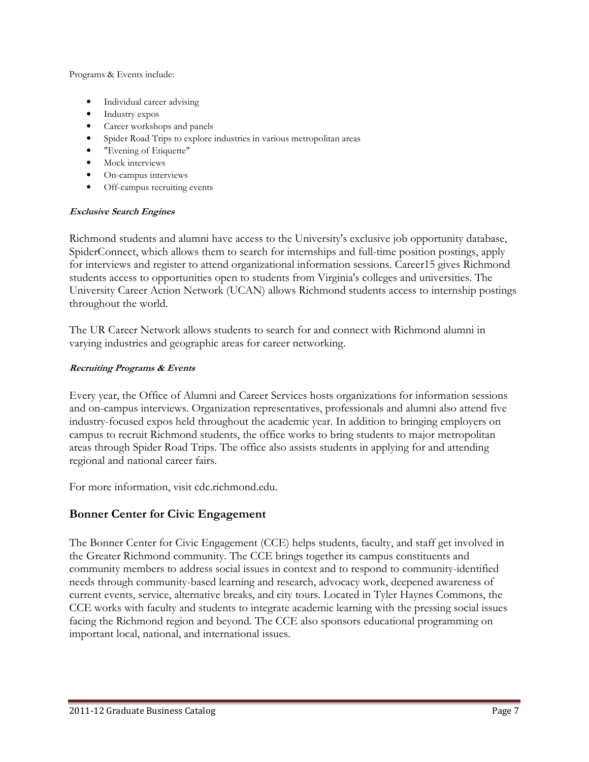Programs & Events include:

- Individual career advising
- Industry expos
- Career workshops and panels
- Spider Road Trips to explore industries in various metropolitan areas
- "Evening of Etiquette"
- Mock interviews
- On-campus interviews
- Off-campus recruiting events

***Exclusive Search Engines***

Richmond students and alumni have access to the University's exclusive job opportunity database, SpiderConnect, which allows them to search for internships and full-time position postings, apply for interviews and register to attend organizational information sessions. Career15 gives Richmond students access to opportunities open to students from Virginia's colleges and universities. The University Career Action Network (UCAN) allows Richmond students access to internship postings throughout the world.

The UR Career Network allows students to search for and connect with Richmond alumni in varying industries and geographic areas for career networking.

***Recruiting Programs & Events***

Every year, the Office of Alumni and Career Services hosts organizations for information sessions and on-campus interviews. Organization representatives, professionals and alumni also attend five industry-focused expos held throughout the academic year. In addition to bringing employers on campus to recruit Richmond students, the office works to bring students to major metropolitan areas through Spider Road Trips. The office also assists students in applying for and attending regional and national career fairs.

For more information, visit cdc.richmond.edu.

## Bonner Center for Civic Engagement

The Bonner Center for Civic Engagement (CCE) helps students, faculty, and staff get involved in the Greater Richmond community. The CCE brings together its campus constituents and community members to address social issues in context and to respond to community-identified needs through community-based learning and research, advocacy work, deepened awareness of current events, service, alternative breaks, and city tours. Located in Tyler Haynes Commons, the CCE works with faculty and students to integrate academic learning with the pressing social issues facing the Richmond region and beyond. The CCE also sponsors educational programming on important local, national, and international issues.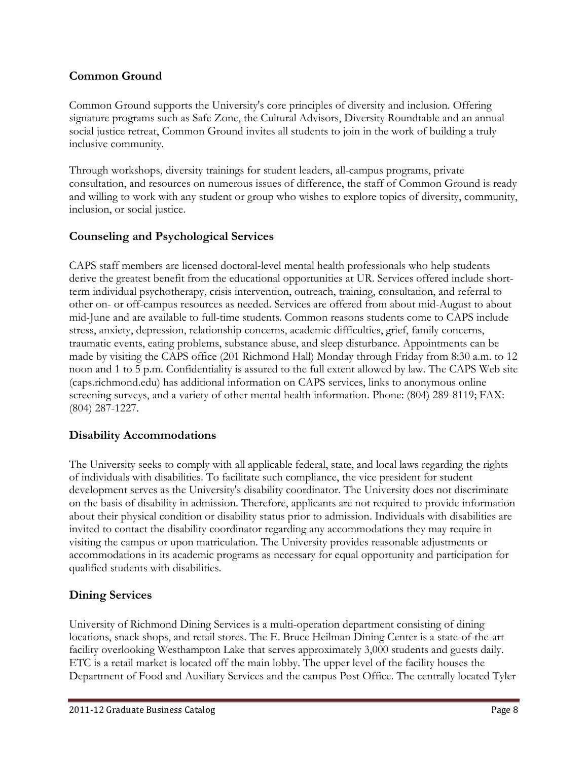## Common Ground

Common Ground supports the University's core principles of diversity and inclusion. Offering signature programs such as Safe Zone, the Cultural Advisors, Diversity Roundtable and an annual social justice retreat, Common Ground invites all students to join in the work of building a truly inclusive community.

Through workshops, diversity trainings for student leaders, all-campus programs, private consultation, and resources on numerous issues of difference, the staff of Common Ground is ready and willing to work with any student or group who wishes to explore topics of diversity, community, inclusion, or social justice.

## Counseling and Psychological Services

CAPS staff members are licensed doctoral-level mental health professionals who help students derive the greatest benefit from the educational opportunities at UR. Services offered include short-term individual psychotherapy, crisis intervention, outreach, training, consultation, and referral to other on- or off-campus resources as needed. Services are offered from about mid-August to about mid-June and are available to full-time students. Common reasons students come to CAPS include stress, anxiety, depression, relationship concerns, academic difficulties, grief, family concerns, traumatic events, eating problems, substance abuse, and sleep disturbance. Appointments can be made by visiting the CAPS office (201 Richmond Hall) Monday through Friday from 8:30 a.m. to 12 noon and 1 to 5 p.m. Confidentiality is assured to the full extent allowed by law. The CAPS Web site (caps.richmond.edu) has additional information on CAPS services, links to anonymous online screening surveys, and a variety of other mental health information. Phone: (804) 289-8119; FAX: (804) 287-1227.

## Disability Accommodations

The University seeks to comply with all applicable federal, state, and local laws regarding the rights of individuals with disabilities. To facilitate such compliance, the vice president for student development serves as the University's disability coordinator. The University does not discriminate on the basis of disability in admission. Therefore, applicants are not required to provide information about their physical condition or disability status prior to admission. Individuals with disabilities are invited to contact the disability coordinator regarding any accommodations they may require in visiting the campus or upon matriculation. The University provides reasonable adjustments or accommodations in its academic programs as necessary for equal opportunity and participation for qualified students with disabilities.

## Dining Services

University of Richmond Dining Services is a multi-operation department consisting of dining locations, snack shops, and retail stores. The E. Bruce Heilman Dining Center is a state-of-the-art facility overlooking Westhampton Lake that serves approximately 3,000 students and guests daily. ETC is a retail market is located off the main lobby. The upper level of the facility houses the Department of Food and Auxiliary Services and the campus Post Office. The centrally located Tyler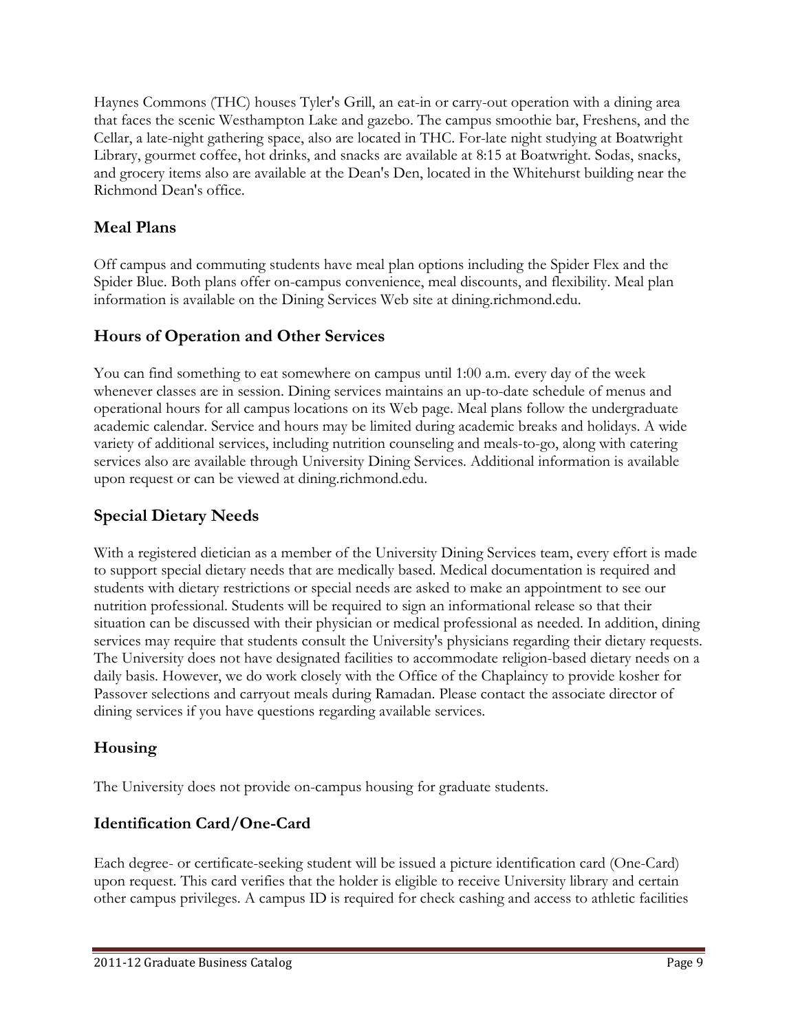Haynes Commons (THC) houses Tyler's Grill, an eat-in or carry-out operation with a dining area that faces the scenic Westhampton Lake and gazebo. The campus smoothie bar, Freshens, and the Cellar, a late-night gathering space, also are located in THC. For-late night studying at Boatwright Library, gourmet coffee, hot drinks, and snacks are available at 8:15 at Boatwright. Sodas, snacks, and grocery items also are available at the Dean's Den, located in the Whitehurst building near the Richmond Dean's office.

## Meal Plans

Off campus and commuting students have meal plan options including the Spider Flex and the Spider Blue. Both plans offer on-campus convenience, meal discounts, and flexibility. Meal plan information is available on the Dining Services Web site at dining.richmond.edu.

## Hours of Operation and Other Services

You can find something to eat somewhere on campus until 1:00 a.m. every day of the week whenever classes are in session. Dining services maintains an up-to-date schedule of menus and operational hours for all campus locations on its Web page. Meal plans follow the undergraduate academic calendar. Service and hours may be limited during academic breaks and holidays. A wide variety of additional services, including nutrition counseling and meals-to-go, along with catering services also are available through University Dining Services. Additional information is available upon request or can be viewed at dining.richmond.edu.

## Special Dietary Needs

With a registered dietician as a member of the University Dining Services team, every effort is made to support special dietary needs that are medically based. Medical documentation is required and students with dietary restrictions or special needs are asked to make an appointment to see our nutrition professional. Students will be required to sign an informational release so that their situation can be discussed with their physician or medical professional as needed. In addition, dining services may require that students consult the University's physicians regarding their dietary requests. The University does not have designated facilities to accommodate religion-based dietary needs on a daily basis. However, we do work closely with the Office of the Chaplaincy to provide kosher for Passover selections and carryout meals during Ramadan. Please contact the associate director of dining services if you have questions regarding available services.

## Housing

The University does not provide on-campus housing for graduate students.

## Identification Card/One-Card

Each degree- or certificate-seeking student will be issued a picture identification card (One-Card) upon request. This card verifies that the holder is eligible to receive University library and certain other campus privileges. A campus ID is required for check cashing and access to athletic facilities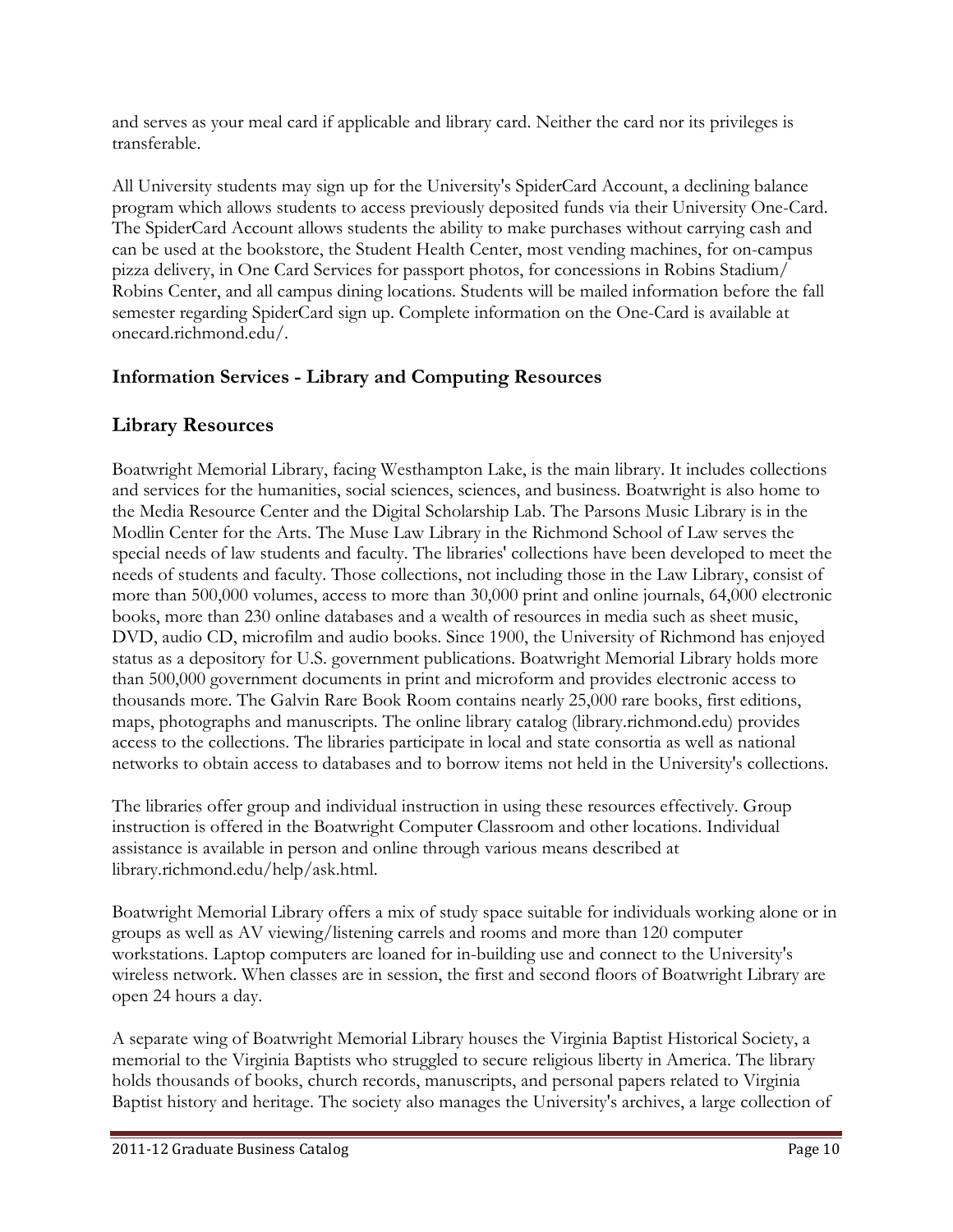and serves as your meal card if applicable and library card. Neither the card nor its privileges is transferable.

All University students may sign up for the University's SpiderCard Account, a declining balance program which allows students to access previously deposited funds via their University One-Card. The SpiderCard Account allows students the ability to make purchases without carrying cash and can be used at the bookstore, the Student Health Center, most vending machines, for on-campus pizza delivery, in One Card Services for passport photos, for concessions in Robins Stadium/ Robins Center, and all campus dining locations. Students will be mailed information before the fall semester regarding SpiderCard sign up. Complete information on the One-Card is available at onecard.richmond.edu/.

### Information Services - Library and Computing Resources

## Library Resources

Boatwright Memorial Library, facing Westhampton Lake, is the main library. It includes collections and services for the humanities, social sciences, sciences, and business. Boatwright is also home to the Media Resource Center and the Digital Scholarship Lab. The Parsons Music Library is in the Modlin Center for the Arts. The Muse Law Library in the Richmond School of Law serves the special needs of law students and faculty. The libraries' collections have been developed to meet the needs of students and faculty. Those collections, not including those in the Law Library, consist of more than 500,000 volumes, access to more than 30,000 print and online journals, 64,000 electronic books, more than 230 online databases and a wealth of resources in media such as sheet music, DVD, audio CD, microfilm and audio books. Since 1900, the University of Richmond has enjoyed status as a depository for U.S. government publications. Boatwright Memorial Library holds more than 500,000 government documents in print and microform and provides electronic access to thousands more. The Galvin Rare Book Room contains nearly 25,000 rare books, first editions, maps, photographs and manuscripts. The online library catalog (library.richmond.edu) provides access to the collections. The libraries participate in local and state consortia as well as national networks to obtain access to databases and to borrow items not held in the University's collections.

The libraries offer group and individual instruction in using these resources effectively. Group instruction is offered in the Boatwright Computer Classroom and other locations. Individual assistance is available in person and online through various means described at library.richmond.edu/help/ask.html.

Boatwright Memorial Library offers a mix of study space suitable for individuals working alone or in groups as well as AV viewing/listening carrels and rooms and more than 120 computer workstations. Laptop computers are loaned for in-building use and connect to the University's wireless network. When classes are in session, the first and second floors of Boatwright Library are open 24 hours a day.

A separate wing of Boatwright Memorial Library houses the Virginia Baptist Historical Society, a memorial to the Virginia Baptists who struggled to secure religious liberty in America. The library holds thousands of books, church records, manuscripts, and personal papers related to Virginia Baptist history and heritage. The society also manages the University's archives, a large collection of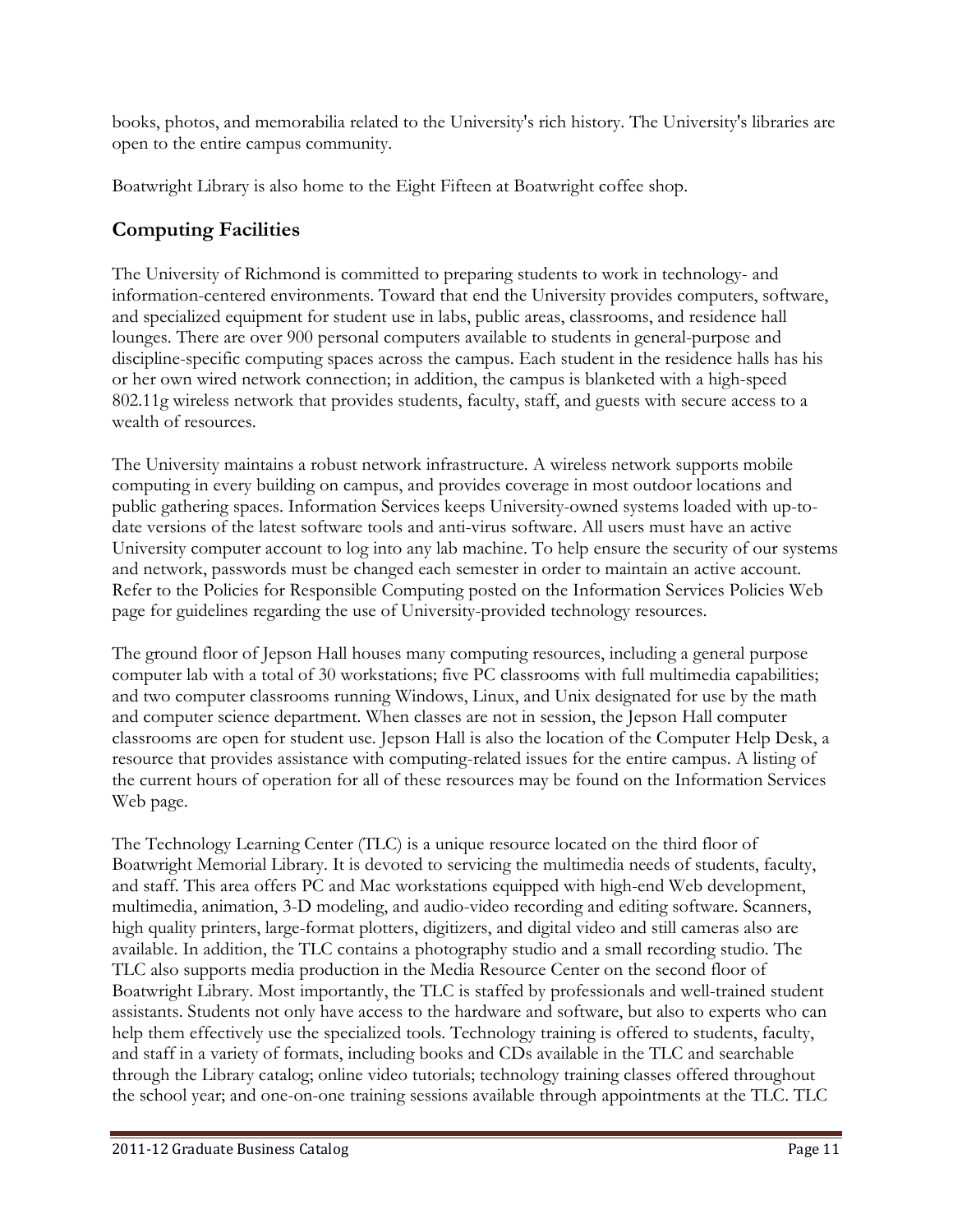books, photos, and memorabilia related to the University's rich history. The University's libraries are open to the entire campus community.

Boatwright Library is also home to the Eight Fifteen at Boatwright coffee shop.

## Computing Facilities

The University of Richmond is committed to preparing students to work in technology- and information-centered environments. Toward that end the University provides computers, software, and specialized equipment for student use in labs, public areas, classrooms, and residence hall lounges. There are over 900 personal computers available to students in general-purpose and discipline-specific computing spaces across the campus. Each student in the residence halls has his or her own wired network connection; in addition, the campus is blanketed with a high-speed 802.11g wireless network that provides students, faculty, staff, and guests with secure access to a wealth of resources.

The University maintains a robust network infrastructure. A wireless network supports mobile computing in every building on campus, and provides coverage in most outdoor locations and public gathering spaces. Information Services keeps University-owned systems loaded with up-to-date versions of the latest software tools and anti-virus software. All users must have an active University computer account to log into any lab machine. To help ensure the security of our systems and network, passwords must be changed each semester in order to maintain an active account. Refer to the Policies for Responsible Computing posted on the Information Services Policies Web page for guidelines regarding the use of University-provided technology resources.

The ground floor of Jepson Hall houses many computing resources, including a general purpose computer lab with a total of 30 workstations; five PC classrooms with full multimedia capabilities; and two computer classrooms running Windows, Linux, and Unix designated for use by the math and computer science department. When classes are not in session, the Jepson Hall computer classrooms are open for student use. Jepson Hall is also the location of the Computer Help Desk, a resource that provides assistance with computing-related issues for the entire campus. A listing of the current hours of operation for all of these resources may be found on the Information Services Web page.

The Technology Learning Center (TLC) is a unique resource located on the third floor of Boatwright Memorial Library. It is devoted to servicing the multimedia needs of students, faculty, and staff. This area offers PC and Mac workstations equipped with high-end Web development, multimedia, animation, 3-D modeling, and audio-video recording and editing software. Scanners, high quality printers, large-format plotters, digitizers, and digital video and still cameras also are available. In addition, the TLC contains a photography studio and a small recording studio. The TLC also supports media production in the Media Resource Center on the second floor of Boatwright Library. Most importantly, the TLC is staffed by professionals and well-trained student assistants. Students not only have access to the hardware and software, but also to experts who can help them effectively use the specialized tools. Technology training is offered to students, faculty, and staff in a variety of formats, including books and CDs available in the TLC and searchable through the Library catalog; online video tutorials; technology training classes offered throughout the school year; and one-on-one training sessions available through appointments at the TLC. TLC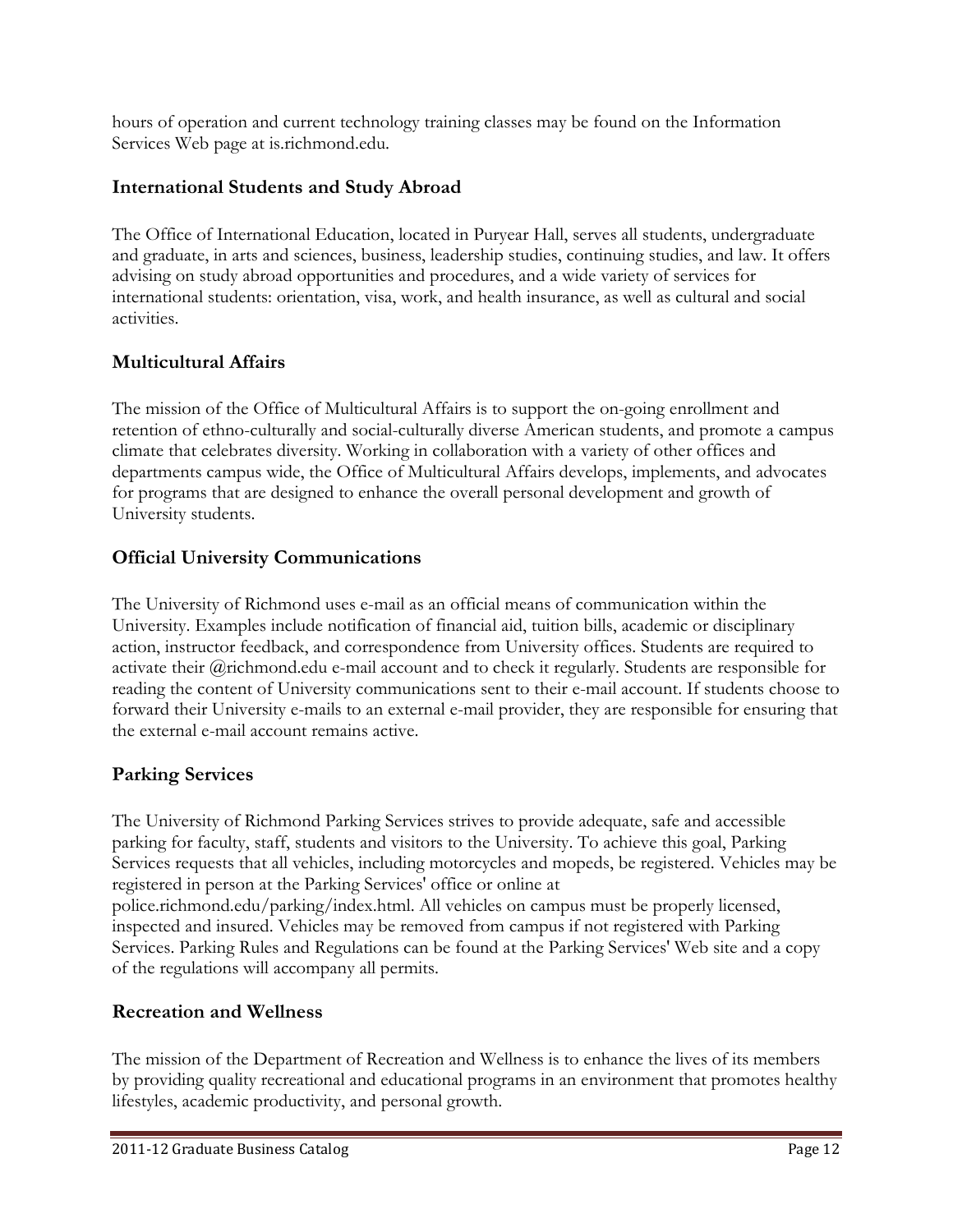hours of operation and current technology training classes may be found on the Information Services Web page at is.richmond.edu.

## International Students and Study Abroad

The Office of International Education, located in Puryear Hall, serves all students, undergraduate and graduate, in arts and sciences, business, leadership studies, continuing studies, and law. It offers advising on study abroad opportunities and procedures, and a wide variety of services for international students: orientation, visa, work, and health insurance, as well as cultural and social activities.

## Multicultural Affairs

The mission of the Office of Multicultural Affairs is to support the on-going enrollment and retention of ethno-culturally and social-culturally diverse American students, and promote a campus climate that celebrates diversity. Working in collaboration with a variety of other offices and departments campus wide, the Office of Multicultural Affairs develops, implements, and advocates for programs that are designed to enhance the overall personal development and growth of University students.

## Official University Communications

The University of Richmond uses e-mail as an official means of communication within the University. Examples include notification of financial aid, tuition bills, academic or disciplinary action, instructor feedback, and correspondence from University offices. Students are required to activate their @richmond.edu e-mail account and to check it regularly. Students are responsible for reading the content of University communications sent to their e-mail account. If students choose to forward their University e-mails to an external e-mail provider, they are responsible for ensuring that the external e-mail account remains active.

## Parking Services

The University of Richmond Parking Services strives to provide adequate, safe and accessible parking for faculty, staff, students and visitors to the University. To achieve this goal, Parking Services requests that all vehicles, including motorcycles and mopeds, be registered. Vehicles may be registered in person at the Parking Services' office or online at police.richmond.edu/parking/index.html. All vehicles on campus must be properly licensed, inspected and insured. Vehicles may be removed from campus if not registered with Parking Services. Parking Rules and Regulations can be found at the Parking Services' Web site and a copy of the regulations will accompany all permits.

## Recreation and Wellness

The mission of the Department of Recreation and Wellness is to enhance the lives of its members by providing quality recreational and educational programs in an environment that promotes healthy lifestyles, academic productivity, and personal growth.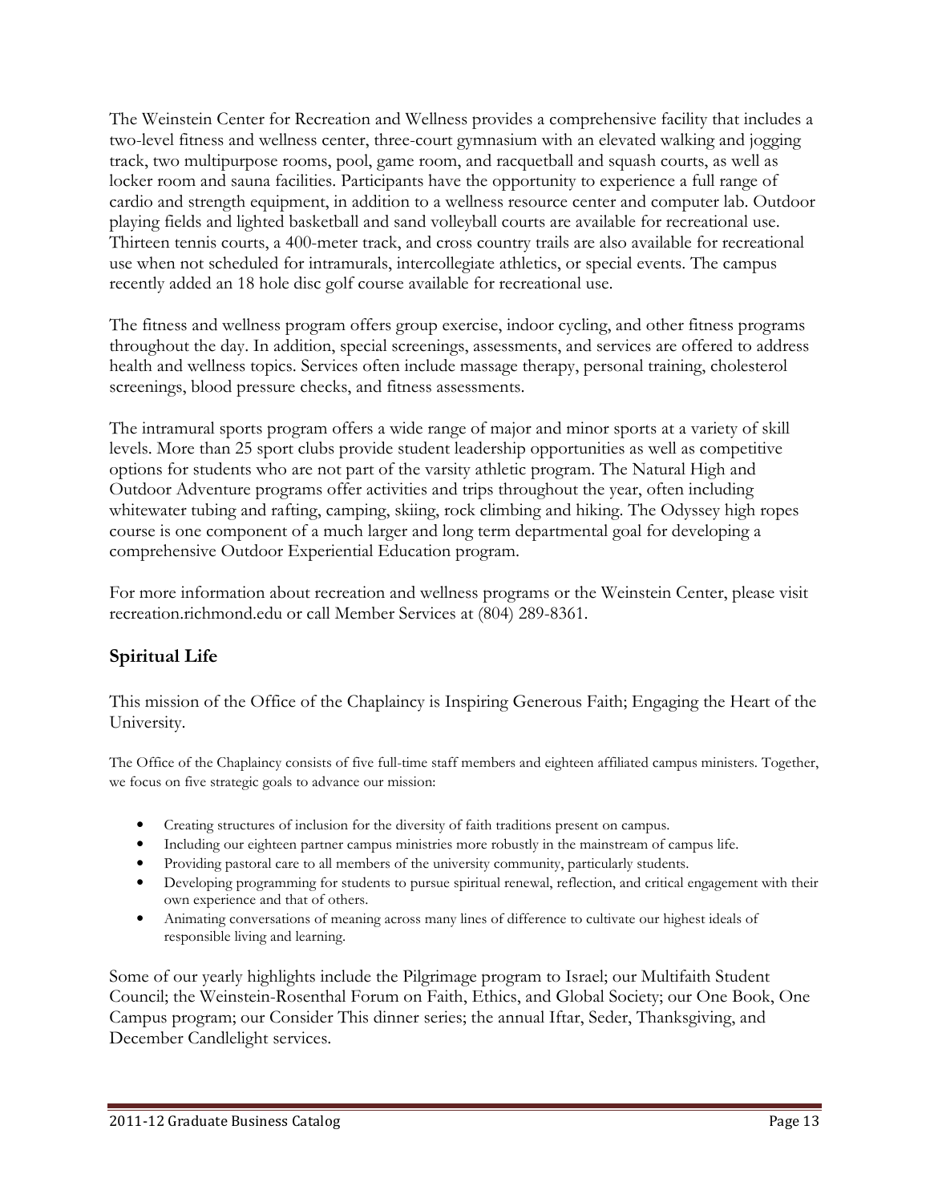The Weinstein Center for Recreation and Wellness provides a comprehensive facility that includes a two-level fitness and wellness center, three-court gymnasium with an elevated walking and jogging track, two multipurpose rooms, pool, game room, and racquetball and squash courts, as well as locker room and sauna facilities. Participants have the opportunity to experience a full range of cardio and strength equipment, in addition to a wellness resource center and computer lab. Outdoor playing fields and lighted basketball and sand volleyball courts are available for recreational use. Thirteen tennis courts, a 400-meter track, and cross country trails are also available for recreational use when not scheduled for intramurals, intercollegiate athletics, or special events. The campus recently added an 18 hole disc golf course available for recreational use.

The fitness and wellness program offers group exercise, indoor cycling, and other fitness programs throughout the day. In addition, special screenings, assessments, and services are offered to address health and wellness topics. Services often include massage therapy, personal training, cholesterol screenings, blood pressure checks, and fitness assessments.

The intramural sports program offers a wide range of major and minor sports at a variety of skill levels. More than 25 sport clubs provide student leadership opportunities as well as competitive options for students who are not part of the varsity athletic program. The Natural High and Outdoor Adventure programs offer activities and trips throughout the year, often including whitewater tubing and rafting, camping, skiing, rock climbing and hiking. The Odyssey high ropes course is one component of a much larger and long term departmental goal for developing a comprehensive Outdoor Experiential Education program.

For more information about recreation and wellness programs or the Weinstein Center, please visit recreation.richmond.edu or call Member Services at (804) 289-8361.

## Spiritual Life

This mission of the Office of the Chaplaincy is Inspiring Generous Faith; Engaging the Heart of the University.

The Office of the Chaplaincy consists of five full-time staff members and eighteen affiliated campus ministers. Together, we focus on five strategic goals to advance our mission:

- Creating structures of inclusion for the diversity of faith traditions present on campus.
- Including our eighteen partner campus ministries more robustly in the mainstream of campus life.
- Providing pastoral care to all members of the university community, particularly students.
- Developing programming for students to pursue spiritual renewal, reflection, and critical engagement with their own experience and that of others.
- Animating conversations of meaning across many lines of difference to cultivate our highest ideals of responsible living and learning.

Some of our yearly highlights include the Pilgrimage program to Israel; our Multifaith Student Council; the Weinstein-Rosenthal Forum on Faith, Ethics, and Global Society; our One Book, One Campus program; our Consider This dinner series; the annual Iftar, Seder, Thanksgiving, and December Candlelight services.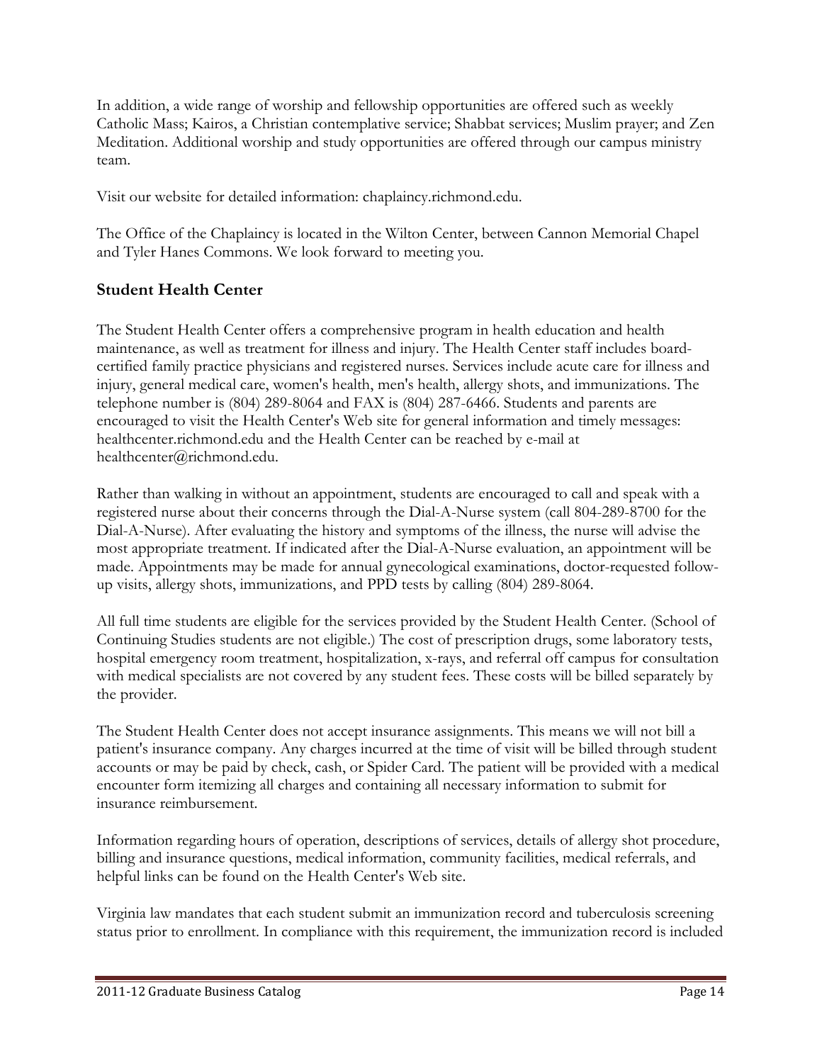In addition, a wide range of worship and fellowship opportunities are offered such as weekly Catholic Mass; Kairos, a Christian contemplative service; Shabbat services; Muslim prayer; and Zen Meditation. Additional worship and study opportunities are offered through our campus ministry team.

Visit our website for detailed information: chaplaincy.richmond.edu.

The Office of the Chaplaincy is located in the Wilton Center, between Cannon Memorial Chapel and Tyler Hanes Commons. We look forward to meeting you.

## Student Health Center

The Student Health Center offers a comprehensive program in health education and health maintenance, as well as treatment for illness and injury. The Health Center staff includes board-certified family practice physicians and registered nurses. Services include acute care for illness and injury, general medical care, women's health, men's health, allergy shots, and immunizations. The telephone number is (804) 289-8064 and FAX is (804) 287-6466. Students and parents are encouraged to visit the Health Center's Web site for general information and timely messages: healthcenter.richmond.edu and the Health Center can be reached by e-mail at healthcenter@richmond.edu.

Rather than walking in without an appointment, students are encouraged to call and speak with a registered nurse about their concerns through the Dial-A-Nurse system (call 804-289-8700 for the Dial-A-Nurse). After evaluating the history and symptoms of the illness, the nurse will advise the most appropriate treatment. If indicated after the Dial-A-Nurse evaluation, an appointment will be made. Appointments may be made for annual gynecological examinations, doctor-requested follow-up visits, allergy shots, immunizations, and PPD tests by calling (804) 289-8064.

All full time students are eligible for the services provided by the Student Health Center. (School of Continuing Studies students are not eligible.) The cost of prescription drugs, some laboratory tests, hospital emergency room treatment, hospitalization, x-rays, and referral off campus for consultation with medical specialists are not covered by any student fees. These costs will be billed separately by the provider.

The Student Health Center does not accept insurance assignments. This means we will not bill a patient's insurance company. Any charges incurred at the time of visit will be billed through student accounts or may be paid by check, cash, or Spider Card. The patient will be provided with a medical encounter form itemizing all charges and containing all necessary information to submit for insurance reimbursement.

Information regarding hours of operation, descriptions of services, details of allergy shot procedure, billing and insurance questions, medical information, community facilities, medical referrals, and helpful links can be found on the Health Center's Web site.

Virginia law mandates that each student submit an immunization record and tuberculosis screening status prior to enrollment. In compliance with this requirement, the immunization record is included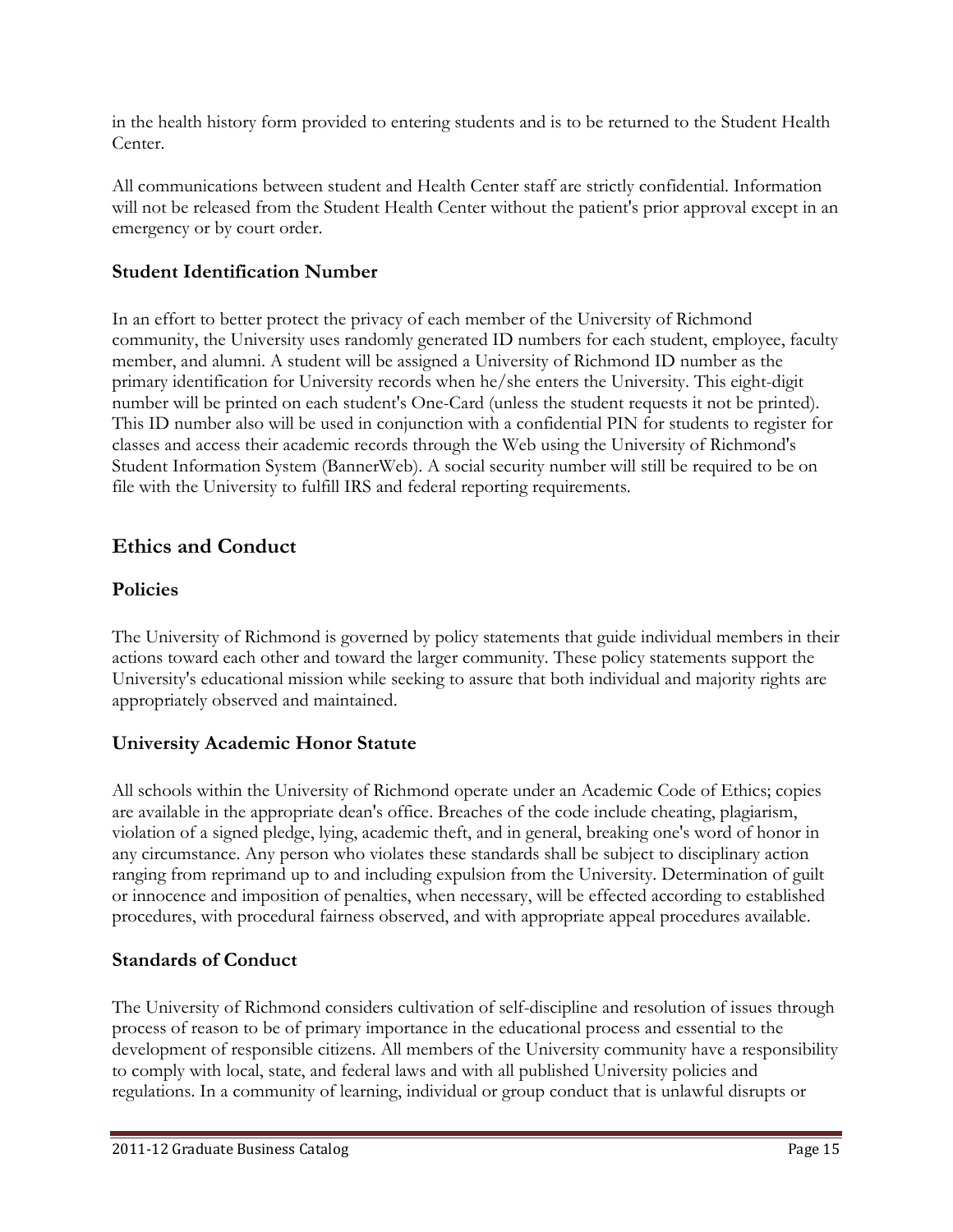in the health history form provided to entering students and is to be returned to the Student Health Center.

All communications between student and Health Center staff are strictly confidential. Information will not be released from the Student Health Center without the patient's prior approval except in an emergency or by court order.

### Student Identification Number

In an effort to better protect the privacy of each member of the University of Richmond community, the University uses randomly generated ID numbers for each student, employee, faculty member, and alumni. A student will be assigned a University of Richmond ID number as the primary identification for University records when he/she enters the University. This eight-digit number will be printed on each student's One-Card (unless the student requests it not be printed). This ID number also will be used in conjunction with a confidential PIN for students to register for classes and access their academic records through the Web using the University of Richmond's Student Information System (BannerWeb). A social security number will still be required to be on file with the University to fulfill IRS and federal reporting requirements.

## Ethics and Conduct

### Policies

The University of Richmond is governed by policy statements that guide individual members in their actions toward each other and toward the larger community. These policy statements support the University's educational mission while seeking to assure that both individual and majority rights are appropriately observed and maintained.

### University Academic Honor Statute

All schools within the University of Richmond operate under an Academic Code of Ethics; copies are available in the appropriate dean's office. Breaches of the code include cheating, plagiarism, violation of a signed pledge, lying, academic theft, and in general, breaking one's word of honor in any circumstance. Any person who violates these standards shall be subject to disciplinary action ranging from reprimand up to and including expulsion from the University. Determination of guilt or innocence and imposition of penalties, when necessary, will be effected according to established procedures, with procedural fairness observed, and with appropriate appeal procedures available.

### Standards of Conduct

The University of Richmond considers cultivation of self-discipline and resolution of issues through process of reason to be of primary importance in the educational process and essential to the development of responsible citizens. All members of the University community have a responsibility to comply with local, state, and federal laws and with all published University policies and regulations. In a community of learning, individual or group conduct that is unlawful disrupts or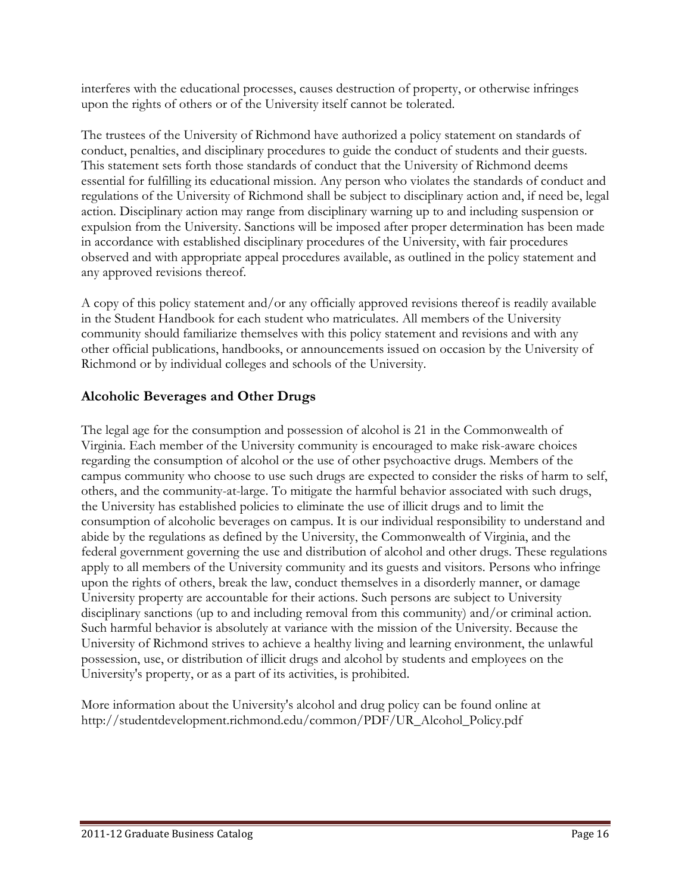interferes with the educational processes, causes destruction of property, or otherwise infringes upon the rights of others or of the University itself cannot be tolerated.

The trustees of the University of Richmond have authorized a policy statement on standards of conduct, penalties, and disciplinary procedures to guide the conduct of students and their guests. This statement sets forth those standards of conduct that the University of Richmond deems essential for fulfilling its educational mission. Any person who violates the standards of conduct and regulations of the University of Richmond shall be subject to disciplinary action and, if need be, legal action. Disciplinary action may range from disciplinary warning up to and including suspension or expulsion from the University. Sanctions will be imposed after proper determination has been made in accordance with established disciplinary procedures of the University, with fair procedures observed and with appropriate appeal procedures available, as outlined in the policy statement and any approved revisions thereof.

A copy of this policy statement and/or any officially approved revisions thereof is readily available in the Student Handbook for each student who matriculates. All members of the University community should familiarize themselves with this policy statement and revisions and with any other official publications, handbooks, or announcements issued on occasion by the University of Richmond or by individual colleges and schools of the University.

## Alcoholic Beverages and Other Drugs

The legal age for the consumption and possession of alcohol is 21 in the Commonwealth of Virginia. Each member of the University community is encouraged to make risk-aware choices regarding the consumption of alcohol or the use of other psychoactive drugs. Members of the campus community who choose to use such drugs are expected to consider the risks of harm to self, others, and the community-at-large. To mitigate the harmful behavior associated with such drugs, the University has established policies to eliminate the use of illicit drugs and to limit the consumption of alcoholic beverages on campus. It is our individual responsibility to understand and abide by the regulations as defined by the University, the Commonwealth of Virginia, and the federal government governing the use and distribution of alcohol and other drugs. These regulations apply to all members of the University community and its guests and visitors. Persons who infringe upon the rights of others, break the law, conduct themselves in a disorderly manner, or damage University property are accountable for their actions. Such persons are subject to University disciplinary sanctions (up to and including removal from this community) and/or criminal action. Such harmful behavior is absolutely at variance with the mission of the University. Because the University of Richmond strives to achieve a healthy living and learning environment, the unlawful possession, use, or distribution of illicit drugs and alcohol by students and employees on the University's property, or as a part of its activities, is prohibited.

More information about the University's alcohol and drug policy can be found online at http://studentdevelopment.richmond.edu/common/PDF/UR_Alcohol_Policy.pdf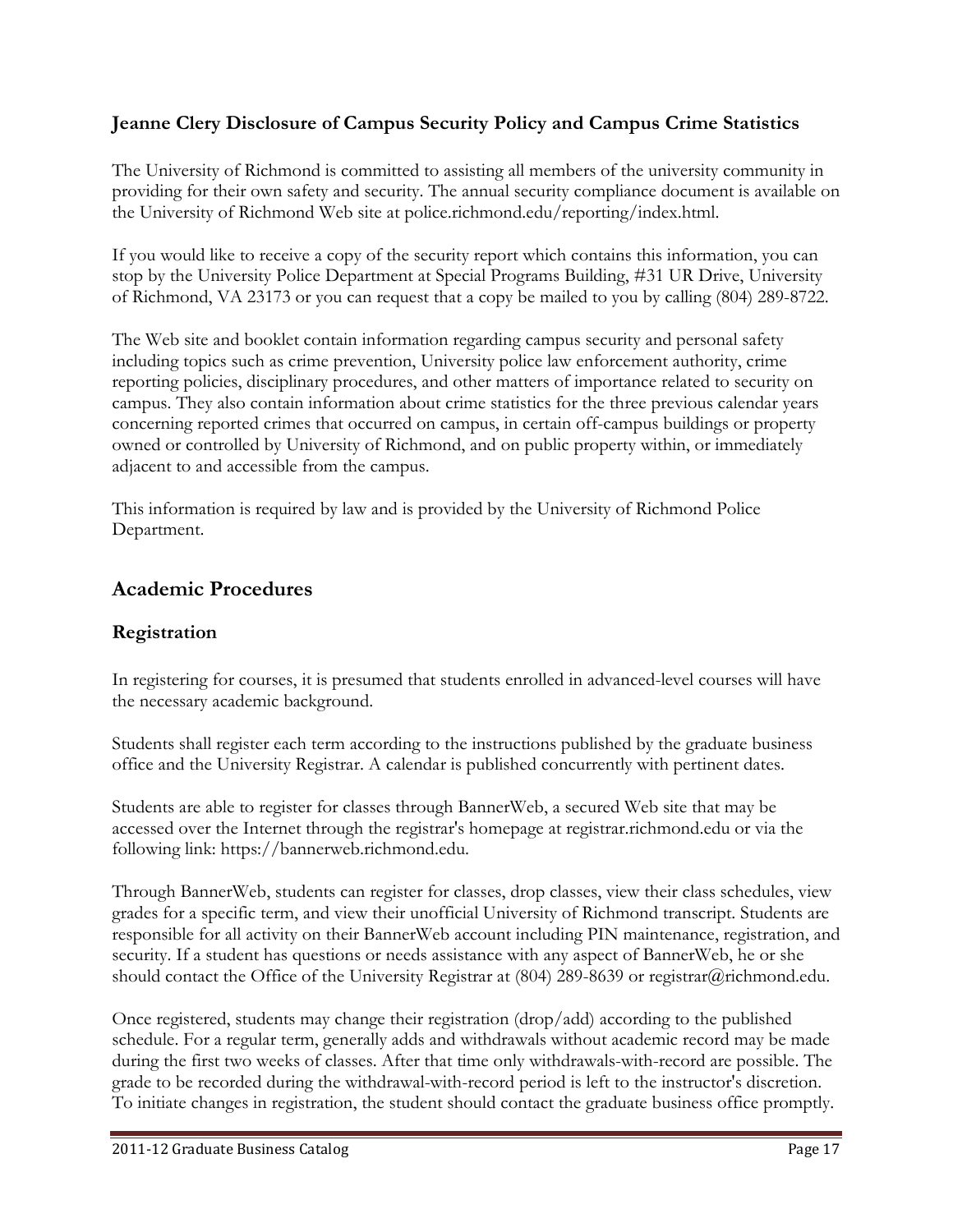### Jeanne Clery Disclosure of Campus Security Policy and Campus Crime Statistics

The University of Richmond is committed to assisting all members of the university community in providing for their own safety and security. The annual security compliance document is available on the University of Richmond Web site at police.richmond.edu/reporting/index.html.

If you would like to receive a copy of the security report which contains this information, you can stop by the University Police Department at Special Programs Building, #31 UR Drive, University of Richmond, VA 23173 or you can request that a copy be mailed to you by calling (804) 289-8722.

The Web site and booklet contain information regarding campus security and personal safety including topics such as crime prevention, University police law enforcement authority, crime reporting policies, disciplinary procedures, and other matters of importance related to security on campus. They also contain information about crime statistics for the three previous calendar years concerning reported crimes that occurred on campus, in certain off-campus buildings or property owned or controlled by University of Richmond, and on public property within, or immediately adjacent to and accessible from the campus.

This information is required by law and is provided by the University of Richmond Police Department.

## Academic Procedures

### Registration

In registering for courses, it is presumed that students enrolled in advanced-level courses will have the necessary academic background.

Students shall register each term according to the instructions published by the graduate business office and the University Registrar. A calendar is published concurrently with pertinent dates.

Students are able to register for classes through BannerWeb, a secured Web site that may be accessed over the Internet through the registrar's homepage at registrar.richmond.edu or via the following link: https://bannerweb.richmond.edu.

Through BannerWeb, students can register for classes, drop classes, view their class schedules, view grades for a specific term, and view their unofficial University of Richmond transcript. Students are responsible for all activity on their BannerWeb account including PIN maintenance, registration, and security. If a student has questions or needs assistance with any aspect of BannerWeb, he or she should contact the Office of the University Registrar at (804) 289-8639 or registrar@richmond.edu.

Once registered, students may change their registration (drop/add) according to the published schedule. For a regular term, generally adds and withdrawals without academic record may be made during the first two weeks of classes. After that time only withdrawals-with-record are possible. The grade to be recorded during the withdrawal-with-record period is left to the instructor's discretion. To initiate changes in registration, the student should contact the graduate business office promptly.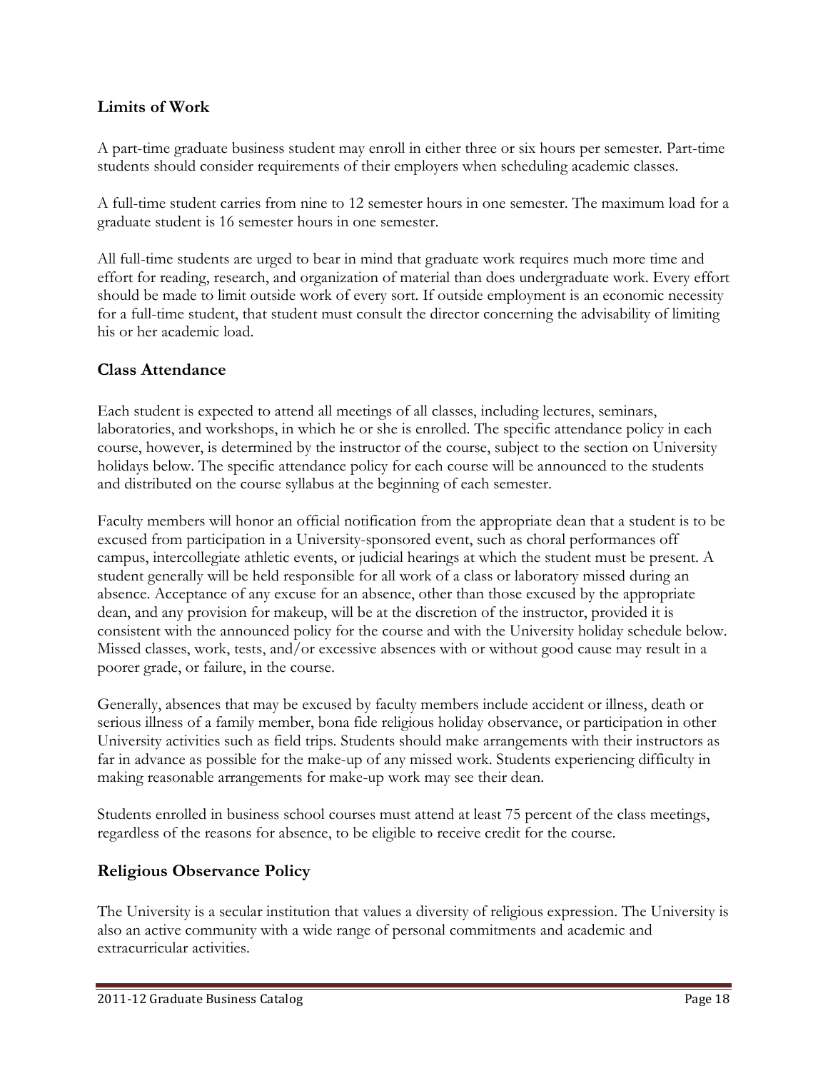## Limits of Work

A part-time graduate business student may enroll in either three or six hours per semester. Part-time students should consider requirements of their employers when scheduling academic classes.

A full-time student carries from nine to 12 semester hours in one semester. The maximum load for a graduate student is 16 semester hours in one semester.

All full-time students are urged to bear in mind that graduate work requires much more time and effort for reading, research, and organization of material than does undergraduate work. Every effort should be made to limit outside work of every sort. If outside employment is an economic necessity for a full-time student, that student must consult the director concerning the advisability of limiting his or her academic load.

## Class Attendance

Each student is expected to attend all meetings of all classes, including lectures, seminars, laboratories, and workshops, in which he or she is enrolled. The specific attendance policy in each course, however, is determined by the instructor of the course, subject to the section on University holidays below. The specific attendance policy for each course will be announced to the students and distributed on the course syllabus at the beginning of each semester.

Faculty members will honor an official notification from the appropriate dean that a student is to be excused from participation in a University-sponsored event, such as choral performances off campus, intercollegiate athletic events, or judicial hearings at which the student must be present. A student generally will be held responsible for all work of a class or laboratory missed during an absence. Acceptance of any excuse for an absence, other than those excused by the appropriate dean, and any provision for makeup, will be at the discretion of the instructor, provided it is consistent with the announced policy for the course and with the University holiday schedule below. Missed classes, work, tests, and/or excessive absences with or without good cause may result in a poorer grade, or failure, in the course.

Generally, absences that may be excused by faculty members include accident or illness, death or serious illness of a family member, bona fide religious holiday observance, or participation in other University activities such as field trips. Students should make arrangements with their instructors as far in advance as possible for the make-up of any missed work. Students experiencing difficulty in making reasonable arrangements for make-up work may see their dean.

Students enrolled in business school courses must attend at least 75 percent of the class meetings, regardless of the reasons for absence, to be eligible to receive credit for the course.

## Religious Observance Policy

The University is a secular institution that values a diversity of religious expression. The University is also an active community with a wide range of personal commitments and academic and extracurricular activities.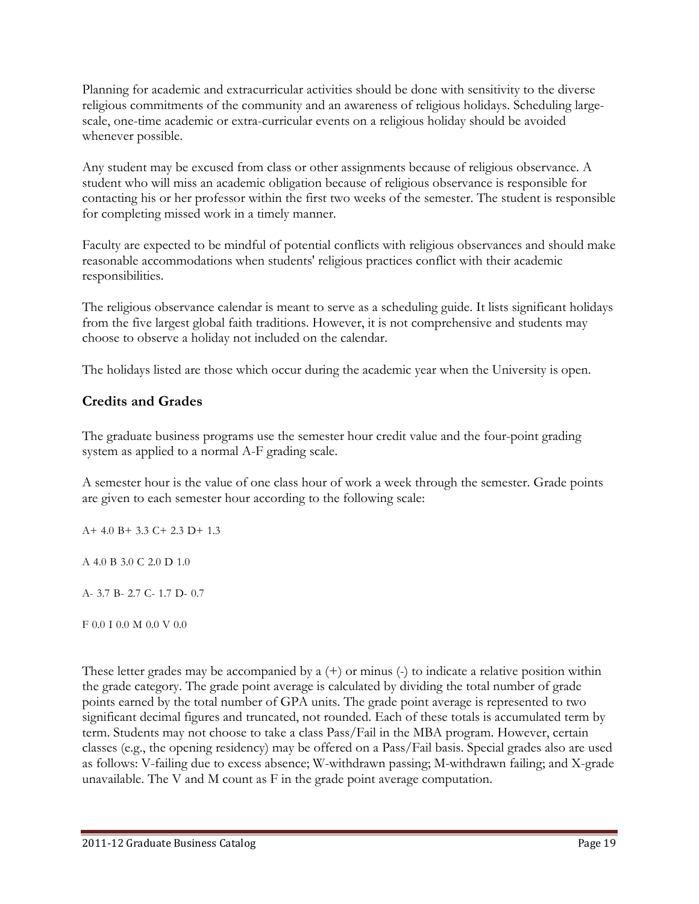Planning for academic and extracurricular activities should be done with sensitivity to the diverse religious commitments of the community and an awareness of religious holidays. Scheduling large-scale, one-time academic or extra-curricular events on a religious holiday should be avoided whenever possible.

Any student may be excused from class or other assignments because of religious observance. A student who will miss an academic obligation because of religious observance is responsible for contacting his or her professor within the first two weeks of the semester. The student is responsible for completing missed work in a timely manner.

Faculty are expected to be mindful of potential conflicts with religious observances and should make reasonable accommodations when students' religious practices conflict with their academic responsibilities.

The religious observance calendar is meant to serve as a scheduling guide. It lists significant holidays from the five largest global faith traditions. However, it is not comprehensive and students may choose to observe a holiday not included on the calendar.

The holidays listed are those which occur during the academic year when the University is open.

### Credits and Grades

The graduate business programs use the semester hour credit value and the four-point grading system as applied to a normal A-F grading scale.

A semester hour is the value of one class hour of work a week through the semester. Grade points are given to each semester hour according to the following scale:

A+ 4.0 B+ 3.3 C+ 2.3 D+ 1.3

A 4.0 B 3.0 C 2.0 D 1.0

A- 3.7 B- 2.7 C- 1.7 D- 0.7

F 0.0 I 0.0 M 0.0 V 0.0

These letter grades may be accompanied by a (+) or minus (-) to indicate a relative position within the grade category. The grade point average is calculated by dividing the total number of grade points earned by the total number of GPA units. The grade point average is represented to two significant decimal figures and truncated, not rounded. Each of these totals is accumulated term by term. Students may not choose to take a class Pass/Fail in the MBA program. However, certain classes (e.g., the opening residency) may be offered on a Pass/Fail basis. Special grades also are used as follows: V-failing due to excess absence; W-withdrawn passing; M-withdrawn failing; and X-grade unavailable. The V and M count as F in the grade point average computation.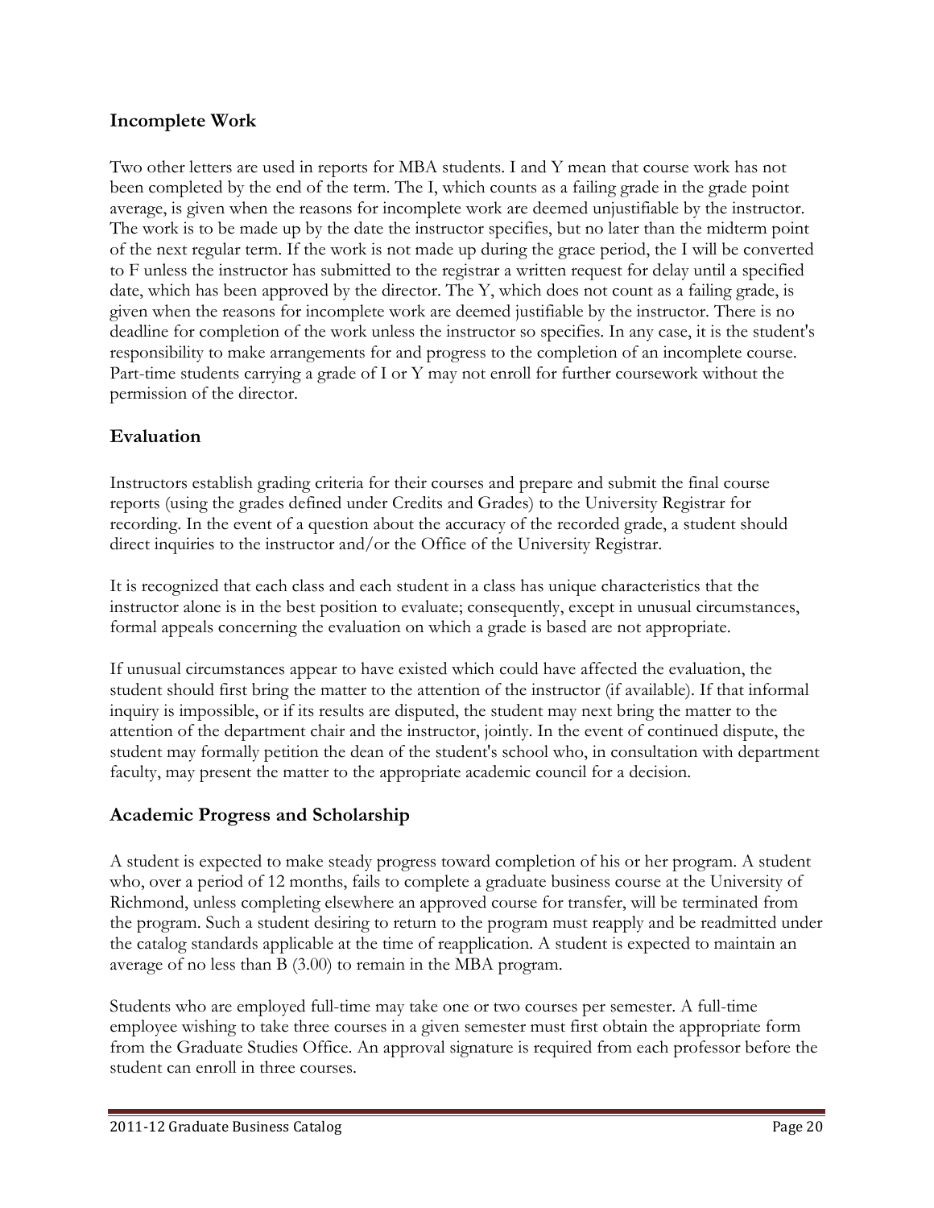## Incomplete Work

Two other letters are used in reports for MBA students. I and Y mean that course work has not been completed by the end of the term. The I, which counts as a failing grade in the grade point average, is given when the reasons for incomplete work are deemed unjustifiable by the instructor. The work is to be made up by the date the instructor specifies, but no later than the midterm point of the next regular term. If the work is not made up during the grace period, the I will be converted to F unless the instructor has submitted to the registrar a written request for delay until a specified date, which has been approved by the director. The Y, which does not count as a failing grade, is given when the reasons for incomplete work are deemed justifiable by the instructor. There is no deadline for completion of the work unless the instructor so specifies. In any case, it is the student's responsibility to make arrangements for and progress to the completion of an incomplete course. Part-time students carrying a grade of I or Y may not enroll for further coursework without the permission of the director.

## Evaluation

Instructors establish grading criteria for their courses and prepare and submit the final course reports (using the grades defined under Credits and Grades) to the University Registrar for recording. In the event of a question about the accuracy of the recorded grade, a student should direct inquiries to the instructor and/or the Office of the University Registrar.

It is recognized that each class and each student in a class has unique characteristics that the instructor alone is in the best position to evaluate; consequently, except in unusual circumstances, formal appeals concerning the evaluation on which a grade is based are not appropriate.

If unusual circumstances appear to have existed which could have affected the evaluation, the student should first bring the matter to the attention of the instructor (if available). If that informal inquiry is impossible, or if its results are disputed, the student may next bring the matter to the attention of the department chair and the instructor, jointly. In the event of continued dispute, the student may formally petition the dean of the student's school who, in consultation with department faculty, may present the matter to the appropriate academic council for a decision.

## Academic Progress and Scholarship

A student is expected to make steady progress toward completion of his or her program. A student who, over a period of 12 months, fails to complete a graduate business course at the University of Richmond, unless completing elsewhere an approved course for transfer, will be terminated from the program. Such a student desiring to return to the program must reapply and be readmitted under the catalog standards applicable at the time of reapplication. A student is expected to maintain an average of no less than B (3.00) to remain in the MBA program.

Students who are employed full-time may take one or two courses per semester. A full-time employee wishing to take three courses in a given semester must first obtain the appropriate form from the Graduate Studies Office. An approval signature is required from each professor before the student can enroll in three courses.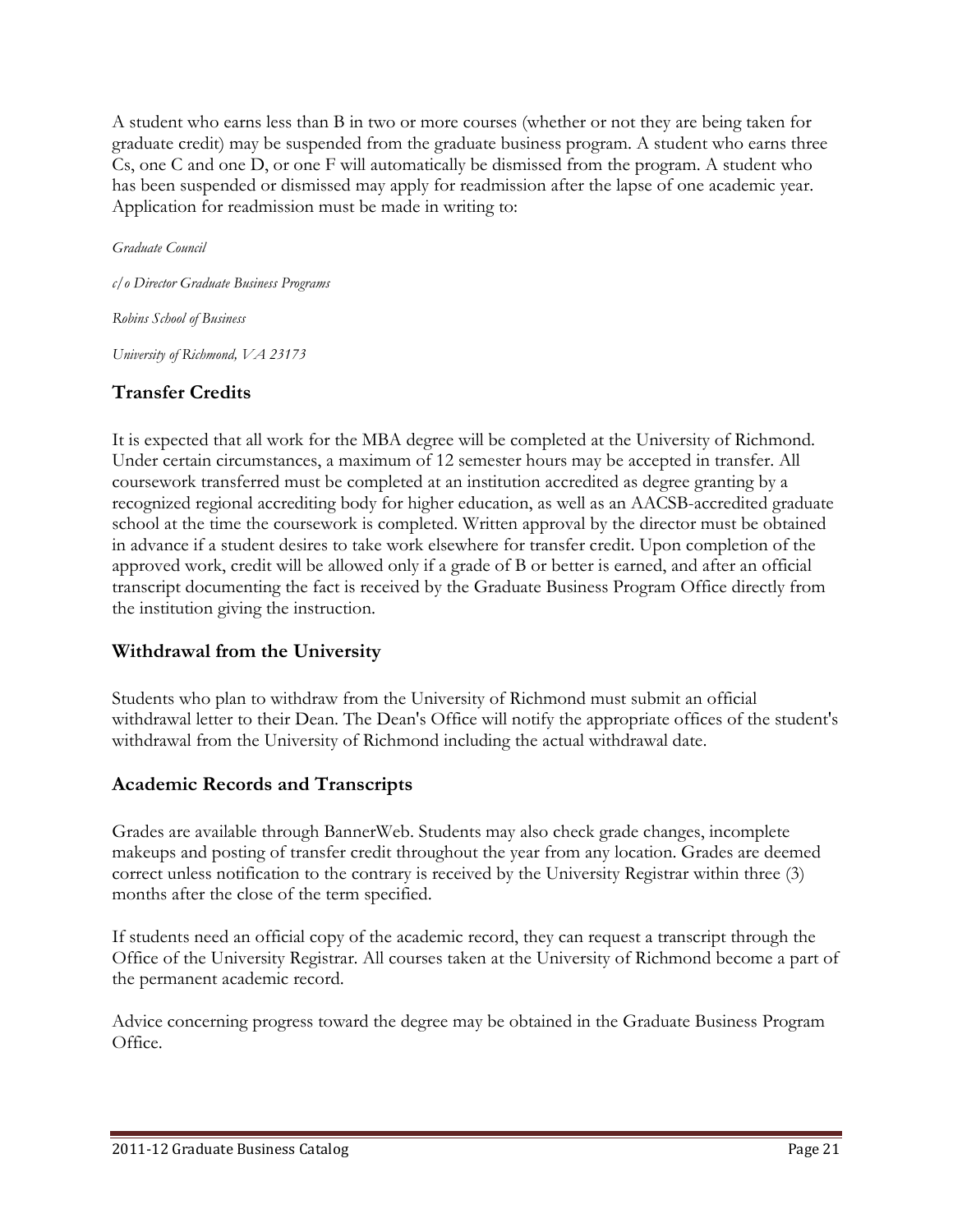A student who earns less than B in two or more courses (whether or not they are being taken for graduate credit) may be suspended from the graduate business program. A student who earns three Cs, one C and one D, or one F will automatically be dismissed from the program. A student who has been suspended or dismissed may apply for readmission after the lapse of one academic year. Application for readmission must be made in writing to:

*Graduate Council*

*c/o Director Graduate Business Programs*

*Robins School of Business*

*University of Richmond, VA 23173*

## Transfer Credits

It is expected that all work for the MBA degree will be completed at the University of Richmond. Under certain circumstances, a maximum of 12 semester hours may be accepted in transfer. All coursework transferred must be completed at an institution accredited as degree granting by a recognized regional accrediting body for higher education, as well as an AACSB-accredited graduate school at the time the coursework is completed. Written approval by the director must be obtained in advance if a student desires to take work elsewhere for transfer credit. Upon completion of the approved work, credit will be allowed only if a grade of B or better is earned, and after an official transcript documenting the fact is received by the Graduate Business Program Office directly from the institution giving the instruction.

## Withdrawal from the University

Students who plan to withdraw from the University of Richmond must submit an official withdrawal letter to their Dean. The Dean's Office will notify the appropriate offices of the student's withdrawal from the University of Richmond including the actual withdrawal date.

## Academic Records and Transcripts

Grades are available through BannerWeb. Students may also check grade changes, incomplete makeups and posting of transfer credit throughout the year from any location. Grades are deemed correct unless notification to the contrary is received by the University Registrar within three (3) months after the close of the term specified.

If students need an official copy of the academic record, they can request a transcript through the Office of the University Registrar. All courses taken at the University of Richmond become a part of the permanent academic record.

Advice concerning progress toward the degree may be obtained in the Graduate Business Program Office.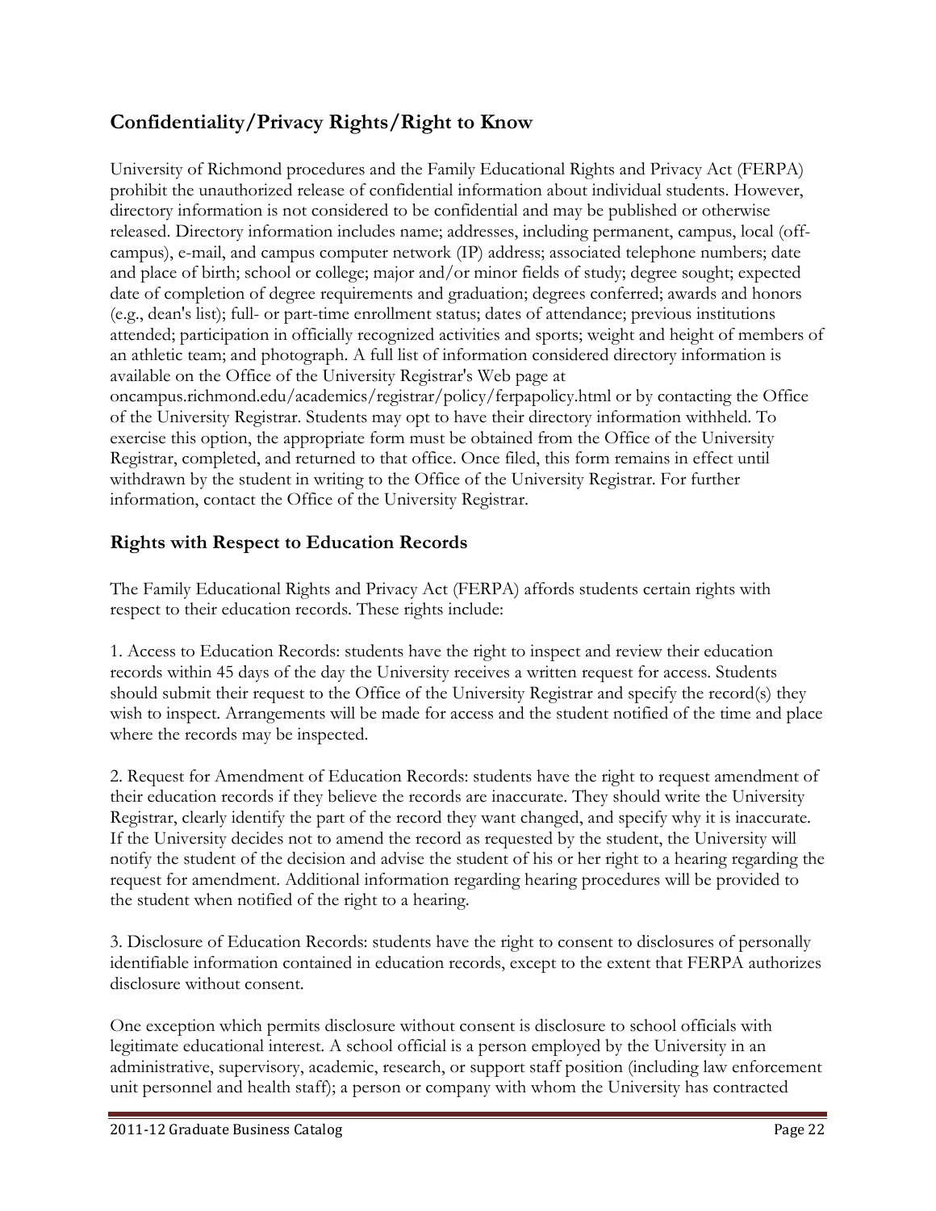## Confidentiality/Privacy Rights/Right to Know

University of Richmond procedures and the Family Educational Rights and Privacy Act (FERPA) prohibit the unauthorized release of confidential information about individual students. However, directory information is not considered to be confidential and may be published or otherwise released. Directory information includes name; addresses, including permanent, campus, local (off-campus), e-mail, and campus computer network (IP) address; associated telephone numbers; date and place of birth; school or college; major and/or minor fields of study; degree sought; expected date of completion of degree requirements and graduation; degrees conferred; awards and honors (e.g., dean's list); full- or part-time enrollment status; dates of attendance; previous institutions attended; participation in officially recognized activities and sports; weight and height of members of an athletic team; and photograph. A full list of information considered directory information is available on the Office of the University Registrar's Web page at oncampus.richmond.edu/academics/registrar/policy/ferpapolicy.html or by contacting the Office of the University Registrar. Students may opt to have their directory information withheld. To exercise this option, the appropriate form must be obtained from the Office of the University Registrar, completed, and returned to that office. Once filed, this form remains in effect until withdrawn by the student in writing to the Office of the University Registrar. For further information, contact the Office of the University Registrar.

### Rights with Respect to Education Records

The Family Educational Rights and Privacy Act (FERPA) affords students certain rights with respect to their education records. These rights include:

1. Access to Education Records: students have the right to inspect and review their education records within 45 days of the day the University receives a written request for access. Students should submit their request to the Office of the University Registrar and specify the record(s) they wish to inspect. Arrangements will be made for access and the student notified of the time and place where the records may be inspected.

2. Request for Amendment of Education Records: students have the right to request amendment of their education records if they believe the records are inaccurate. They should write the University Registrar, clearly identify the part of the record they want changed, and specify why it is inaccurate. If the University decides not to amend the record as requested by the student, the University will notify the student of the decision and advise the student of his or her right to a hearing regarding the request for amendment. Additional information regarding hearing procedures will be provided to the student when notified of the right to a hearing.

3. Disclosure of Education Records: students have the right to consent to disclosures of personally identifiable information contained in education records, except to the extent that FERPA authorizes disclosure without consent.

One exception which permits disclosure without consent is disclosure to school officials with legitimate educational interest. A school official is a person employed by the University in an administrative, supervisory, academic, research, or support staff position (including law enforcement unit personnel and health staff); a person or company with whom the University has contracted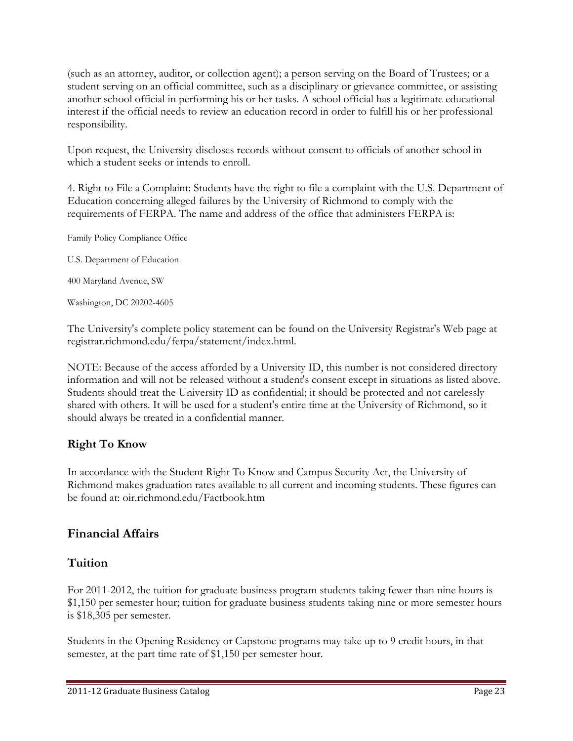(such as an attorney, auditor, or collection agent); a person serving on the Board of Trustees; or a student serving on an official committee, such as a disciplinary or grievance committee, or assisting another school official in performing his or her tasks. A school official has a legitimate educational interest if the official needs to review an education record in order to fulfill his or her professional responsibility.

Upon request, the University discloses records without consent to officials of another school in which a student seeks or intends to enroll.

4. Right to File a Complaint: Students have the right to file a complaint with the U.S. Department of Education concerning alleged failures by the University of Richmond to comply with the requirements of FERPA. The name and address of the office that administers FERPA is:

Family Policy Compliance Office

U.S. Department of Education

400 Maryland Avenue, SW

Washington, DC 20202-4605

The University's complete policy statement can be found on the University Registrar's Web page at registrar.richmond.edu/ferpa/statement/index.html.

NOTE: Because of the access afforded by a University ID, this number is not considered directory information and will not be released without a student's consent except in situations as listed above. Students should treat the University ID as confidential; it should be protected and not carelessly shared with others. It will be used for a student's entire time at the University of Richmond, so it should always be treated in a confidential manner.

### Right To Know

In accordance with the Student Right To Know and Campus Security Act, the University of Richmond makes graduation rates available to all current and incoming students. These figures can be found at: oir.richmond.edu/Factbook.htm

## Financial Affairs

## Tuition

For 2011-2012, the tuition for graduate business program students taking fewer than nine hours is $1,150 per semester hour; tuition for graduate business students taking nine or more semester hours is $18,305 per semester.

Students in the Opening Residency or Capstone programs may take up to 9 credit hours, in that semester, at the part time rate of $1,150 per semester hour.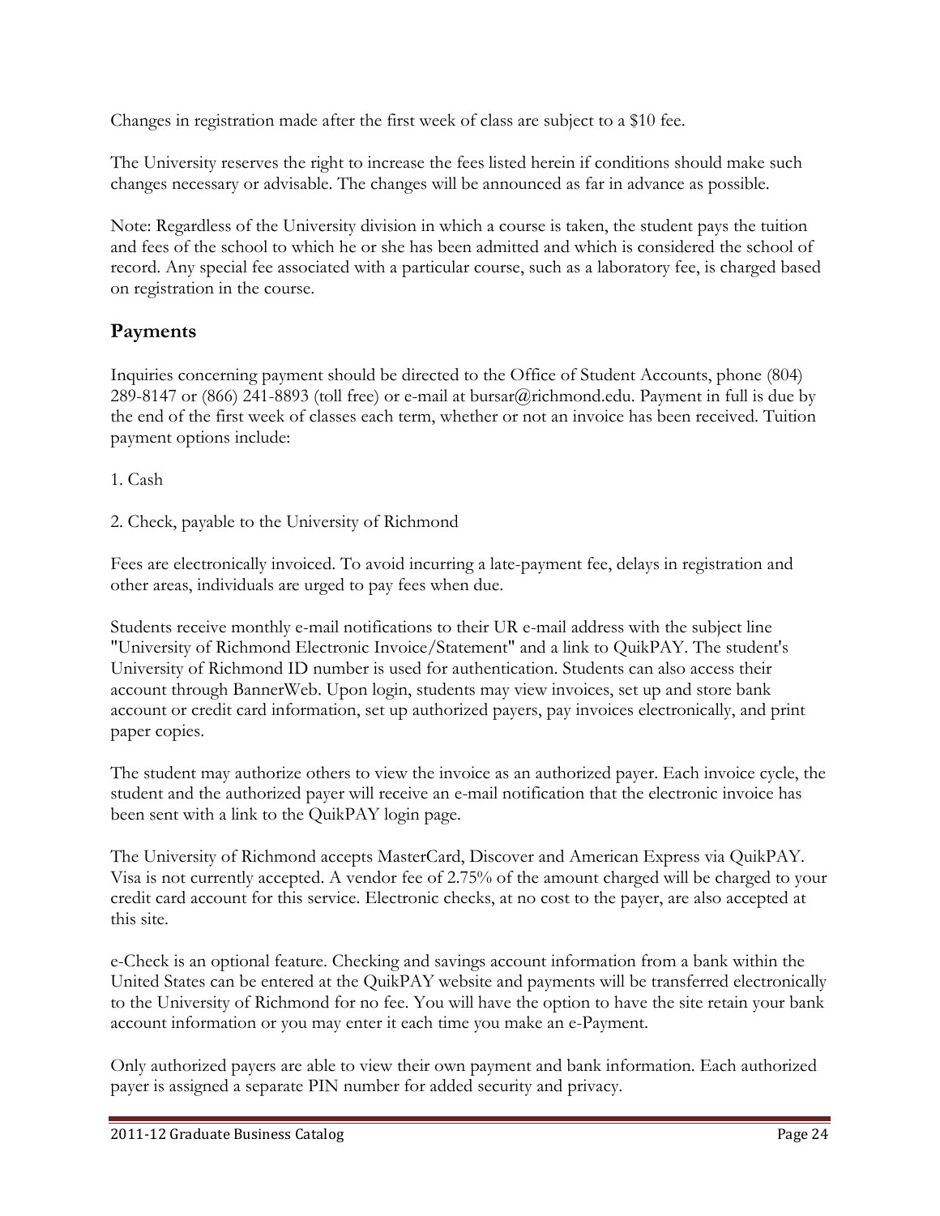Changes in registration made after the first week of class are subject to a $10 fee.

The University reserves the right to increase the fees listed herein if conditions should make such changes necessary or advisable. The changes will be announced as far in advance as possible.

Note: Regardless of the University division in which a course is taken, the student pays the tuition and fees of the school to which he or she has been admitted and which is considered the school of record. Any special fee associated with a particular course, such as a laboratory fee, is charged based on registration in the course.

## Payments

Inquiries concerning payment should be directed to the Office of Student Accounts, phone (804) 289-8147 or (866) 241-8893 (toll free) or e-mail at bursar@richmond.edu. Payment in full is due by the end of the first week of classes each term, whether or not an invoice has been received. Tuition payment options include:

1. Cash

2. Check, payable to the University of Richmond

Fees are electronically invoiced. To avoid incurring a late-payment fee, delays in registration and other areas, individuals are urged to pay fees when due.

Students receive monthly e-mail notifications to their UR e-mail address with the subject line "University of Richmond Electronic Invoice/Statement" and a link to QuikPAY. The student's University of Richmond ID number is used for authentication. Students can also access their account through BannerWeb. Upon login, students may view invoices, set up and store bank account or credit card information, set up authorized payers, pay invoices electronically, and print paper copies.

The student may authorize others to view the invoice as an authorized payer. Each invoice cycle, the student and the authorized payer will receive an e-mail notification that the electronic invoice has been sent with a link to the QuikPAY login page.

The University of Richmond accepts MasterCard, Discover and American Express via QuikPAY. Visa is not currently accepted. A vendor fee of 2.75% of the amount charged will be charged to your credit card account for this service. Electronic checks, at no cost to the payer, are also accepted at this site.

e-Check is an optional feature. Checking and savings account information from a bank within the United States can be entered at the QuikPAY website and payments will be transferred electronically to the University of Richmond for no fee. You will have the option to have the site retain your bank account information or you may enter it each time you make an e-Payment.

Only authorized payers are able to view their own payment and bank information. Each authorized payer is assigned a separate PIN number for added security and privacy.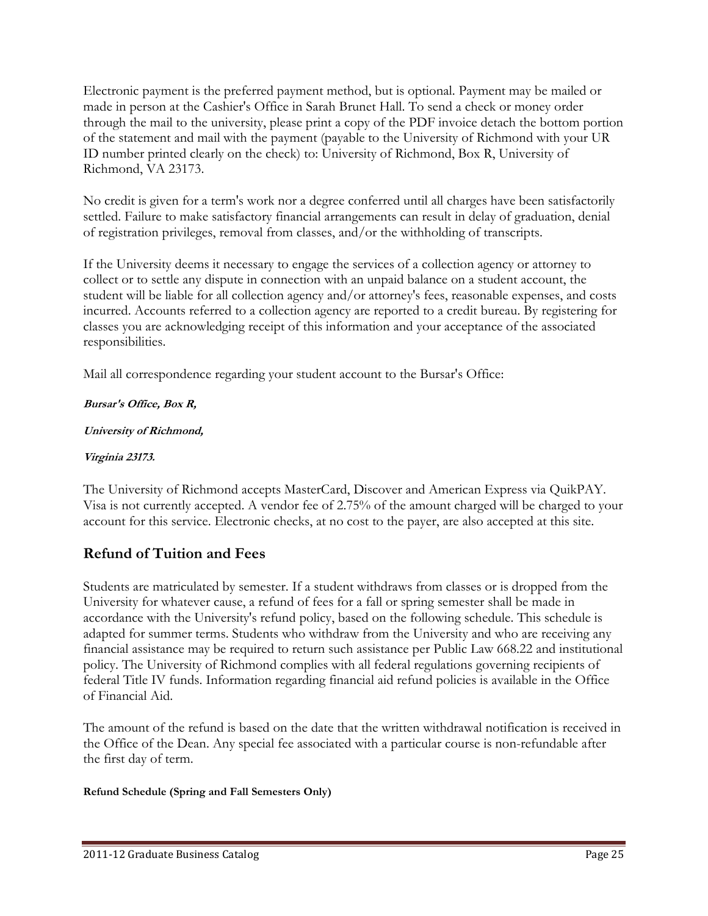Electronic payment is the preferred payment method, but is optional. Payment may be mailed or made in person at the Cashier's Office in Sarah Brunet Hall. To send a check or money order through the mail to the university, please print a copy of the PDF invoice detach the bottom portion of the statement and mail with the payment (payable to the University of Richmond with your UR ID number printed clearly on the check) to: University of Richmond, Box R, University of Richmond, VA 23173.

No credit is given for a term's work nor a degree conferred until all charges have been satisfactorily settled. Failure to make satisfactory financial arrangements can result in delay of graduation, denial of registration privileges, removal from classes, and/or the withholding of transcripts.

If the University deems it necessary to engage the services of a collection agency or attorney to collect or to settle any dispute in connection with an unpaid balance on a student account, the student will be liable for all collection agency and/or attorney's fees, reasonable expenses, and costs incurred. Accounts referred to a collection agency are reported to a credit bureau. By registering for classes you are acknowledging receipt of this information and your acceptance of the associated responsibilities.

Mail all correspondence regarding your student account to the Bursar's Office:

***Bursar's Office, Box R,***

***University of Richmond,***

***Virginia 23173.***

The University of Richmond accepts MasterCard, Discover and American Express via QuikPAY. Visa is not currently accepted. A vendor fee of 2.75% of the amount charged will be charged to your account for this service. Electronic checks, at no cost to the payer, are also accepted at this site.

## Refund of Tuition and Fees

Students are matriculated by semester. If a student withdraws from classes or is dropped from the University for whatever cause, a refund of fees for a fall or spring semester shall be made in accordance with the University's refund policy, based on the following schedule. This schedule is adapted for summer terms. Students who withdraw from the University and who are receiving any financial assistance may be required to return such assistance per Public Law 668.22 and institutional policy. The University of Richmond complies with all federal regulations governing recipients of federal Title IV funds. Information regarding financial aid refund policies is available in the Office of Financial Aid.

The amount of the refund is based on the date that the written withdrawal notification is received in the Office of the Dean. Any special fee associated with a particular course is non-refundable after the first day of term.

**Refund Schedule (Spring and Fall Semesters Only)**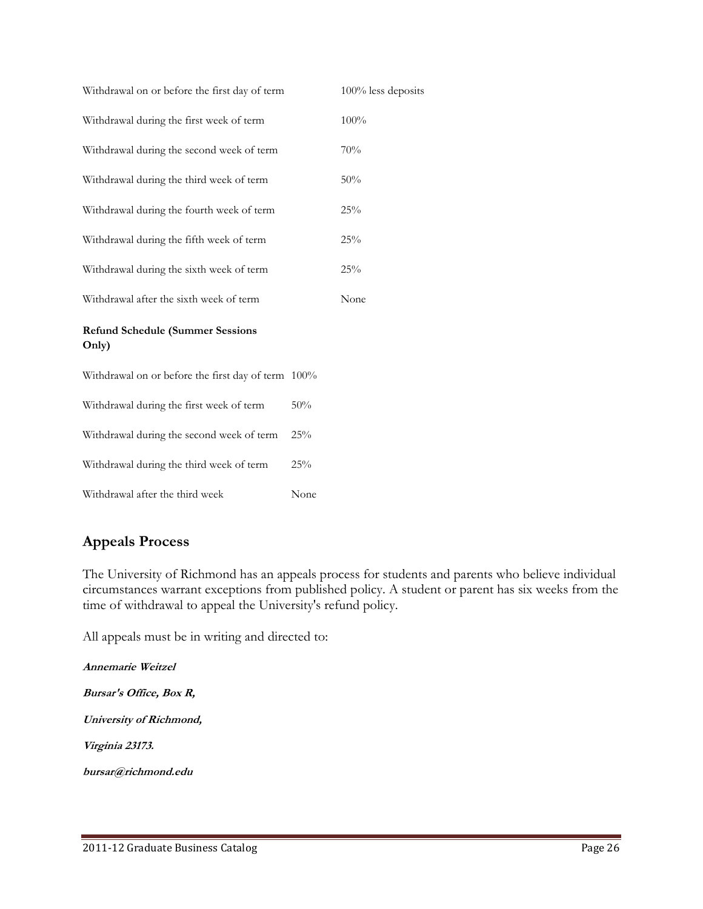| | |
|---|---|
| Withdrawal on or before the first day of term | 100% less deposits |
| Withdrawal during the first week of term | 100% |
| Withdrawal during the second week of term | 70% |
| Withdrawal during the third week of term | 50% |
| Withdrawal during the fourth week of term | 25% |
| Withdrawal during the fifth week of term | 25% |
| Withdrawal during the sixth week of term | 25% |
| Withdrawal after the sixth week of term | None |

**Refund Schedule (Summer Sessions Only)**

| | |
|---|---|
| Withdrawal on or before the first day of term | 100% |
| Withdrawal during the first week of term | 50% |
| Withdrawal during the second week of term | 25% |
| Withdrawal during the third week of term | 25% |
| Withdrawal after the third week | None |

## Appeals Process

The University of Richmond has an appeals process for students and parents who believe individual circumstances warrant exceptions from published policy. A student or parent has six weeks from the time of withdrawal to appeal the University's refund policy.

All appeals must be in writing and directed to:

***Annemarie Weitzel***

***Bursar's Office, Box R,***

***University of Richmond,***

***Virginia 23173.***

***bursar@richmond.edu***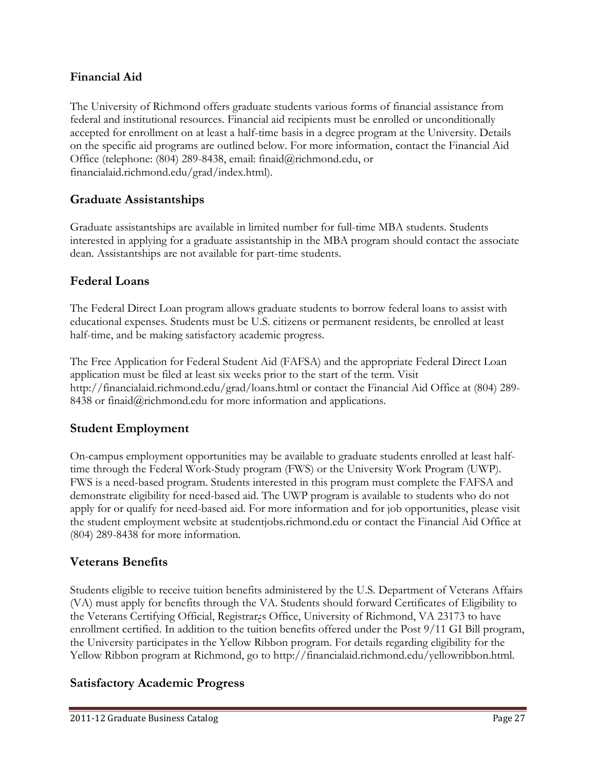## Financial Aid

The University of Richmond offers graduate students various forms of financial assistance from federal and institutional resources. Financial aid recipients must be enrolled or unconditionally accepted for enrollment on at least a half-time basis in a degree program at the University. Details on the specific aid programs are outlined below. For more information, contact the Financial Aid Office (telephone: (804) 289-8438, email: finaid@richmond.edu, or financialaid.richmond.edu/grad/index.html).

## Graduate Assistantships

Graduate assistantships are available in limited number for full-time MBA students. Students interested in applying for a graduate assistantship in the MBA program should contact the associate dean. Assistantships are not available for part-time students.

## Federal Loans

The Federal Direct Loan program allows graduate students to borrow federal loans to assist with educational expenses. Students must be U.S. citizens or permanent residents, be enrolled at least half-time, and be making satisfactory academic progress.

The Free Application for Federal Student Aid (FAFSA) and the appropriate Federal Direct Loan application must be filed at least six weeks prior to the start of the term. Visit http://financialaid.richmond.edu/grad/loans.html or contact the Financial Aid Office at (804) 289-8438 or finaid@richmond.edu for more information and applications.

## Student Employment

On-campus employment opportunities may be available to graduate students enrolled at least half-time through the Federal Work-Study program (FWS) or the University Work Program (UWP). FWS is a need-based program. Students interested in this program must complete the FAFSA and demonstrate eligibility for need-based aid. The UWP program is available to students who do not apply for or qualify for need-based aid. For more information and for job opportunities, please visit the student employment website at studentjobs.richmond.edu or contact the Financial Aid Office at (804) 289-8438 for more information.

## Veterans Benefits

Students eligible to receive tuition benefits administered by the U.S. Department of Veterans Affairs (VA) must apply for benefits through the VA. Students should forward Certificates of Eligibility to the Veterans Certifying Official, Registrar¿s Office, University of Richmond, VA 23173 to have enrollment certified. In addition to the tuition benefits offered under the Post 9/11 GI Bill program, the University participates in the Yellow Ribbon program. For details regarding eligibility for the Yellow Ribbon program at Richmond, go to http://financialaid.richmond.edu/yellowribbon.html.

## Satisfactory Academic Progress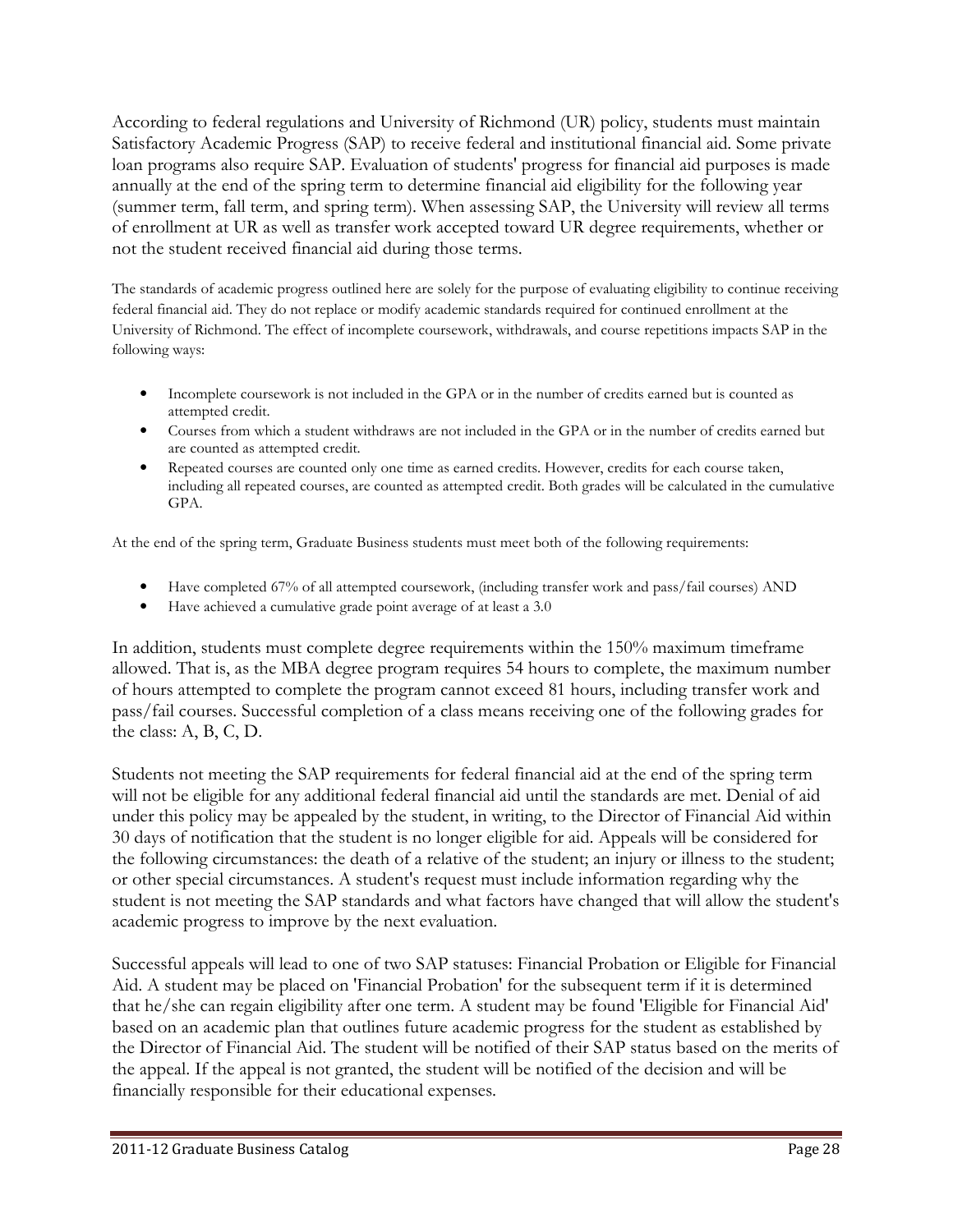According to federal regulations and University of Richmond (UR) policy, students must maintain Satisfactory Academic Progress (SAP) to receive federal and institutional financial aid. Some private loan programs also require SAP. Evaluation of students' progress for financial aid purposes is made annually at the end of the spring term to determine financial aid eligibility for the following year (summer term, fall term, and spring term). When assessing SAP, the University will review all terms of enrollment at UR as well as transfer work accepted toward UR degree requirements, whether or not the student received financial aid during those terms.

The standards of academic progress outlined here are solely for the purpose of evaluating eligibility to continue receiving federal financial aid. They do not replace or modify academic standards required for continued enrollment at the University of Richmond. The effect of incomplete coursework, withdrawals, and course repetitions impacts SAP in the following ways:

- Incomplete coursework is not included in the GPA or in the number of credits earned but is counted as attempted credit.
- Courses from which a student withdraws are not included in the GPA or in the number of credits earned but are counted as attempted credit.
- Repeated courses are counted only one time as earned credits. However, credits for each course taken, including all repeated courses, are counted as attempted credit. Both grades will be calculated in the cumulative GPA.

At the end of the spring term, Graduate Business students must meet both of the following requirements:

- Have completed 67% of all attempted coursework, (including transfer work and pass/fail courses) AND
- Have achieved a cumulative grade point average of at least a 3.0

In addition, students must complete degree requirements within the 150% maximum timeframe allowed. That is, as the MBA degree program requires 54 hours to complete, the maximum number of hours attempted to complete the program cannot exceed 81 hours, including transfer work and pass/fail courses. Successful completion of a class means receiving one of the following grades for the class: A, B, C, D.

Students not meeting the SAP requirements for federal financial aid at the end of the spring term will not be eligible for any additional federal financial aid until the standards are met. Denial of aid under this policy may be appealed by the student, in writing, to the Director of Financial Aid within 30 days of notification that the student is no longer eligible for aid. Appeals will be considered for the following circumstances: the death of a relative of the student; an injury or illness to the student; or other special circumstances. A student's request must include information regarding why the student is not meeting the SAP standards and what factors have changed that will allow the student's academic progress to improve by the next evaluation.

Successful appeals will lead to one of two SAP statuses: Financial Probation or Eligible for Financial Aid. A student may be placed on 'Financial Probation' for the subsequent term if it is determined that he/she can regain eligibility after one term. A student may be found 'Eligible for Financial Aid' based on an academic plan that outlines future academic progress for the student as established by the Director of Financial Aid. The student will be notified of their SAP status based on the merits of the appeal. If the appeal is not granted, the student will be notified of the decision and will be financially responsible for their educational expenses.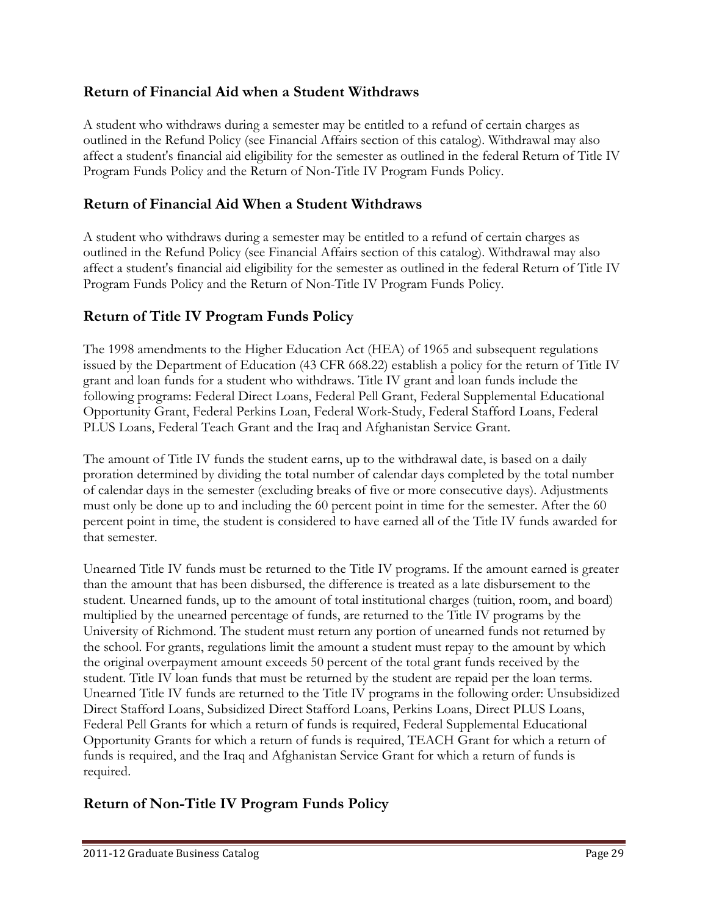## Return of Financial Aid when a Student Withdraws

A student who withdraws during a semester may be entitled to a refund of certain charges as outlined in the Refund Policy (see Financial Affairs section of this catalog). Withdrawal may also affect a student's financial aid eligibility for the semester as outlined in the federal Return of Title IV Program Funds Policy and the Return of Non-Title IV Program Funds Policy.

## Return of Financial Aid When a Student Withdraws

A student who withdraws during a semester may be entitled to a refund of certain charges as outlined in the Refund Policy (see Financial Affairs section of this catalog). Withdrawal may also affect a student's financial aid eligibility for the semester as outlined in the federal Return of Title IV Program Funds Policy and the Return of Non-Title IV Program Funds Policy.

## Return of Title IV Program Funds Policy

The 1998 amendments to the Higher Education Act (HEA) of 1965 and subsequent regulations issued by the Department of Education (43 CFR 668.22) establish a policy for the return of Title IV grant and loan funds for a student who withdraws. Title IV grant and loan funds include the following programs: Federal Direct Loans, Federal Pell Grant, Federal Supplemental Educational Opportunity Grant, Federal Perkins Loan, Federal Work-Study, Federal Stafford Loans, Federal PLUS Loans, Federal Teach Grant and the Iraq and Afghanistan Service Grant.

The amount of Title IV funds the student earns, up to the withdrawal date, is based on a daily proration determined by dividing the total number of calendar days completed by the total number of calendar days in the semester (excluding breaks of five or more consecutive days). Adjustments must only be done up to and including the 60 percent point in time for the semester. After the 60 percent point in time, the student is considered to have earned all of the Title IV funds awarded for that semester.

Unearned Title IV funds must be returned to the Title IV programs. If the amount earned is greater than the amount that has been disbursed, the difference is treated as a late disbursement to the student. Unearned funds, up to the amount of total institutional charges (tuition, room, and board) multiplied by the unearned percentage of funds, are returned to the Title IV programs by the University of Richmond. The student must return any portion of unearned funds not returned by the school. For grants, regulations limit the amount a student must repay to the amount by which the original overpayment amount exceeds 50 percent of the total grant funds received by the student. Title IV loan funds that must be returned by the student are repaid per the loan terms. Unearned Title IV funds are returned to the Title IV programs in the following order: Unsubsidized Direct Stafford Loans, Subsidized Direct Stafford Loans, Perkins Loans, Direct PLUS Loans, Federal Pell Grants for which a return of funds is required, Federal Supplemental Educational Opportunity Grants for which a return of funds is required, TEACH Grant for which a return of funds is required, and the Iraq and Afghanistan Service Grant for which a return of funds is required.

## Return of Non-Title IV Program Funds Policy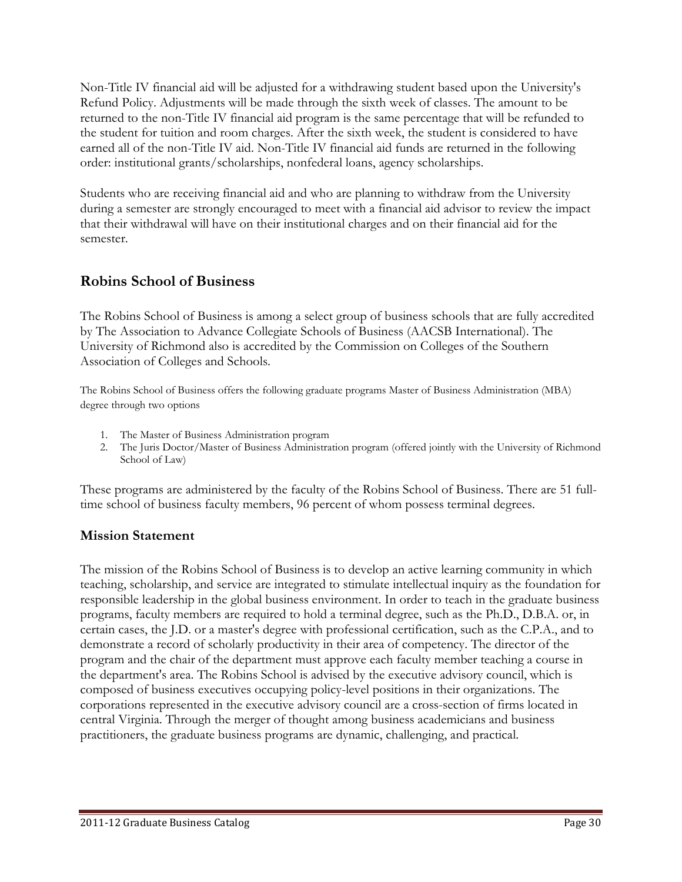Non-Title IV financial aid will be adjusted for a withdrawing student based upon the University's Refund Policy. Adjustments will be made through the sixth week of classes. The amount to be returned to the non-Title IV financial aid program is the same percentage that will be refunded to the student for tuition and room charges. After the sixth week, the student is considered to have earned all of the non-Title IV aid. Non-Title IV financial aid funds are returned in the following order: institutional grants/scholarships, nonfederal loans, agency scholarships.

Students who are receiving financial aid and who are planning to withdraw from the University during a semester are strongly encouraged to meet with a financial aid advisor to review the impact that their withdrawal will have on their institutional charges and on their financial aid for the semester.

## Robins School of Business

The Robins School of Business is among a select group of business schools that are fully accredited by The Association to Advance Collegiate Schools of Business (AACSB International). The University of Richmond also is accredited by the Commission on Colleges of the Southern Association of Colleges and Schools.

The Robins School of Business offers the following graduate programs Master of Business Administration (MBA) degree through two options

1. The Master of Business Administration program
2. The Juris Doctor/Master of Business Administration program (offered jointly with the University of Richmond School of Law)

These programs are administered by the faculty of the Robins School of Business. There are 51 full-time school of business faculty members, 96 percent of whom possess terminal degrees.

### Mission Statement

The mission of the Robins School of Business is to develop an active learning community in which teaching, scholarship, and service are integrated to stimulate intellectual inquiry as the foundation for responsible leadership in the global business environment. In order to teach in the graduate business programs, faculty members are required to hold a terminal degree, such as the Ph.D., D.B.A. or, in certain cases, the J.D. or a master's degree with professional certification, such as the C.P.A., and to demonstrate a record of scholarly productivity in their area of competency. The director of the program and the chair of the department must approve each faculty member teaching a course in the department's area. The Robins School is advised by the executive advisory council, which is composed of business executives occupying policy-level positions in their organizations. The corporations represented in the executive advisory council are a cross-section of firms located in central Virginia. Through the merger of thought among business academicians and business practitioners, the graduate business programs are dynamic, challenging, and practical.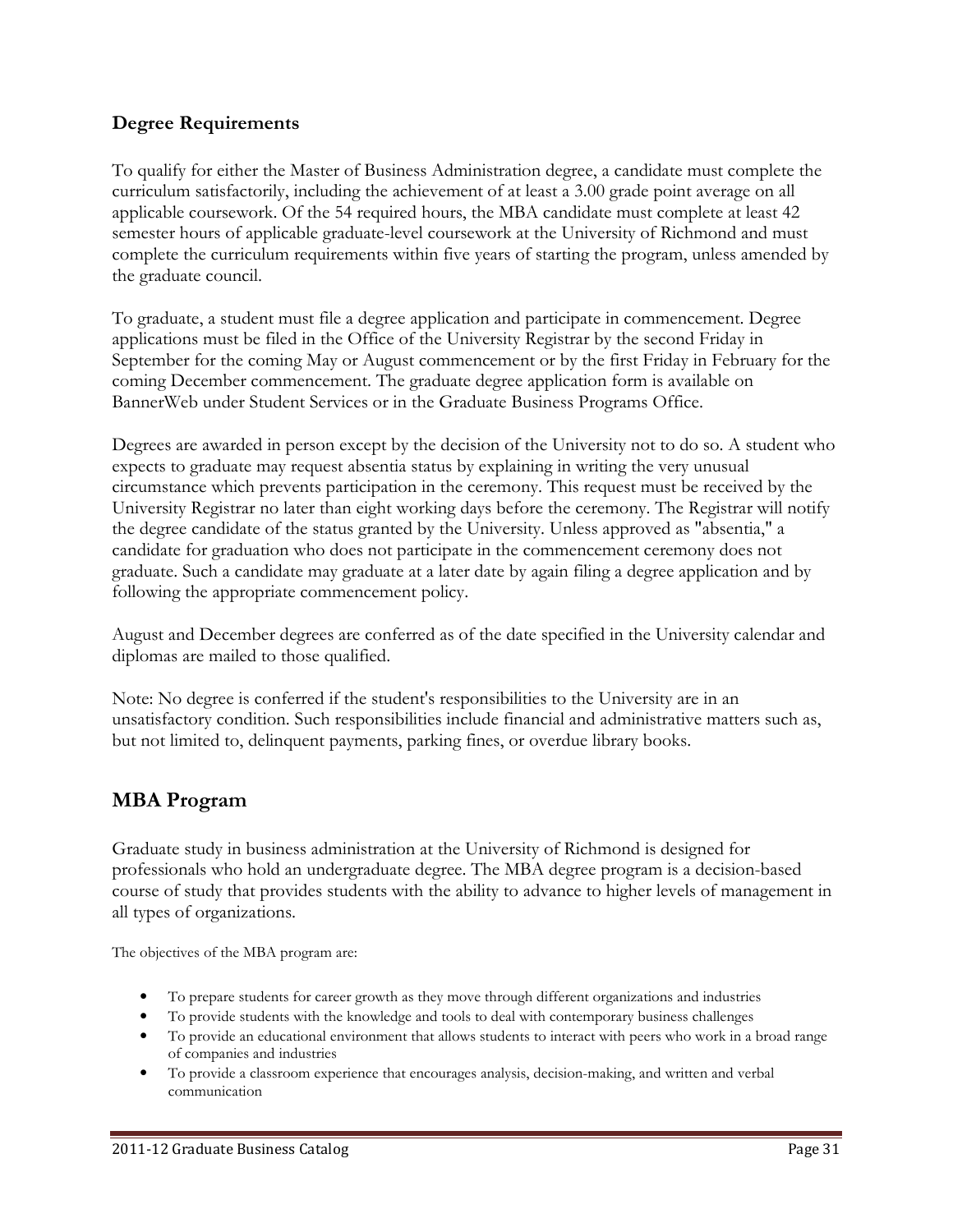### Degree Requirements

To qualify for either the Master of Business Administration degree, a candidate must complete the curriculum satisfactorily, including the achievement of at least a 3.00 grade point average on all applicable coursework. Of the 54 required hours, the MBA candidate must complete at least 42 semester hours of applicable graduate-level coursework at the University of Richmond and must complete the curriculum requirements within five years of starting the program, unless amended by the graduate council.

To graduate, a student must file a degree application and participate in commencement. Degree applications must be filed in the Office of the University Registrar by the second Friday in September for the coming May or August commencement or by the first Friday in February for the coming December commencement. The graduate degree application form is available on BannerWeb under Student Services or in the Graduate Business Programs Office.

Degrees are awarded in person except by the decision of the University not to do so. A student who expects to graduate may request absentia status by explaining in writing the very unusual circumstance which prevents participation in the ceremony. This request must be received by the University Registrar no later than eight working days before the ceremony. The Registrar will notify the degree candidate of the status granted by the University. Unless approved as "absentia," a candidate for graduation who does not participate in the commencement ceremony does not graduate. Such a candidate may graduate at a later date by again filing a degree application and by following the appropriate commencement policy.

August and December degrees are conferred as of the date specified in the University calendar and diplomas are mailed to those qualified.

Note: No degree is conferred if the student's responsibilities to the University are in an unsatisfactory condition. Such responsibilities include financial and administrative matters such as, but not limited to, delinquent payments, parking fines, or overdue library books.

## MBA Program

Graduate study in business administration at the University of Richmond is designed for professionals who hold an undergraduate degree. The MBA degree program is a decision-based course of study that provides students with the ability to advance to higher levels of management in all types of organizations.

The objectives of the MBA program are:

- To prepare students for career growth as they move through different organizations and industries
- To provide students with the knowledge and tools to deal with contemporary business challenges
- To provide an educational environment that allows students to interact with peers who work in a broad range of companies and industries
- To provide a classroom experience that encourages analysis, decision-making, and written and verbal communication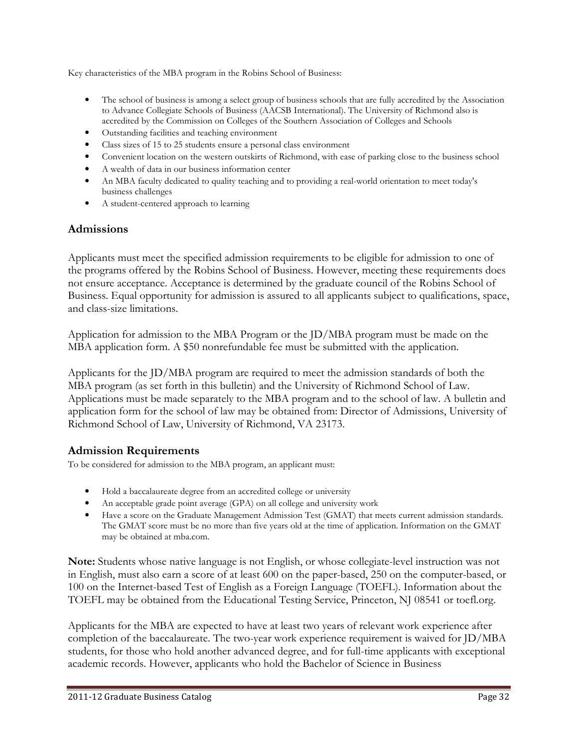Key characteristics of the MBA program in the Robins School of Business:

- The school of business is among a select group of business schools that are fully accredited by the Association to Advance Collegiate Schools of Business (AACSB International). The University of Richmond also is accredited by the Commission on Colleges of the Southern Association of Colleges and Schools
- Outstanding facilities and teaching environment
- Class sizes of 15 to 25 students ensure a personal class environment
- Convenient location on the western outskirts of Richmond, with ease of parking close to the business school
- A wealth of data in our business information center
- An MBA faculty dedicated to quality teaching and to providing a real-world orientation to meet today's business challenges
- A student-centered approach to learning

## Admissions

Applicants must meet the specified admission requirements to be eligible for admission to one of the programs offered by the Robins School of Business. However, meeting these requirements does not ensure acceptance. Acceptance is determined by the graduate council of the Robins School of Business. Equal opportunity for admission is assured to all applicants subject to qualifications, space, and class-size limitations.

Application for admission to the MBA Program or the JD/MBA program must be made on the MBA application form. A $50 nonrefundable fee must be submitted with the application.

Applicants for the JD/MBA program are required to meet the admission standards of both the MBA program (as set forth in this bulletin) and the University of Richmond School of Law. Applications must be made separately to the MBA program and to the school of law. A bulletin and application form for the school of law may be obtained from: Director of Admissions, University of Richmond School of Law, University of Richmond, VA 23173.

## Admission Requirements

To be considered for admission to the MBA program, an applicant must:

- Hold a baccalaureate degree from an accredited college or university
- An acceptable grade point average (GPA) on all college and university work
- Have a score on the Graduate Management Admission Test (GMAT) that meets current admission standards. The GMAT score must be no more than five years old at the time of application. Information on the GMAT may be obtained at mba.com.

**Note:** Students whose native language is not English, or whose collegiate-level instruction was not in English, must also earn a score of at least 600 on the paper-based, 250 on the computer-based, or 100 on the Internet-based Test of English as a Foreign Language (TOEFL). Information about the TOEFL may be obtained from the Educational Testing Service, Princeton, NJ 08541 or toefl.org.

Applicants for the MBA are expected to have at least two years of relevant work experience after completion of the baccalaureate. The two-year work experience requirement is waived for JD/MBA students, for those who hold another advanced degree, and for full-time applicants with exceptional academic records. However, applicants who hold the Bachelor of Science in Business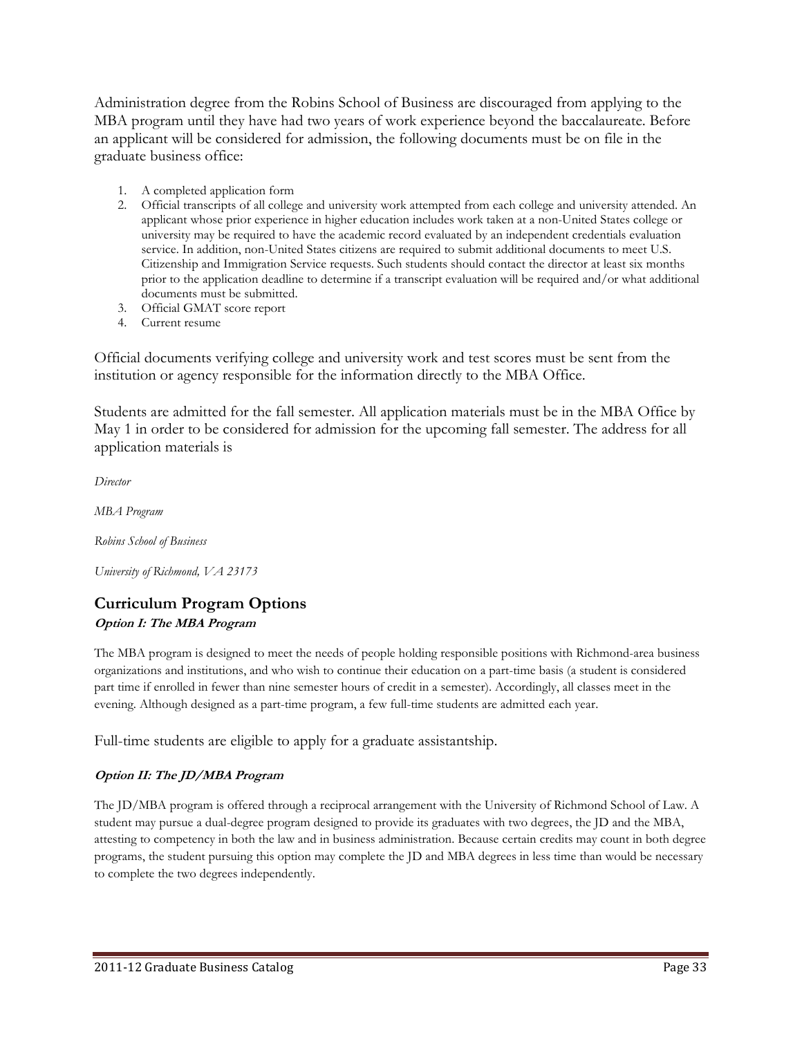Administration degree from the Robins School of Business are discouraged from applying to the MBA program until they have had two years of work experience beyond the baccalaureate. Before an applicant will be considered for admission, the following documents must be on file in the graduate business office:

1. A completed application form
2. Official transcripts of all college and university work attempted from each college and university attended. An applicant whose prior experience in higher education includes work taken at a non-United States college or university may be required to have the academic record evaluated by an independent credentials evaluation service. In addition, non-United States citizens are required to submit additional documents to meet U.S. Citizenship and Immigration Service requests. Such students should contact the director at least six months prior to the application deadline to determine if a transcript evaluation will be required and/or what additional documents must be submitted.
3. Official GMAT score report
4. Current resume

Official documents verifying college and university work and test scores must be sent from the institution or agency responsible for the information directly to the MBA Office.

Students are admitted for the fall semester. All application materials must be in the MBA Office by May 1 in order to be considered for admission for the upcoming fall semester. The address for all application materials is

*Director*

*MBA Program*

*Robins School of Business*

*University of Richmond, VA 23173*

## Curriculum Program Options

### *Option I: The MBA Program*

The MBA program is designed to meet the needs of people holding responsible positions with Richmond-area business organizations and institutions, and who wish to continue their education on a part-time basis (a student is considered part time if enrolled in fewer than nine semester hours of credit in a semester). Accordingly, all classes meet in the evening. Although designed as a part-time program, a few full-time students are admitted each year.

Full-time students are eligible to apply for a graduate assistantship.

### *Option II: The JD/MBA Program*

The JD/MBA program is offered through a reciprocal arrangement with the University of Richmond School of Law. A student may pursue a dual-degree program designed to provide its graduates with two degrees, the JD and the MBA, attesting to competency in both the law and in business administration. Because certain credits may count in both degree programs, the student pursuing this option may complete the JD and MBA degrees in less time than would be necessary to complete the two degrees independently.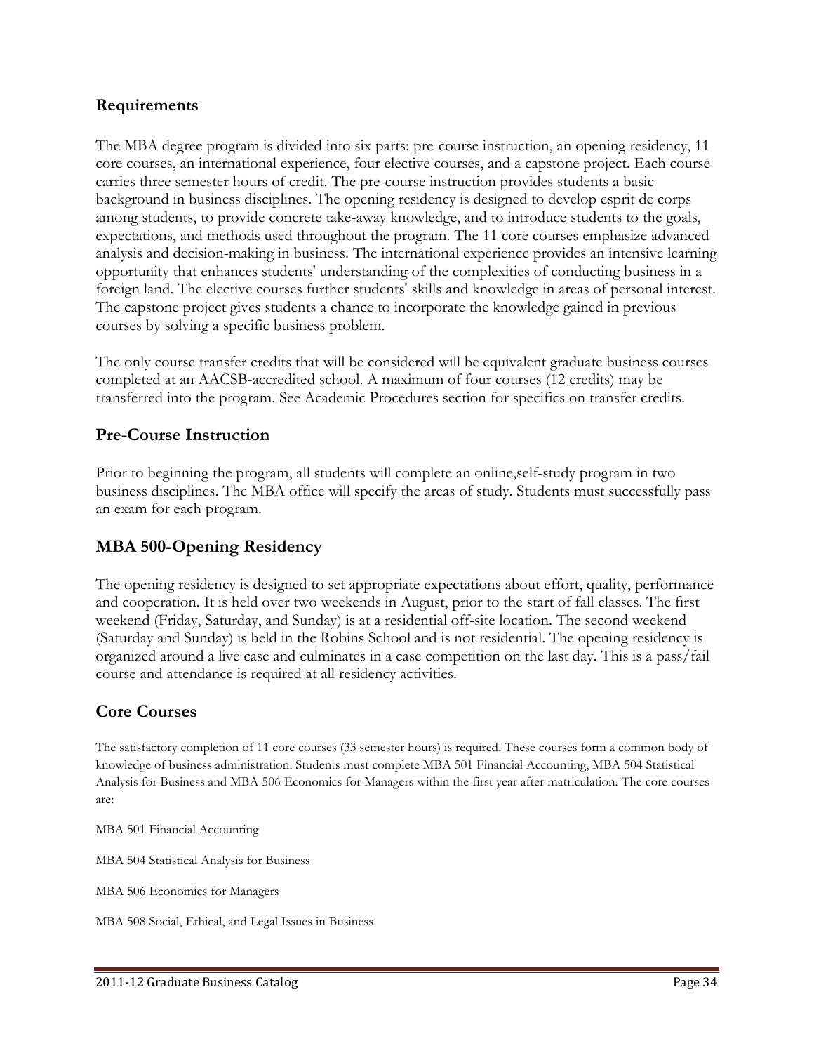## Requirements

The MBA degree program is divided into six parts: pre-course instruction, an opening residency, 11 core courses, an international experience, four elective courses, and a capstone project. Each course carries three semester hours of credit. The pre-course instruction provides students a basic background in business disciplines. The opening residency is designed to develop esprit de corps among students, to provide concrete take-away knowledge, and to introduce students to the goals, expectations, and methods used throughout the program. The 11 core courses emphasize advanced analysis and decision-making in business. The international experience provides an intensive learning opportunity that enhances students' understanding of the complexities of conducting business in a foreign land. The elective courses further students' skills and knowledge in areas of personal interest. The capstone project gives students a chance to incorporate the knowledge gained in previous courses by solving a specific business problem.

The only course transfer credits that will be considered will be equivalent graduate business courses completed at an AACSB-accredited school. A maximum of four courses (12 credits) may be transferred into the program. See Academic Procedures section for specifics on transfer credits.

## Pre-Course Instruction

Prior to beginning the program, all students will complete an online,self-study program in two business disciplines. The MBA office will specify the areas of study. Students must successfully pass an exam for each program.

## MBA 500-Opening Residency

The opening residency is designed to set appropriate expectations about effort, quality, performance and cooperation. It is held over two weekends in August, prior to the start of fall classes. The first weekend (Friday, Saturday, and Sunday) is at a residential off-site location. The second weekend (Saturday and Sunday) is held in the Robins School and is not residential. The opening residency is organized around a live case and culminates in a case competition on the last day. This is a pass/fail course and attendance is required at all residency activities.

## Core Courses

The satisfactory completion of 11 core courses (33 semester hours) is required. These courses form a common body of knowledge of business administration. Students must complete MBA 501 Financial Accounting, MBA 504 Statistical Analysis for Business and MBA 506 Economics for Managers within the first year after matriculation. The core courses are:

MBA 501 Financial Accounting

MBA 504 Statistical Analysis for Business

MBA 506 Economics for Managers

MBA 508 Social, Ethical, and Legal Issues in Business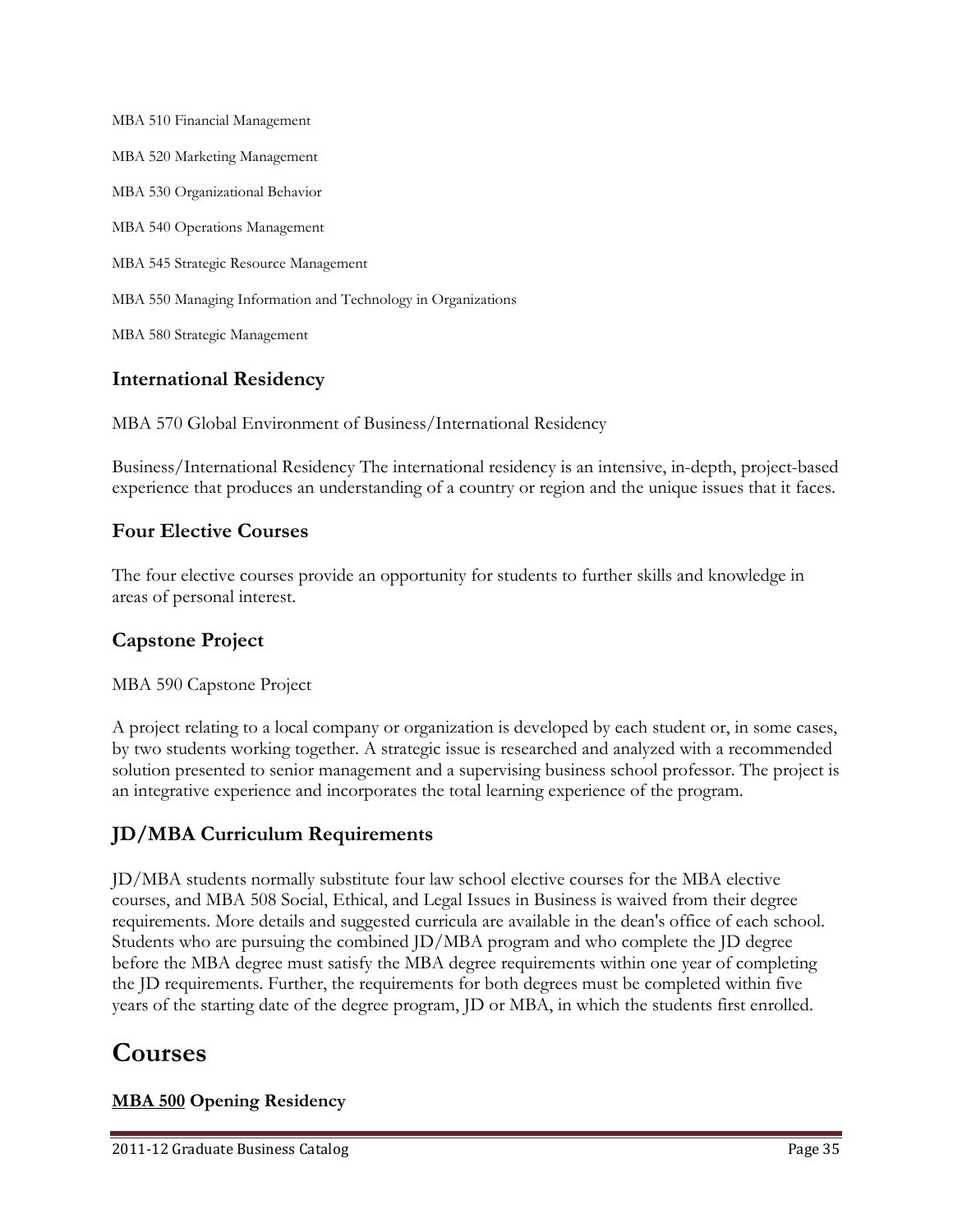MBA 510 Financial Management

MBA 520 Marketing Management

MBA 530 Organizational Behavior

MBA 540 Operations Management

MBA 545 Strategic Resource Management

MBA 550 Managing Information and Technology in Organizations

MBA 580 Strategic Management

## International Residency

MBA 570 Global Environment of Business/International Residency

Business/International Residency The international residency is an intensive, in-depth, project-based experience that produces an understanding of a country or region and the unique issues that it faces.

## Four Elective Courses

The four elective courses provide an opportunity for students to further skills and knowledge in areas of personal interest.

## Capstone Project

MBA 590 Capstone Project

A project relating to a local company or organization is developed by each student or, in some cases, by two students working together. A strategic issue is researched and analyzed with a recommended solution presented to senior management and a supervising business school professor. The project is an integrative experience and incorporates the total learning experience of the program.

## JD/MBA Curriculum Requirements

JD/MBA students normally substitute four law school elective courses for the MBA elective courses, and MBA 508 Social, Ethical, and Legal Issues in Business is waived from their degree requirements. More details and suggested curricula are available in the dean's office of each school. Students who are pursuing the combined JD/MBA program and who complete the JD degree before the MBA degree must satisfy the MBA degree requirements within one year of completing the JD requirements. Further, the requirements for both degrees must be completed within five years of the starting date of the degree program, JD or MBA, in which the students first enrolled.

# Courses

**MBA 500 Opening Residency**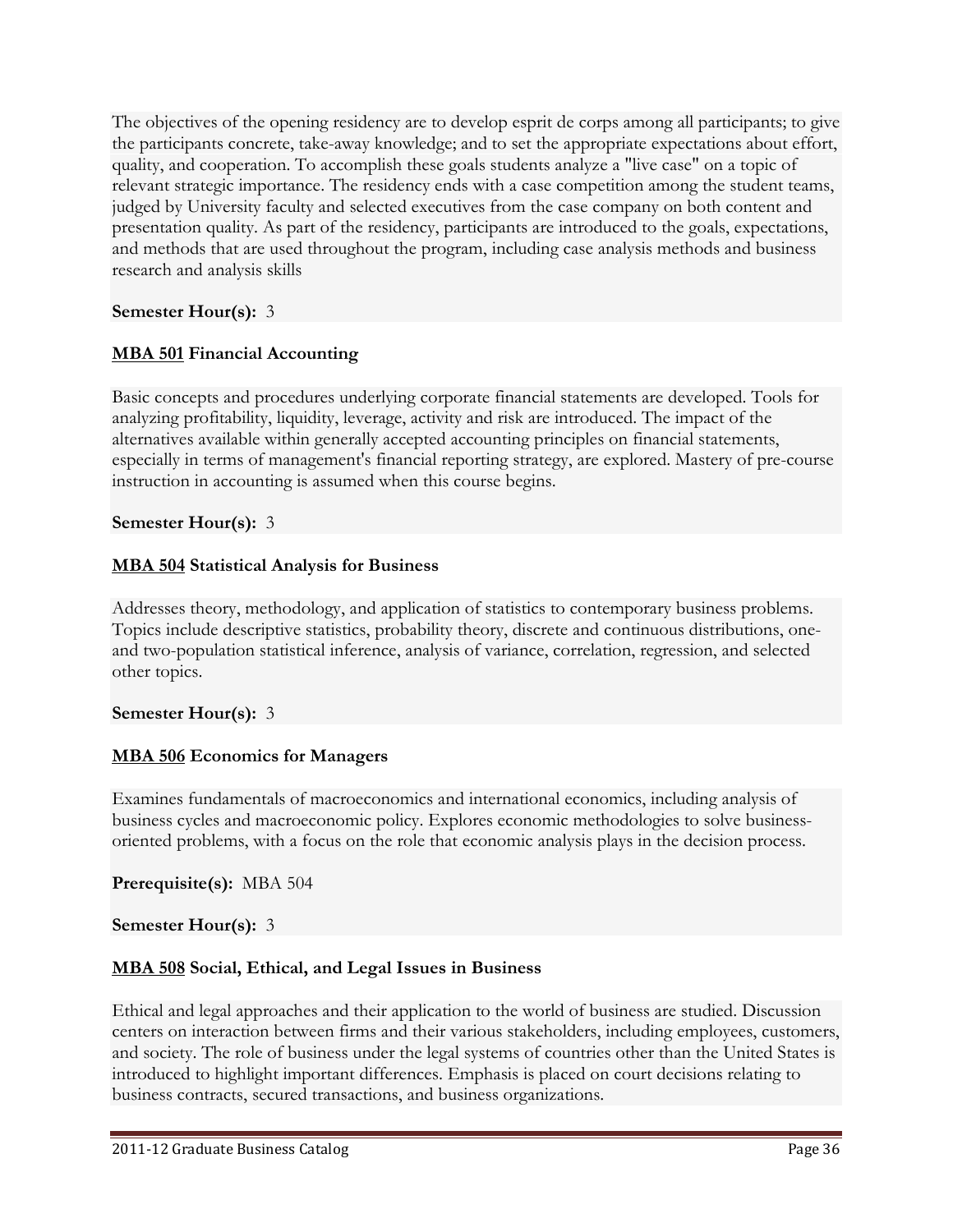The objectives of the opening residency are to develop esprit de corps among all participants; to give the participants concrete, take-away knowledge; and to set the appropriate expectations about effort, quality, and cooperation. To accomplish these goals students analyze a "live case" on a topic of relevant strategic importance. The residency ends with a case competition among the student teams, judged by University faculty and selected executives from the case company on both content and presentation quality. As part of the residency, participants are introduced to the goals, expectations, and methods that are used throughout the program, including case analysis methods and business research and analysis skills

**Semester Hour(s):** 3

**MBA 501 Financial Accounting**

Basic concepts and procedures underlying corporate financial statements are developed. Tools for analyzing profitability, liquidity, leverage, activity and risk are introduced. The impact of the alternatives available within generally accepted accounting principles on financial statements, especially in terms of management's financial reporting strategy, are explored. Mastery of pre-course instruction in accounting is assumed when this course begins.

**Semester Hour(s):** 3

**MBA 504 Statistical Analysis for Business**

Addresses theory, methodology, and application of statistics to contemporary business problems. Topics include descriptive statistics, probability theory, discrete and continuous distributions, one- and two-population statistical inference, analysis of variance, correlation, regression, and selected other topics.

**Semester Hour(s):** 3

**MBA 506 Economics for Managers**

Examines fundamentals of macroeconomics and international economics, including analysis of business cycles and macroeconomic policy. Explores economic methodologies to solve business-oriented problems, with a focus on the role that economic analysis plays in the decision process.

**Prerequisite(s):** MBA 504

**Semester Hour(s):** 3

**MBA 508 Social, Ethical, and Legal Issues in Business**

Ethical and legal approaches and their application to the world of business are studied. Discussion centers on interaction between firms and their various stakeholders, including employees, customers, and society. The role of business under the legal systems of countries other than the United States is introduced to highlight important differences. Emphasis is placed on court decisions relating to business contracts, secured transactions, and business organizations.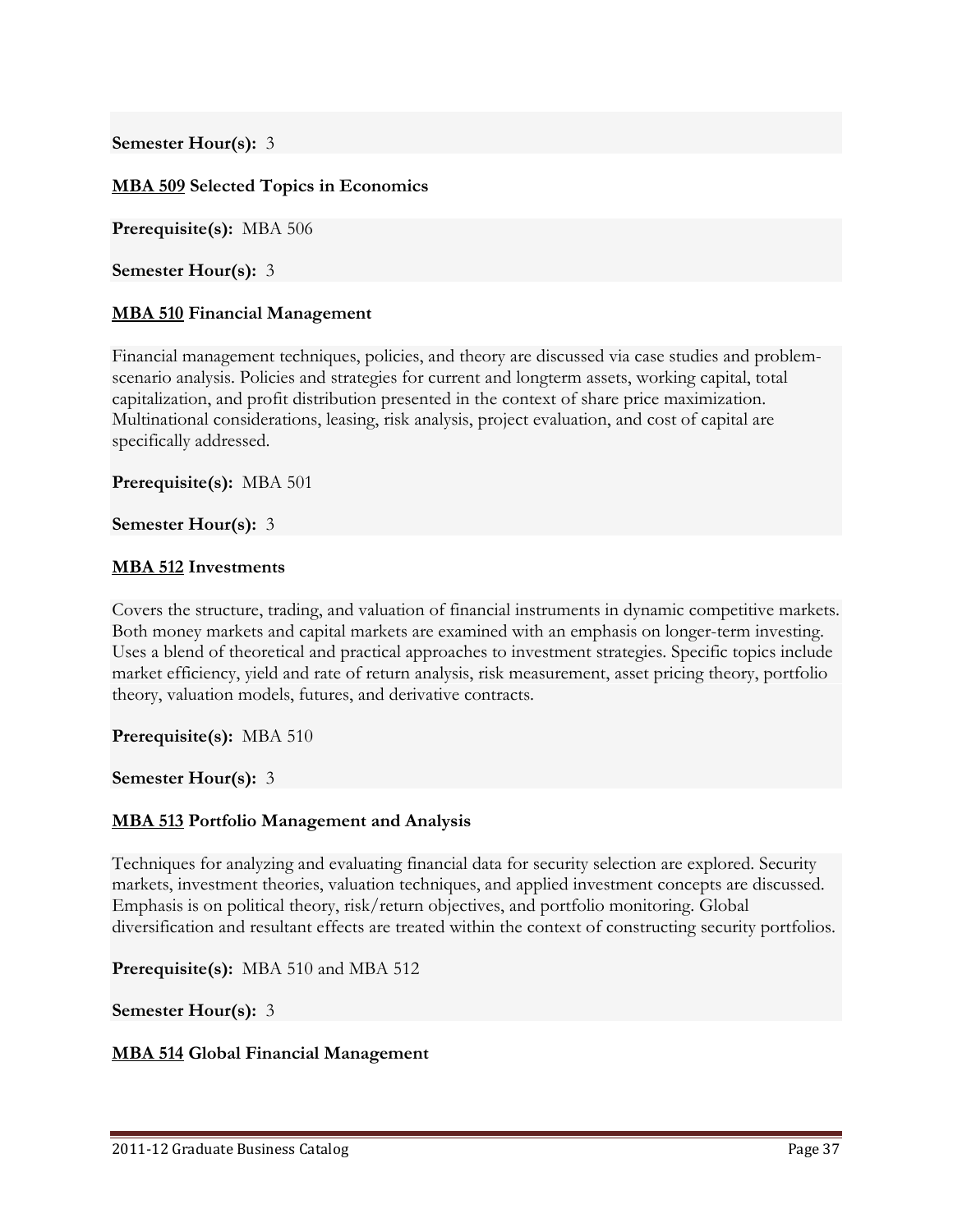**Semester Hour(s):** 3

**MBA 509 Selected Topics in Economics**

**Prerequisite(s):** MBA 506

**Semester Hour(s):** 3

**MBA 510 Financial Management**

Financial management techniques, policies, and theory are discussed via case studies and problem-scenario analysis. Policies and strategies for current and longterm assets, working capital, total capitalization, and profit distribution presented in the context of share price maximization. Multinational considerations, leasing, risk analysis, project evaluation, and cost of capital are specifically addressed.

**Prerequisite(s):** MBA 501

**Semester Hour(s):** 3

**MBA 512 Investments**

Covers the structure, trading, and valuation of financial instruments in dynamic competitive markets. Both money markets and capital markets are examined with an emphasis on longer-term investing. Uses a blend of theoretical and practical approaches to investment strategies. Specific topics include market efficiency, yield and rate of return analysis, risk measurement, asset pricing theory, portfolio theory, valuation models, futures, and derivative contracts.

**Prerequisite(s):** MBA 510

**Semester Hour(s):** 3

**MBA 513 Portfolio Management and Analysis**

Techniques for analyzing and evaluating financial data for security selection are explored. Security markets, investment theories, valuation techniques, and applied investment concepts are discussed. Emphasis is on political theory, risk/return objectives, and portfolio monitoring. Global diversification and resultant effects are treated within the context of constructing security portfolios.

**Prerequisite(s):** MBA 510 and MBA 512

**Semester Hour(s):** 3

**MBA 514 Global Financial Management**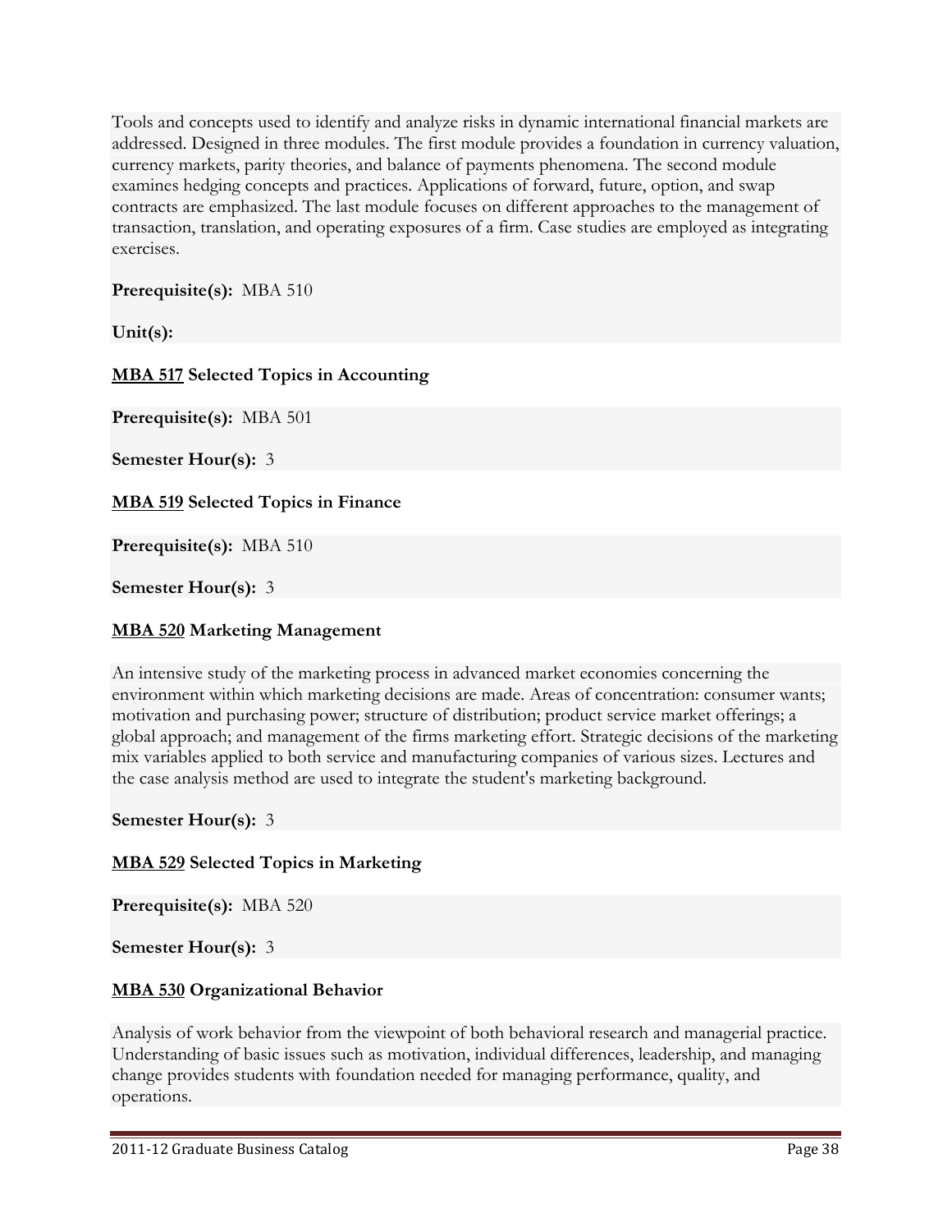Tools and concepts used to identify and analyze risks in dynamic international financial markets are addressed. Designed in three modules. The first module provides a foundation in currency valuation, currency markets, parity theories, and balance of payments phenomena. The second module examines hedging concepts and practices. Applications of forward, future, option, and swap contracts are emphasized. The last module focuses on different approaches to the management of transaction, translation, and operating exposures of a firm. Case studies are employed as integrating exercises.

**Prerequisite(s):** MBA 510

**Unit(s):**

### MBA 517 Selected Topics in Accounting

**Prerequisite(s):** MBA 501

**Semester Hour(s):** 3

### MBA 519 Selected Topics in Finance

**Prerequisite(s):** MBA 510

**Semester Hour(s):** 3

### MBA 520 Marketing Management

An intensive study of the marketing process in advanced market economies concerning the environment within which marketing decisions are made. Areas of concentration: consumer wants; motivation and purchasing power; structure of distribution; product service market offerings; a global approach; and management of the firms marketing effort. Strategic decisions of the marketing mix variables applied to both service and manufacturing companies of various sizes. Lectures and the case analysis method are used to integrate the student's marketing background.

**Semester Hour(s):** 3

### MBA 529 Selected Topics in Marketing

**Prerequisite(s):** MBA 520

**Semester Hour(s):** 3

### MBA 530 Organizational Behavior

Analysis of work behavior from the viewpoint of both behavioral research and managerial practice. Understanding of basic issues such as motivation, individual differences, leadership, and managing change provides students with foundation needed for managing performance, quality, and operations.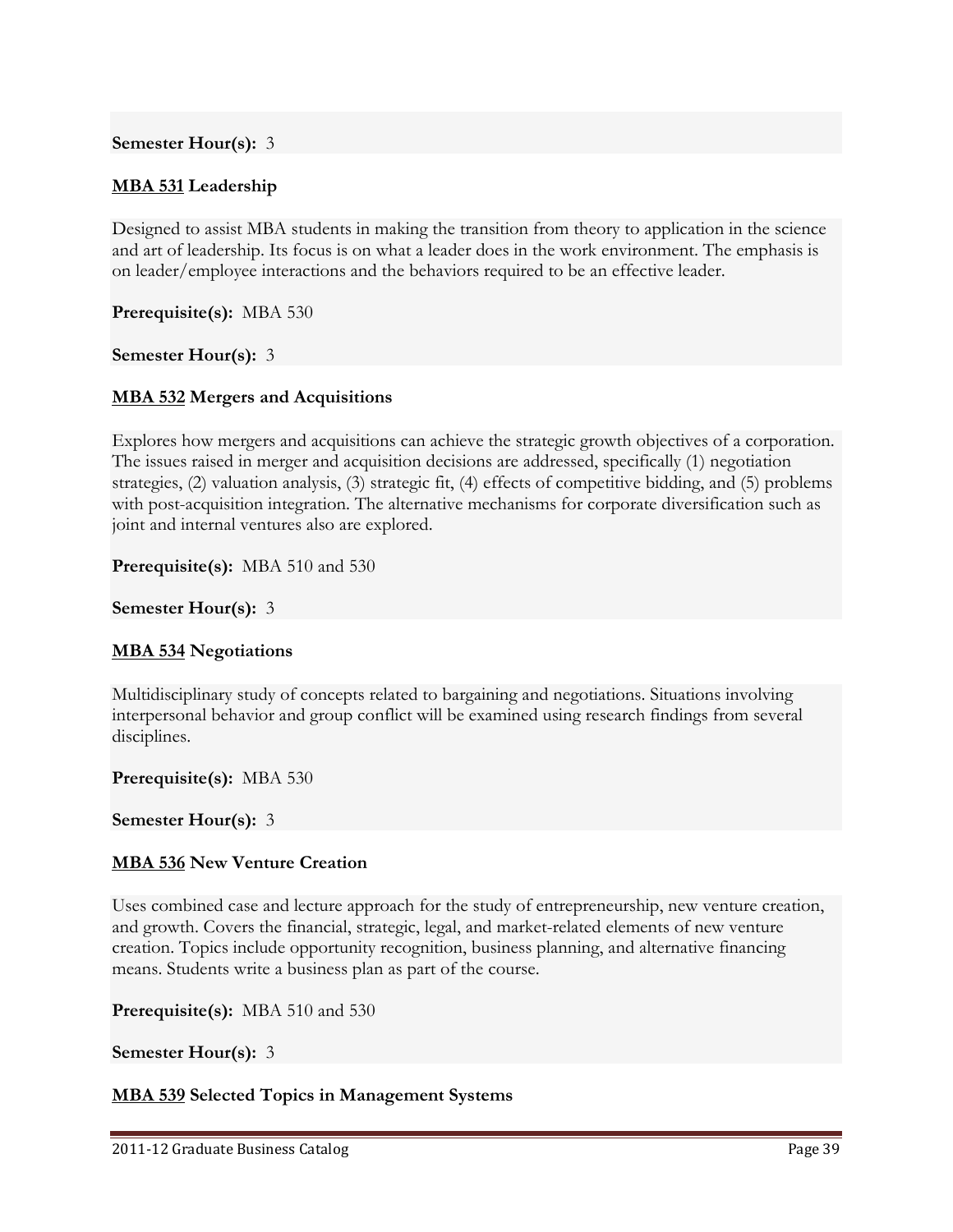**Semester Hour(s):** 3

**MBA 531 Leadership**

Designed to assist MBA students in making the transition from theory to application in the science and art of leadership. Its focus is on what a leader does in the work environment. The emphasis is on leader/employee interactions and the behaviors required to be an effective leader.

**Prerequisite(s):** MBA 530

**Semester Hour(s):** 3

**MBA 532 Mergers and Acquisitions**

Explores how mergers and acquisitions can achieve the strategic growth objectives of a corporation. The issues raised in merger and acquisition decisions are addressed, specifically (1) negotiation strategies, (2) valuation analysis, (3) strategic fit, (4) effects of competitive bidding, and (5) problems with post-acquisition integration. The alternative mechanisms for corporate diversification such as joint and internal ventures also are explored.

**Prerequisite(s):** MBA 510 and 530

**Semester Hour(s):** 3

**MBA 534 Negotiations**

Multidisciplinary study of concepts related to bargaining and negotiations. Situations involving interpersonal behavior and group conflict will be examined using research findings from several disciplines.

**Prerequisite(s):** MBA 530

**Semester Hour(s):** 3

**MBA 536 New Venture Creation**

Uses combined case and lecture approach for the study of entrepreneurship, new venture creation, and growth. Covers the financial, strategic, legal, and market-related elements of new venture creation. Topics include opportunity recognition, business planning, and alternative financing means. Students write a business plan as part of the course.

**Prerequisite(s):** MBA 510 and 530

**Semester Hour(s):** 3

**MBA 539 Selected Topics in Management Systems**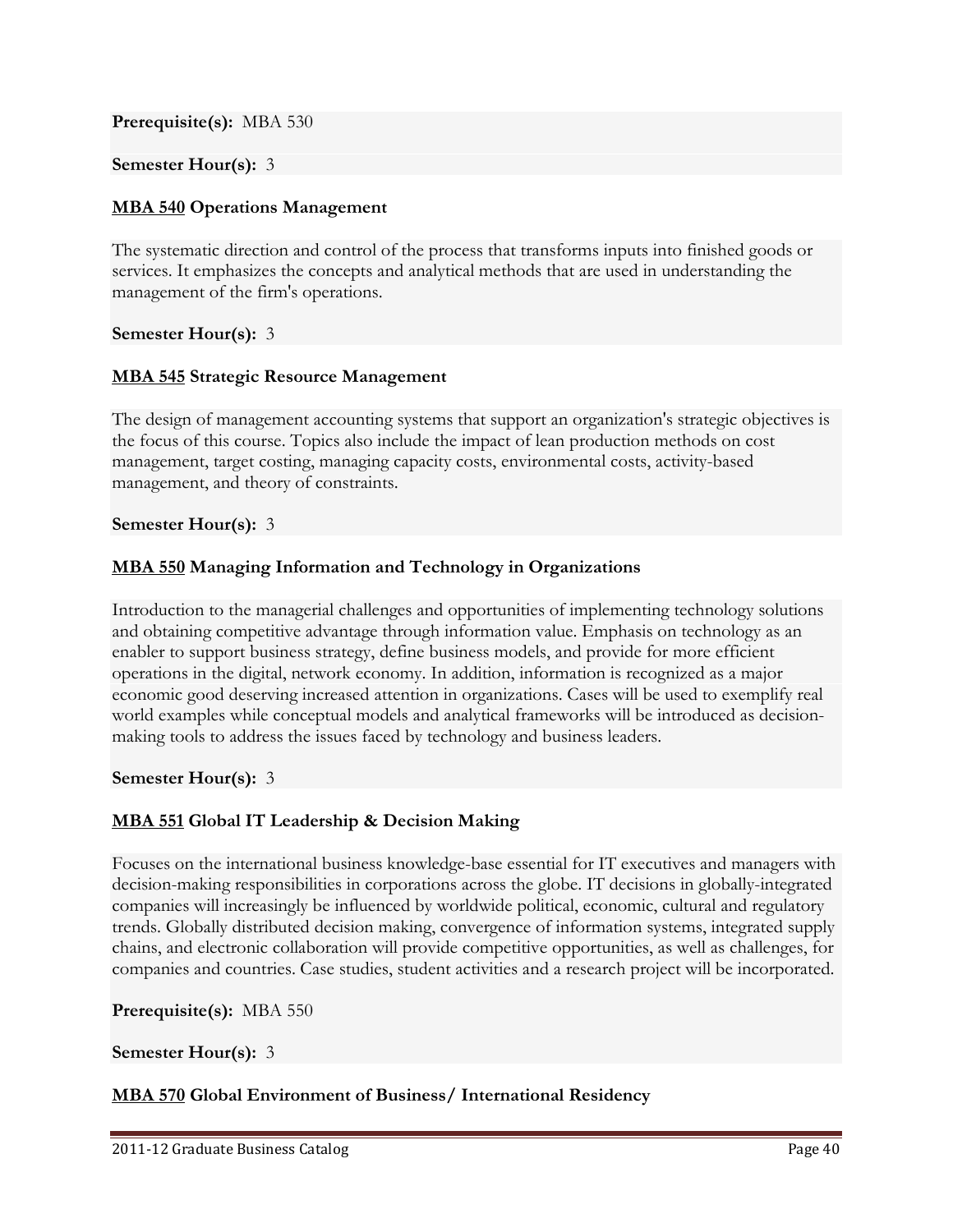**Prerequisite(s):** MBA 530

**Semester Hour(s):** 3

### MBA 540 Operations Management

The systematic direction and control of the process that transforms inputs into finished goods or services. It emphasizes the concepts and analytical methods that are used in understanding the management of the firm's operations.

**Semester Hour(s):** 3

### MBA 545 Strategic Resource Management

The design of management accounting systems that support an organization's strategic objectives is the focus of this course. Topics also include the impact of lean production methods on cost management, target costing, managing capacity costs, environmental costs, activity-based management, and theory of constraints.

**Semester Hour(s):** 3

### MBA 550 Managing Information and Technology in Organizations

Introduction to the managerial challenges and opportunities of implementing technology solutions and obtaining competitive advantage through information value. Emphasis on technology as an enabler to support business strategy, define business models, and provide for more efficient operations in the digital, network economy. In addition, information is recognized as a major economic good deserving increased attention in organizations. Cases will be used to exemplify real world examples while conceptual models and analytical frameworks will be introduced as decision-making tools to address the issues faced by technology and business leaders.

**Semester Hour(s):** 3

### MBA 551 Global IT Leadership & Decision Making

Focuses on the international business knowledge-base essential for IT executives and managers with decision-making responsibilities in corporations across the globe. IT decisions in globally-integrated companies will increasingly be influenced by worldwide political, economic, cultural and regulatory trends. Globally distributed decision making, convergence of information systems, integrated supply chains, and electronic collaboration will provide competitive opportunities, as well as challenges, for companies and countries. Case studies, student activities and a research project will be incorporated.

**Prerequisite(s):** MBA 550

**Semester Hour(s):** 3

### MBA 570 Global Environment of Business/ International Residency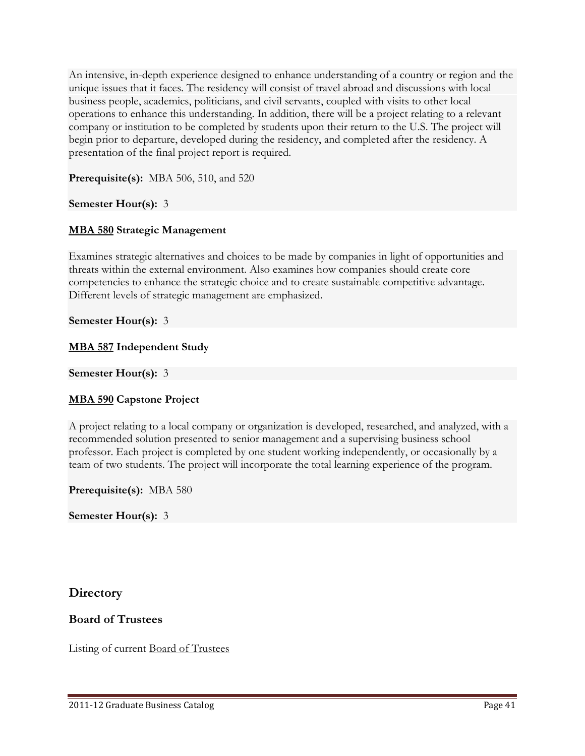An intensive, in-depth experience designed to enhance understanding of a country or region and the unique issues that it faces. The residency will consist of travel abroad and discussions with local business people, academics, politicians, and civil servants, coupled with visits to other local operations to enhance this understanding. In addition, there will be a project relating to a relevant company or institution to be completed by students upon their return to the U.S. The project will begin prior to departure, developed during the residency, and completed after the residency. A presentation of the final project report is required.

**Prerequisite(s):** MBA 506, 510, and 520

**Semester Hour(s):** 3

### MBA 580 Strategic Management

Examines strategic alternatives and choices to be made by companies in light of opportunities and threats within the external environment. Also examines how companies should create core competencies to enhance the strategic choice and to create sustainable competitive advantage. Different levels of strategic management are emphasized.

**Semester Hour(s):** 3

### MBA 587 Independent Study

**Semester Hour(s):** 3

### MBA 590 Capstone Project

A project relating to a local company or organization is developed, researched, and analyzed, with a recommended solution presented to senior management and a supervising business school professor. Each project is completed by one student working independently, or occasionally by a team of two students. The project will incorporate the total learning experience of the program.

**Prerequisite(s):** MBA 580

**Semester Hour(s):** 3

## Directory

### Board of Trustees

Listing of current Board of Trustees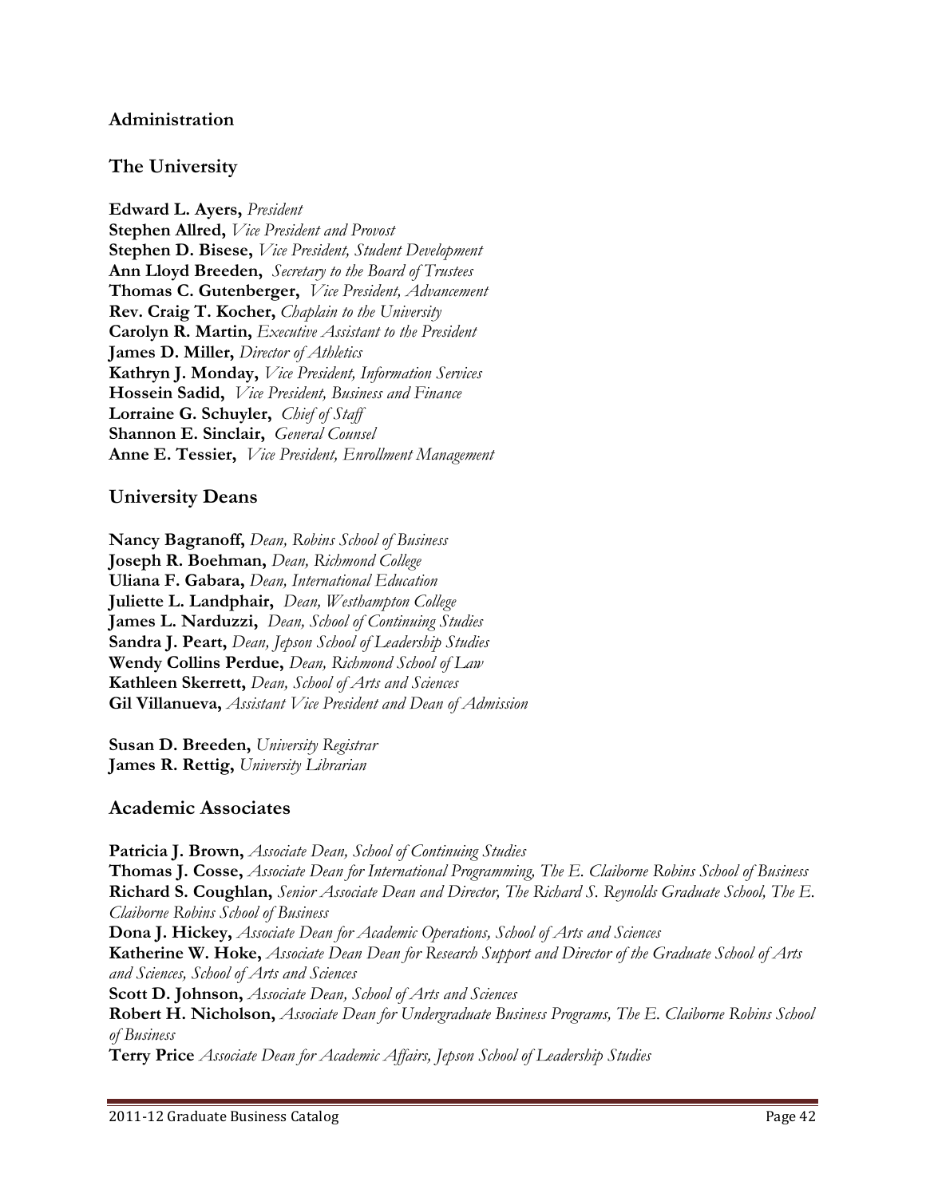## Administration

### The University

**Edward L. Ayers,** *President*
**Stephen Allred,** *Vice President and Provost*
**Stephen D. Bisese,** *Vice President, Student Development*
**Ann Lloyd Breeden,** *Secretary to the Board of Trustees*
**Thomas C. Gutenberger,** *Vice President, Advancement*
**Rev. Craig T. Kocher,** *Chaplain to the University*
**Carolyn R. Martin,** *Executive Assistant to the President*
**James D. Miller,** *Director of Athletics*
**Kathryn J. Monday,** *Vice President, Information Services*
**Hossein Sadid,** *Vice President, Business and Finance*
**Lorraine G. Schuyler,** *Chief of Staff*
**Shannon E. Sinclair,** *General Counsel*
**Anne E. Tessier,** *Vice President, Enrollment Management*

### University Deans

**Nancy Bagranoff,** *Dean, Robins School of Business*
**Joseph R. Boehman,** *Dean, Richmond College*
**Uliana F. Gabara,** *Dean, International Education*
**Juliette L. Landphair,** *Dean, Westhampton College*
**James L. Narduzzi,** *Dean, School of Continuing Studies*
**Sandra J. Peart,** *Dean, Jepson School of Leadership Studies*
**Wendy Collins Perdue,** *Dean, Richmond School of Law*
**Kathleen Skerrett,** *Dean, School of Arts and Sciences*
**Gil Villanueva,** *Assistant Vice President and Dean of Admission*

**Susan D. Breeden,** *University Registrar*
**James R. Rettig,** *University Librarian*

### Academic Associates

**Patricia J. Brown,** *Associate Dean, School of Continuing Studies*
**Thomas J. Cosse,** *Associate Dean for International Programming, The E. Claiborne Robins School of Business*
**Richard S. Coughlan,** *Senior Associate Dean and Director, The Richard S. Reynolds Graduate School, The E. Claiborne Robins School of Business*
**Dona J. Hickey,** *Associate Dean for Academic Operations, School of Arts and Sciences*
**Katherine W. Hoke,** *Associate Dean Dean for Research Support and Director of the Graduate School of Arts and Sciences, School of Arts and Sciences*
**Scott D. Johnson,** *Associate Dean, School of Arts and Sciences*
**Robert H. Nicholson,** *Associate Dean for Undergraduate Business Programs, The E. Claiborne Robins School of Business*
**Terry Price** *Associate Dean for Academic Affairs, Jepson School of Leadership Studies*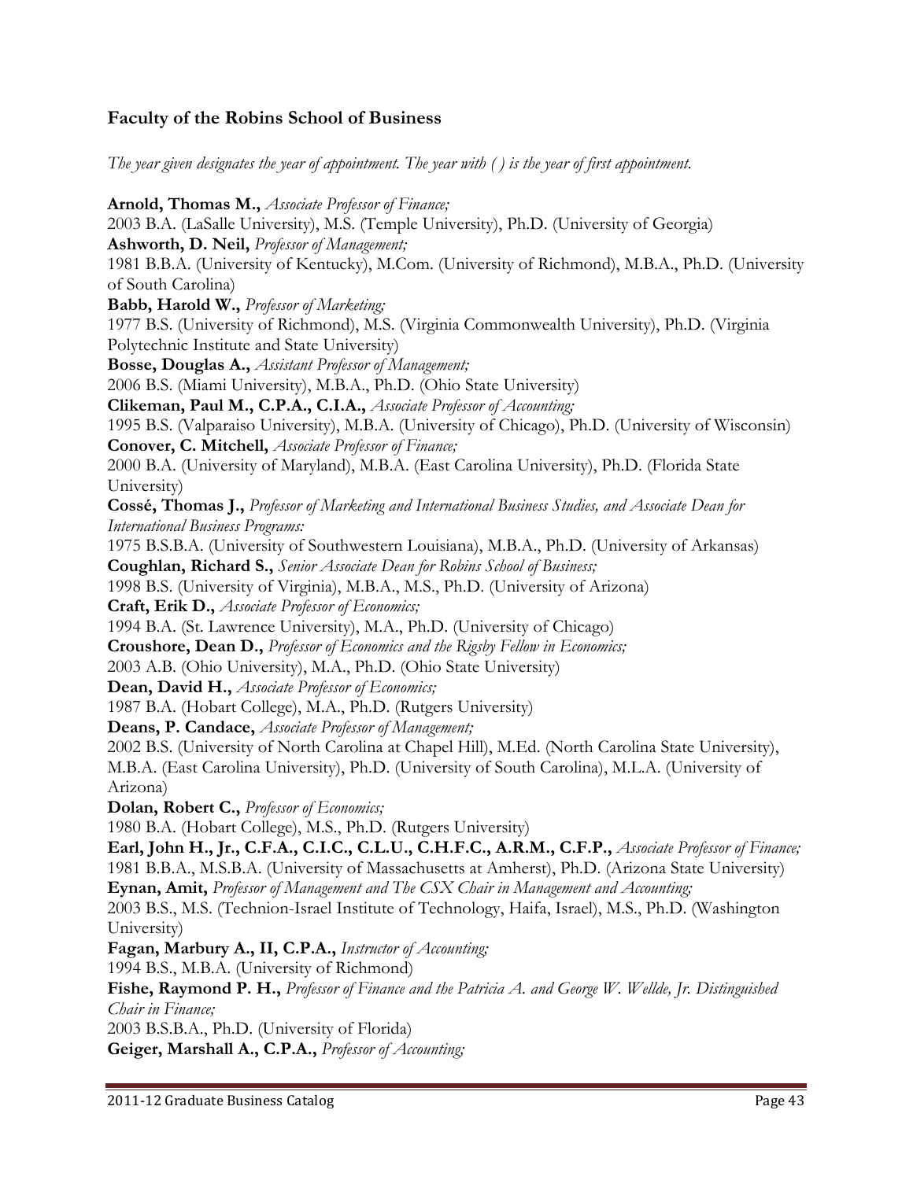## Faculty of the Robins School of Business

*The year given designates the year of appointment. The year with ( ) is the year of first appointment.*

**Arnold, Thomas M.,** *Associate Professor of Finance;*
2003 B.A. (LaSalle University), M.S. (Temple University), Ph.D. (University of Georgia)
**Ashworth, D. Neil,** *Professor of Management;*
1981 B.B.A. (University of Kentucky), M.Com. (University of Richmond), M.B.A., Ph.D. (University of South Carolina)
**Babb, Harold W.,** *Professor of Marketing;*
1977 B.S. (University of Richmond), M.S. (Virginia Commonwealth University), Ph.D. (Virginia Polytechnic Institute and State University)
**Bosse, Douglas A.,** *Assistant Professor of Management;*
2006 B.S. (Miami University), M.B.A., Ph.D. (Ohio State University)
**Clikeman, Paul M., C.P.A., C.I.A.,** *Associate Professor of Accounting;*
1995 B.S. (Valparaiso University), M.B.A. (University of Chicago), Ph.D. (University of Wisconsin)
**Conover, C. Mitchell,** *Associate Professor of Finance;*
2000 B.A. (University of Maryland), M.B.A. (East Carolina University), Ph.D. (Florida State University)
**Cossé, Thomas J.,** *Professor of Marketing and International Business Studies, and Associate Dean for International Business Programs:*
1975 B.S.B.A. (University of Southwestern Louisiana), M.B.A., Ph.D. (University of Arkansas)
**Coughlan, Richard S.,** *Senior Associate Dean for Robins School of Business;*
1998 B.S. (University of Virginia), M.B.A., M.S., Ph.D. (University of Arizona)
**Craft, Erik D.,** *Associate Professor of Economics;*
1994 B.A. (St. Lawrence University), M.A., Ph.D. (University of Chicago)
**Croushore, Dean D.,** *Professor of Economics and the Rigsby Fellow in Economics;*
2003 A.B. (Ohio University), M.A., Ph.D. (Ohio State University)
**Dean, David H.,** *Associate Professor of Economics;*
1987 B.A. (Hobart College), M.A., Ph.D. (Rutgers University)
**Deans, P. Candace,** *Associate Professor of Management;*
2002 B.S. (University of North Carolina at Chapel Hill), M.Ed. (North Carolina State University), M.B.A. (East Carolina University), Ph.D. (University of South Carolina), M.L.A. (University of Arizona)
**Dolan, Robert C.,** *Professor of Economics;*
1980 B.A. (Hobart College), M.S., Ph.D. (Rutgers University)
**Earl, John H., Jr., C.F.A., C.I.C., C.L.U., C.H.F.C., A.R.M., C.F.P.,** *Associate Professor of Finance;*
1981 B.B.A., M.S.B.A. (University of Massachusetts at Amherst), Ph.D. (Arizona State University)
**Eynan, Amit,** *Professor of Management and The CSX Chair in Management and Accounting;*
2003 B.S., M.S. (Technion-Israel Institute of Technology, Haifa, Israel), M.S., Ph.D. (Washington University)
**Fagan, Marbury A., II, C.P.A.,** *Instructor of Accounting;*
1994 B.S., M.B.A. (University of Richmond)
**Fishe, Raymond P. H.,** *Professor of Finance and the Patricia A. and George W. Wellde, Jr. Distinguished Chair in Finance;*
2003 B.S.B.A., Ph.D. (University of Florida)
**Geiger, Marshall A., C.P.A.,** *Professor of Accounting;*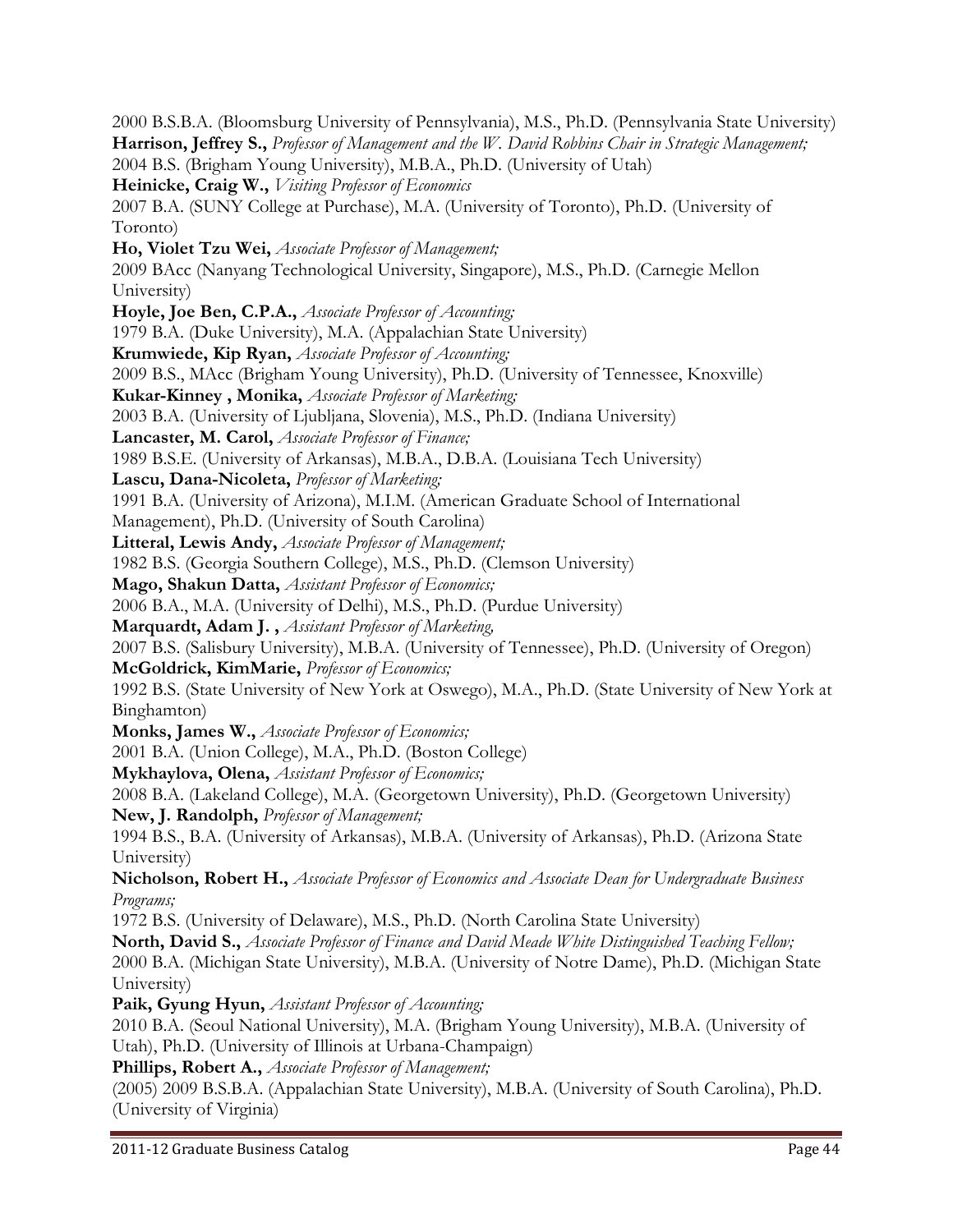2000 B.S.B.A. (Bloomsburg University of Pennsylvania), M.S., Ph.D. (Pennsylvania State University)

**Harrison, Jeffrey S.,** *Professor of Management and the W. David Robbins Chair in Strategic Management;*
2004 B.S. (Brigham Young University), M.B.A., Ph.D. (University of Utah)

**Heinicke, Craig W.,** *Visiting Professor of Economics*
2007 B.A. (SUNY College at Purchase), M.A. (University of Toronto), Ph.D. (University of Toronto)

**Ho, Violet Tzu Wei,** *Associate Professor of Management;*
2009 BAcc (Nanyang Technological University, Singapore), M.S., Ph.D. (Carnegie Mellon University)

**Hoyle, Joe Ben, C.P.A.,** *Associate Professor of Accounting;*
1979 B.A. (Duke University), M.A. (Appalachian State University)

**Krumwiede, Kip Ryan,** *Associate Professor of Accounting;*
2009 B.S., MAcc (Brigham Young University), Ph.D. (University of Tennessee, Knoxville)

**Kukar-Kinney , Monika,** *Associate Professor of Marketing;*
2003 B.A. (University of Ljubljana, Slovenia), M.S., Ph.D. (Indiana University)

**Lancaster, M. Carol,** *Associate Professor of Finance;*
1989 B.S.E. (University of Arkansas), M.B.A., D.B.A. (Louisiana Tech University)

**Lascu, Dana-Nicoleta,** *Professor of Marketing;*
1991 B.A. (University of Arizona), M.I.M. (American Graduate School of International Management), Ph.D. (University of South Carolina)

**Litteral, Lewis Andy,** *Associate Professor of Management;*
1982 B.S. (Georgia Southern College), M.S., Ph.D. (Clemson University)

**Mago, Shakun Datta,** *Assistant Professor of Economics;*
2006 B.A., M.A. (University of Delhi), M.S., Ph.D. (Purdue University)

**Marquardt, Adam J. ,** *Assistant Professor of Marketing,*
2007 B.S. (Salisbury University), M.B.A. (University of Tennessee), Ph.D. (University of Oregon)

**McGoldrick, KimMarie,** *Professor of Economics;*
1992 B.S. (State University of New York at Oswego), M.A., Ph.D. (State University of New York at Binghamton)

**Monks, James W.,** *Associate Professor of Economics;*
2001 B.A. (Union College), M.A., Ph.D. (Boston College)

**Mykhaylova, Olena,** *Assistant Professor of Economics;*
2008 B.A. (Lakeland College), M.A. (Georgetown University), Ph.D. (Georgetown University)

**New, J. Randolph,** *Professor of Management;*
1994 B.S., B.A. (University of Arkansas), M.B.A. (University of Arkansas), Ph.D. (Arizona State University)

**Nicholson, Robert H.,** *Associate Professor of Economics and Associate Dean for Undergraduate Business Programs;*
1972 B.S. (University of Delaware), M.S., Ph.D. (North Carolina State University)

**North, David S.,** *Associate Professor of Finance and David Meade White Distinguished Teaching Fellow;*
2000 B.A. (Michigan State University), M.B.A. (University of Notre Dame), Ph.D. (Michigan State University)

**Paik, Gyung Hyun,** *Assistant Professor of Accounting;*
2010 B.A. (Seoul National University), M.A. (Brigham Young University), M.B.A. (University of Utah), Ph.D. (University of Illinois at Urbana-Champaign)

**Phillips, Robert A.,** *Associate Professor of Management;*
(2005) 2009 B.S.B.A. (Appalachian State University), M.B.A. (University of South Carolina), Ph.D. (University of Virginia)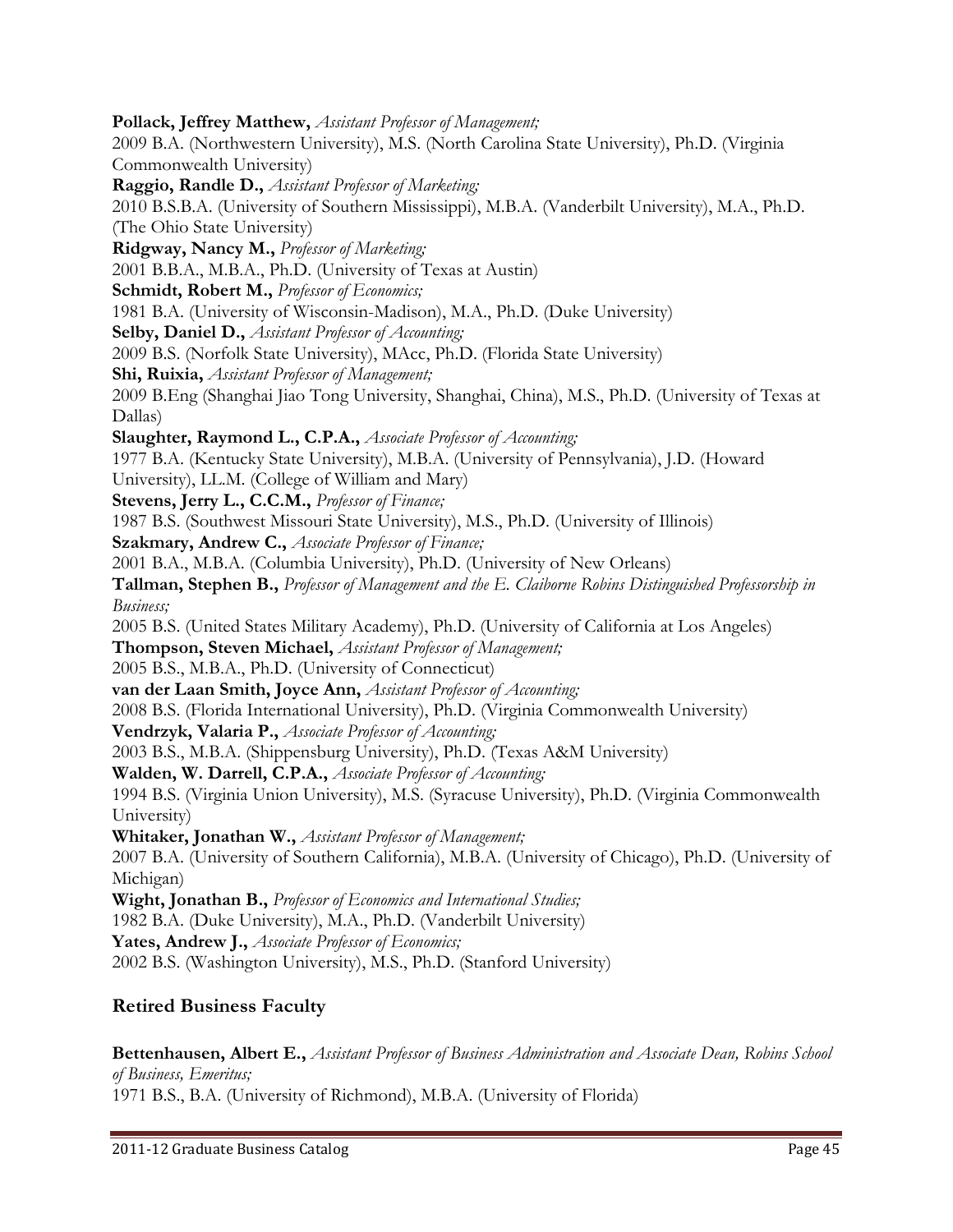**Pollack, Jeffrey Matthew,** *Assistant Professor of Management;*
2009 B.A. (Northwestern University), M.S. (North Carolina State University), Ph.D. (Virginia Commonwealth University)

**Raggio, Randle D.,** *Assistant Professor of Marketing;*
2010 B.S.B.A. (University of Southern Mississippi), M.B.A. (Vanderbilt University), M.A., Ph.D. (The Ohio State University)

**Ridgway, Nancy M.,** *Professor of Marketing;*
2001 B.B.A., M.B.A., Ph.D. (University of Texas at Austin)

**Schmidt, Robert M.,** *Professor of Economics;*
1981 B.A. (University of Wisconsin-Madison), M.A., Ph.D. (Duke University)

**Selby, Daniel D.,** *Assistant Professor of Accounting;*
2009 B.S. (Norfolk State University), MAcc, Ph.D. (Florida State University)

**Shi, Ruixia,** *Assistant Professor of Management;*
2009 B.Eng (Shanghai Jiao Tong University, Shanghai, China), M.S., Ph.D. (University of Texas at Dallas)

**Slaughter, Raymond L., C.P.A.,** *Associate Professor of Accounting;*
1977 B.A. (Kentucky State University), M.B.A. (University of Pennsylvania), J.D. (Howard University), LL.M. (College of William and Mary)

**Stevens, Jerry L., C.C.M.,** *Professor of Finance;*
1987 B.S. (Southwest Missouri State University), M.S., Ph.D. (University of Illinois)

**Szakmary, Andrew C.,** *Associate Professor of Finance;*
2001 B.A., M.B.A. (Columbia University), Ph.D. (University of New Orleans)

**Tallman, Stephen B.,** *Professor of Management and the E. Claiborne Robins Distinguished Professorship in Business;*
2005 B.S. (United States Military Academy), Ph.D. (University of California at Los Angeles)

**Thompson, Steven Michael,** *Assistant Professor of Management;*
2005 B.S., M.B.A., Ph.D. (University of Connecticut)

**van der Laan Smith, Joyce Ann,** *Assistant Professor of Accounting;*
2008 B.S. (Florida International University), Ph.D. (Virginia Commonwealth University)

**Vendrzyk, Valaria P.,** *Associate Professor of Accounting;*
2003 B.S., M.B.A. (Shippensburg University), Ph.D. (Texas A&M University)

**Walden, W. Darrell, C.P.A.,** *Associate Professor of Accounting;*
1994 B.S. (Virginia Union University), M.S. (Syracuse University), Ph.D. (Virginia Commonwealth University)

**Whitaker, Jonathan W.,** *Assistant Professor of Management;*
2007 B.A. (University of Southern California), M.B.A. (University of Chicago), Ph.D. (University of Michigan)

**Wight, Jonathan B.,** *Professor of Economics and International Studies;*
1982 B.A. (Duke University), M.A., Ph.D. (Vanderbilt University)

**Yates, Andrew J.,** *Associate Professor of Economics;*
2002 B.S. (Washington University), M.S., Ph.D. (Stanford University)

## Retired Business Faculty

**Bettenhausen, Albert E.,** *Assistant Professor of Business Administration and Associate Dean, Robins School of Business, Emeritus;*
1971 B.S., B.A. (University of Richmond), M.B.A. (University of Florida)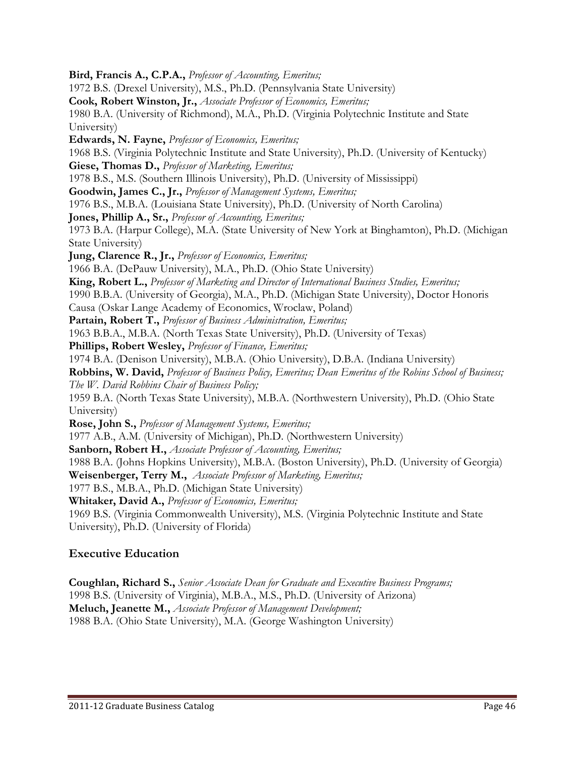**Bird, Francis A., C.P.A.,** *Professor of Accounting, Emeritus;*
1972 B.S. (Drexel University), M.S., Ph.D. (Pennsylvania State University)
**Cook, Robert Winston, Jr.,** *Associate Professor of Economics, Emeritus;*
1980 B.A. (University of Richmond), M.A., Ph.D. (Virginia Polytechnic Institute and State University)
**Edwards, N. Fayne,** *Professor of Economics, Emeritus;*
1968 B.S. (Virginia Polytechnic Institute and State University), Ph.D. (University of Kentucky)
**Giese, Thomas D.,** *Professor of Marketing, Emeritus;*
1978 B.S., M.S. (Southern Illinois University), Ph.D. (University of Mississippi)
**Goodwin, James C., Jr.,** *Professor of Management Systems, Emeritus;*
1976 B.S., M.B.A. (Louisiana State University), Ph.D. (University of North Carolina)
**Jones, Phillip A., Sr.,** *Professor of Accounting, Emeritus;*
1973 B.A. (Harpur College), M.A. (State University of New York at Binghamton), Ph.D. (Michigan State University)
**Jung, Clarence R., Jr.,** *Professor of Economics, Emeritus;*
1966 B.A. (DePauw University), M.A., Ph.D. (Ohio State University)
**King, Robert L.,** *Professor of Marketing and Director of International Business Studies, Emeritus;*
1990 B.B.A. (University of Georgia), M.A., Ph.D. (Michigan State University), Doctor Honoris Causa (Oskar Lange Academy of Economics, Wroclaw, Poland)
**Partain, Robert T.,** *Professor of Business Administration, Emeritus;*
1963 B.B.A., M.B.A. (North Texas State University), Ph.D. (University of Texas)
**Phillips, Robert Wesley,** *Professor of Finance, Emeritus;*
1974 B.A. (Denison University), M.B.A. (Ohio University), D.B.A. (Indiana University)
**Robbins, W. David,** *Professor of Business Policy, Emeritus; Dean Emeritus of the Robins School of Business; The W. David Robbins Chair of Business Policy;*
1959 B.A. (North Texas State University), M.B.A. (Northwestern University), Ph.D. (Ohio State University)
**Rose, John S.,** *Professor of Management Systems, Emeritus;*
1977 A.B., A.M. (University of Michigan), Ph.D. (Northwestern University)
**Sanborn, Robert H.,** *Associate Professor of Accounting, Emeritus;*
1988 B.A. (Johns Hopkins University), M.B.A. (Boston University), Ph.D. (University of Georgia)
**Weisenberger, Terry M.,** *Associate Professor of Marketing, Emeritus;*
1977 B.S., M.B.A., Ph.D. (Michigan State University)
**Whitaker, David A.,** *Professor of Economics, Emeritus;*
1969 B.S. (Virginia Commonwealth University), M.S. (Virginia Polytechnic Institute and State University), Ph.D. (University of Florida)

## Executive Education

**Coughlan, Richard S.,** *Senior Associate Dean for Graduate and Executive Business Programs;*
1998 B.S. (University of Virginia), M.B.A., M.S., Ph.D. (University of Arizona)
**Meluch, Jeanette M.,** *Associate Professor of Management Development;*
1988 B.A. (Ohio State University), M.A. (George Washington University)